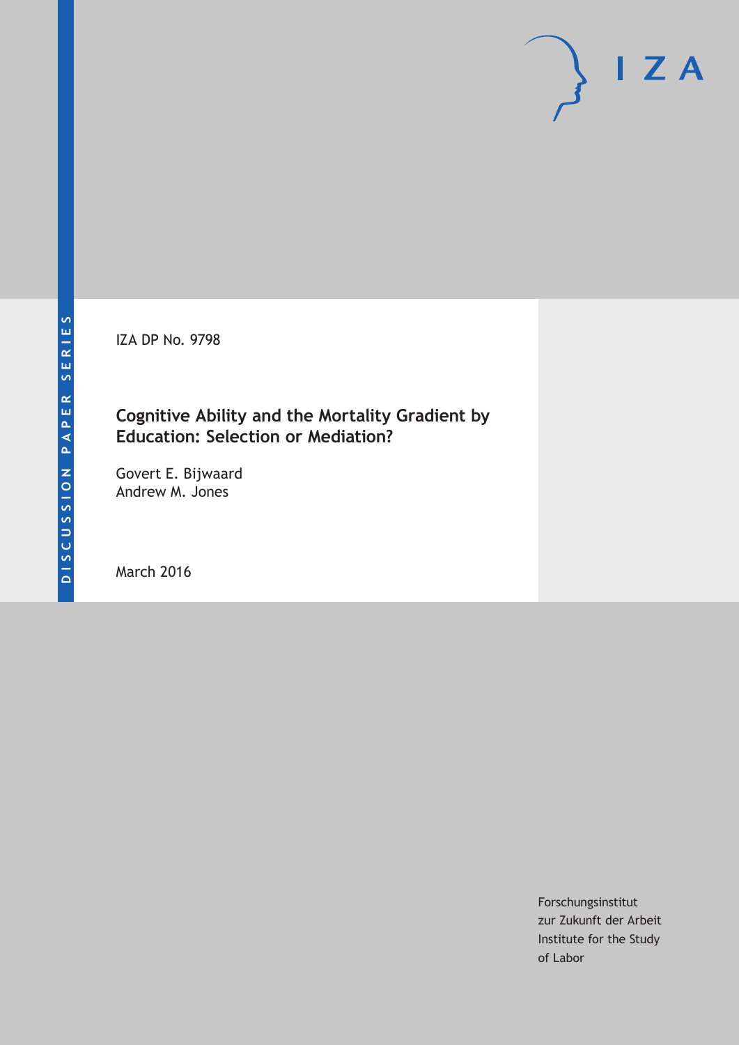DISCUSSION PAPER SERIES

IZA

IZA DP No. 9798

# Cognitive Ability and the Mortality Gradient by Education: Selection or Mediation?

Govert E. Bijwaard
Andrew M. Jones

March 2016

Forschungsinstitut
zur Zukunft der Arbeit
Institute for the Study
of Labor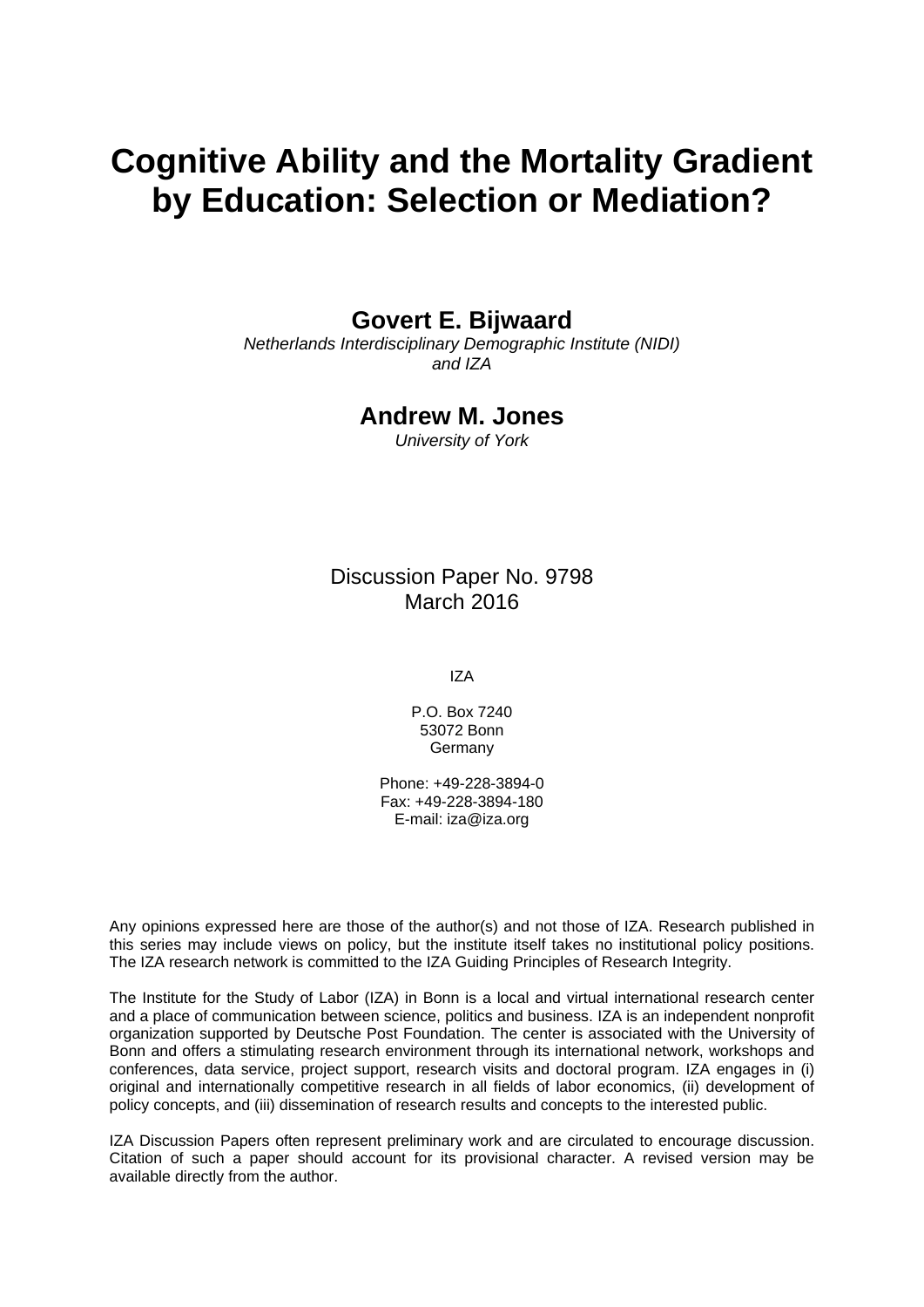# Cognitive Ability and the Mortality Gradient by Education: Selection or Mediation?

**Govert E. Bijwaard**

*Netherlands Interdisciplinary Demographic Institute (NIDI) and IZA*

**Andrew M. Jones**

*University of York*

Discussion Paper No. 9798
March 2016

IZA

P.O. Box 7240
53072 Bonn
Germany

Phone: +49-228-3894-0
Fax: +49-228-3894-180
E-mail: iza@iza.org

Any opinions expressed here are those of the author(s) and not those of IZA. Research published in this series may include views on policy, but the institute itself takes no institutional policy positions. The IZA research network is committed to the IZA Guiding Principles of Research Integrity.

The Institute for the Study of Labor (IZA) in Bonn is a local and virtual international research center and a place of communication between science, politics and business. IZA is an independent nonprofit organization supported by Deutsche Post Foundation. The center is associated with the University of Bonn and offers a stimulating research environment through its international network, workshops and conferences, data service, project support, research visits and doctoral program. IZA engages in (i) original and internationally competitive research in all fields of labor economics, (ii) development of policy concepts, and (iii) dissemination of research results and concepts to the interested public.

IZA Discussion Papers often represent preliminary work and are circulated to encourage discussion. Citation of such a paper should account for its provisional character. A revised version may be available directly from the author.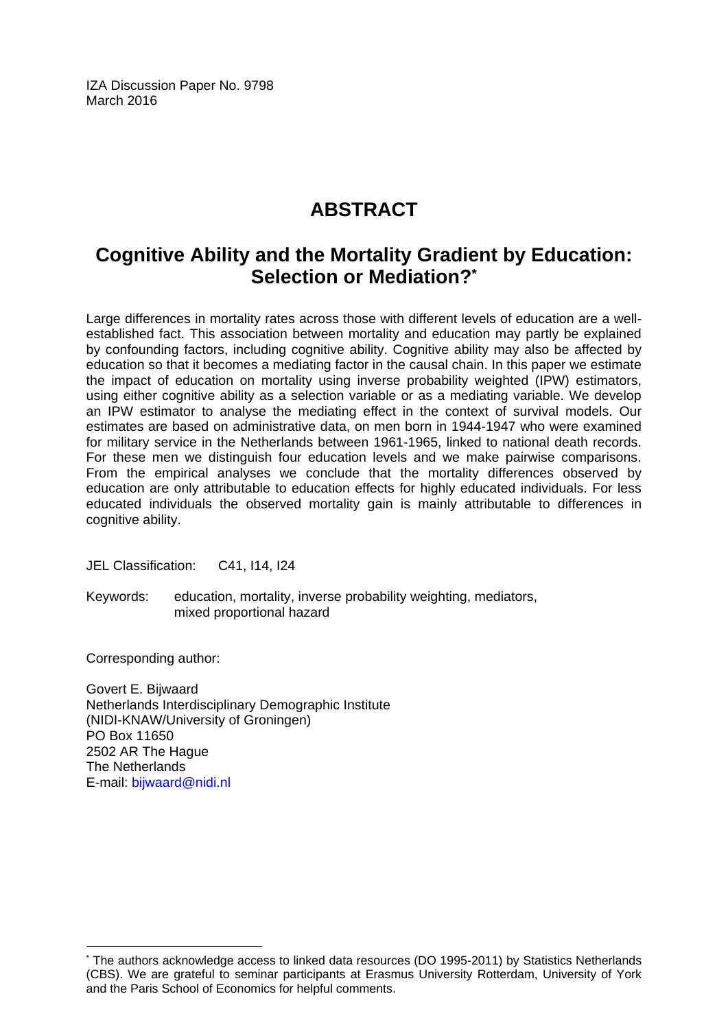IZA Discussion Paper No. 9798
March 2016

# ABSTRACT

## Cognitive Ability and the Mortality Gradient by Education: Selection or Mediation?*

Large differences in mortality rates across those with different levels of education are a well-established fact. This association between mortality and education may partly be explained by confounding factors, including cognitive ability. Cognitive ability may also be affected by education so that it becomes a mediating factor in the causal chain. In this paper we estimate the impact of education on mortality using inverse probability weighted (IPW) estimators, using either cognitive ability as a selection variable or as a mediating variable. We develop an IPW estimator to analyse the mediating effect in the context of survival models. Our estimates are based on administrative data, on men born in 1944-1947 who were examined for military service in the Netherlands between 1961-1965, linked to national death records. For these men we distinguish four education levels and we make pairwise comparisons. From the empirical analyses we conclude that the mortality differences observed by education are only attributable to education effects for highly educated individuals. For less educated individuals the observed mortality gain is mainly attributable to differences in cognitive ability.

JEL Classification: C41, I14, I24

Keywords: education, mortality, inverse probability weighting, mediators, mixed proportional hazard

Corresponding author:

Govert E. Bijwaard
Netherlands Interdisciplinary Demographic Institute
(NIDI-KNAW/University of Groningen)
PO Box 11650
2502 AR The Hague
The Netherlands
E-mail: bijwaard@nidi.nl

---

* The authors acknowledge access to linked data resources (DO 1995-2011) by Statistics Netherlands (CBS). We are grateful to seminar participants at Erasmus University Rotterdam, University of York and the Paris School of Economics for helpful comments.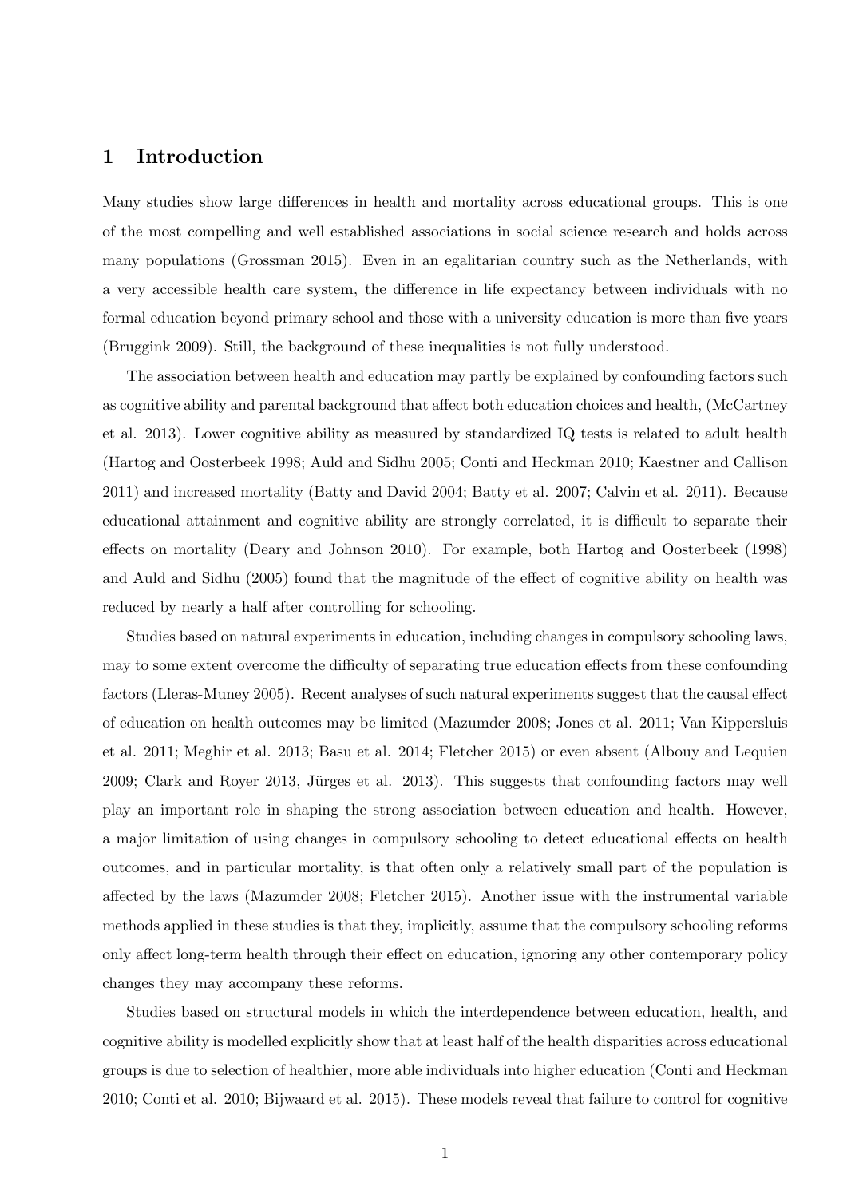# 1 Introduction

Many studies show large differences in health and mortality across educational groups. This is one of the most compelling and well established associations in social science research and holds across many populations (Grossman 2015). Even in an egalitarian country such as the Netherlands, with a very accessible health care system, the difference in life expectancy between individuals with no formal education beyond primary school and those with a university education is more than five years (Bruggink 2009). Still, the background of these inequalities is not fully understood.

The association between health and education may partly be explained by confounding factors such as cognitive ability and parental background that affect both education choices and health, (McCartney et al. 2013). Lower cognitive ability as measured by standardized IQ tests is related to adult health (Hartog and Oosterbeek 1998; Auld and Sidhu 2005; Conti and Heckman 2010; Kaestner and Callison 2011) and increased mortality (Batty and David 2004; Batty et al. 2007; Calvin et al. 2011). Because educational attainment and cognitive ability are strongly correlated, it is difficult to separate their effects on mortality (Deary and Johnson 2010). For example, both Hartog and Oosterbeek (1998) and Auld and Sidhu (2005) found that the magnitude of the effect of cognitive ability on health was reduced by nearly a half after controlling for schooling.

Studies based on natural experiments in education, including changes in compulsory schooling laws, may to some extent overcome the difficulty of separating true education effects from these confounding factors (Lleras-Muney 2005). Recent analyses of such natural experiments suggest that the causal effect of education on health outcomes may be limited (Mazumder 2008; Jones et al. 2011; Van Kippersluis et al. 2011; Meghir et al. 2013; Basu et al. 2014; Fletcher 2015) or even absent (Albouy and Lequien 2009; Clark and Royer 2013, Jürges et al. 2013). This suggests that confounding factors may well play an important role in shaping the strong association between education and health. However, a major limitation of using changes in compulsory schooling to detect educational effects on health outcomes, and in particular mortality, is that often only a relatively small part of the population is affected by the laws (Mazumder 2008; Fletcher 2015). Another issue with the instrumental variable methods applied in these studies is that they, implicitly, assume that the compulsory schooling reforms only affect long-term health through their effect on education, ignoring any other contemporary policy changes they may accompany these reforms.

Studies based on structural models in which the interdependence between education, health, and cognitive ability is modelled explicitly show that at least half of the health disparities across educational groups is due to selection of healthier, more able individuals into higher education (Conti and Heckman 2010; Conti et al. 2010; Bijwaard et al. 2015). These models reveal that failure to control for cognitive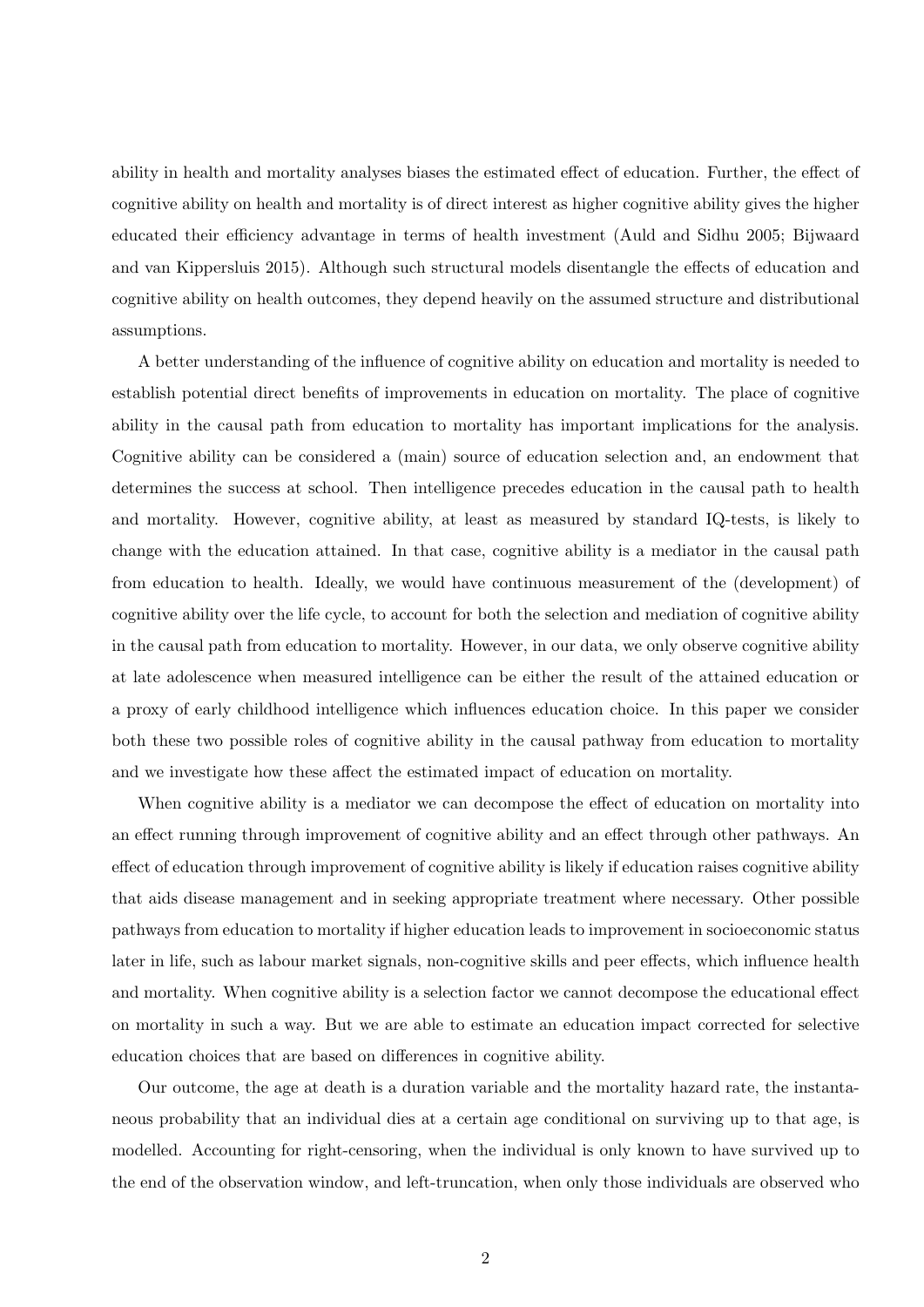ability in health and mortality analyses biases the estimated effect of education. Further, the effect of cognitive ability on health and mortality is of direct interest as higher cognitive ability gives the higher educated their efficiency advantage in terms of health investment (Auld and Sidhu 2005; Bijwaard and van Kippersluis 2015). Although such structural models disentangle the effects of education and cognitive ability on health outcomes, they depend heavily on the assumed structure and distributional assumptions.

A better understanding of the influence of cognitive ability on education and mortality is needed to establish potential direct benefits of improvements in education on mortality. The place of cognitive ability in the causal path from education to mortality has important implications for the analysis. Cognitive ability can be considered a (main) source of education selection and, an endowment that determines the success at school. Then intelligence precedes education in the causal path to health and mortality. However, cognitive ability, at least as measured by standard IQ-tests, is likely to change with the education attained. In that case, cognitive ability is a mediator in the causal path from education to health. Ideally, we would have continuous measurement of the (development) of cognitive ability over the life cycle, to account for both the selection and mediation of cognitive ability in the causal path from education to mortality. However, in our data, we only observe cognitive ability at late adolescence when measured intelligence can be either the result of the attained education or a proxy of early childhood intelligence which influences education choice. In this paper we consider both these two possible roles of cognitive ability in the causal pathway from education to mortality and we investigate how these affect the estimated impact of education on mortality.

When cognitive ability is a mediator we can decompose the effect of education on mortality into an effect running through improvement of cognitive ability and an effect through other pathways. An effect of education through improvement of cognitive ability is likely if education raises cognitive ability that aids disease management and in seeking appropriate treatment where necessary. Other possible pathways from education to mortality if higher education leads to improvement in socioeconomic status later in life, such as labour market signals, non-cognitive skills and peer effects, which influence health and mortality. When cognitive ability is a selection factor we cannot decompose the educational effect on mortality in such a way. But we are able to estimate an education impact corrected for selective education choices that are based on differences in cognitive ability.

Our outcome, the age at death is a duration variable and the mortality hazard rate, the instantaneous probability that an individual dies at a certain age conditional on surviving up to that age, is modelled. Accounting for right-censoring, when the individual is only known to have survived up to the end of the observation window, and left-truncation, when only those individuals are observed who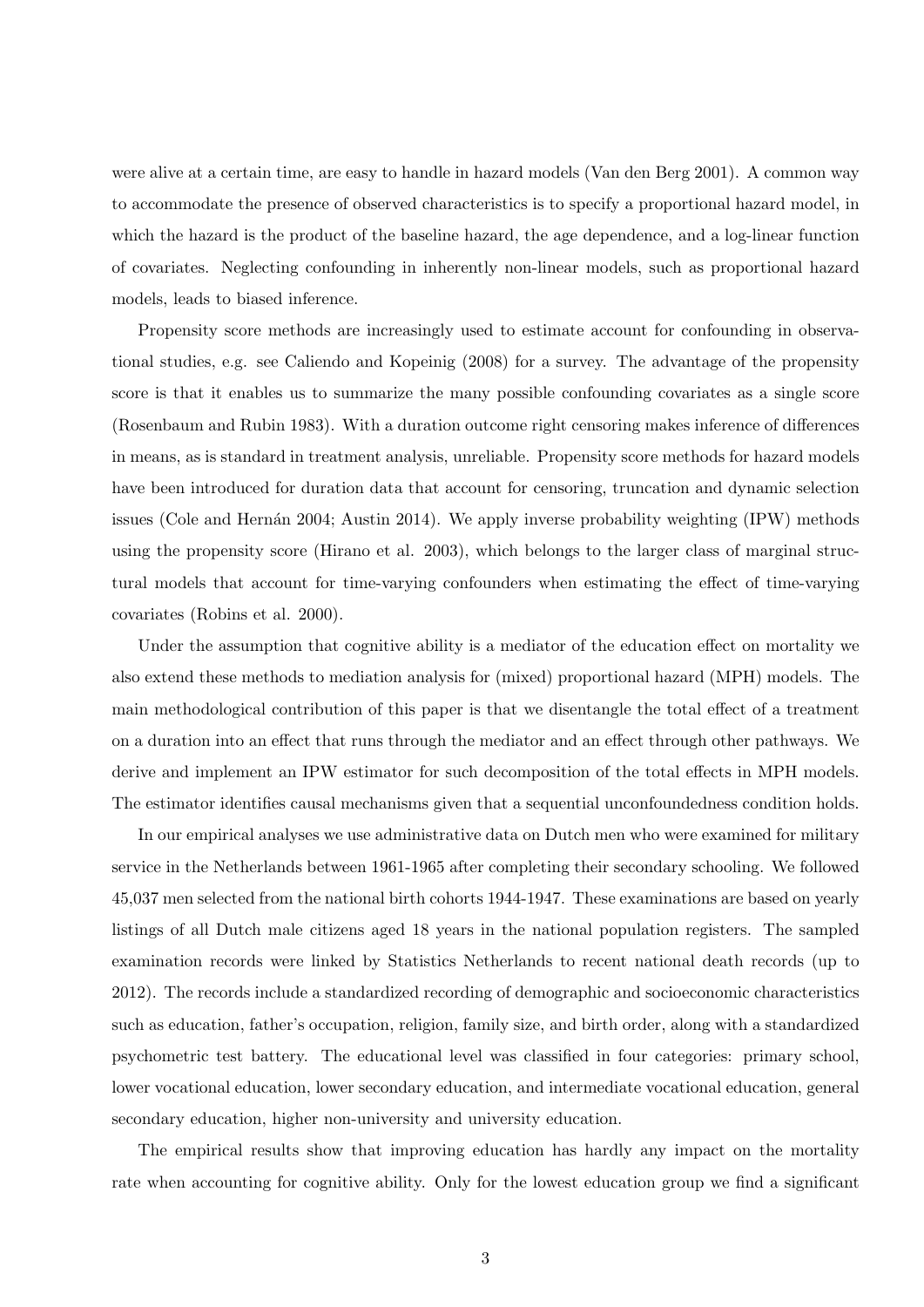were alive at a certain time, are easy to handle in hazard models (Van den Berg 2001). A common way to accommodate the presence of observed characteristics is to specify a proportional hazard model, in which the hazard is the product of the baseline hazard, the age dependence, and a log-linear function of covariates. Neglecting confounding in inherently non-linear models, such as proportional hazard models, leads to biased inference.

Propensity score methods are increasingly used to estimate account for confounding in observational studies, e.g. see Caliendo and Kopeinig (2008) for a survey. The advantage of the propensity score is that it enables us to summarize the many possible confounding covariates as a single score (Rosenbaum and Rubin 1983). With a duration outcome right censoring makes inference of differences in means, as is standard in treatment analysis, unreliable. Propensity score methods for hazard models have been introduced for duration data that account for censoring, truncation and dynamic selection issues (Cole and Hernán 2004; Austin 2014). We apply inverse probability weighting (IPW) methods using the propensity score (Hirano et al. 2003), which belongs to the larger class of marginal structural models that account for time-varying confounders when estimating the effect of time-varying covariates (Robins et al. 2000).

Under the assumption that cognitive ability is a mediator of the education effect on mortality we also extend these methods to mediation analysis for (mixed) proportional hazard (MPH) models. The main methodological contribution of this paper is that we disentangle the total effect of a treatment on a duration into an effect that runs through the mediator and an effect through other pathways. We derive and implement an IPW estimator for such decomposition of the total effects in MPH models. The estimator identifies causal mechanisms given that a sequential unconfoundedness condition holds.

In our empirical analyses we use administrative data on Dutch men who were examined for military service in the Netherlands between 1961-1965 after completing their secondary schooling. We followed 45,037 men selected from the national birth cohorts 1944-1947. These examinations are based on yearly listings of all Dutch male citizens aged 18 years in the national population registers. The sampled examination records were linked by Statistics Netherlands to recent national death records (up to 2012). The records include a standardized recording of demographic and socioeconomic characteristics such as education, father's occupation, religion, family size, and birth order, along with a standardized psychometric test battery. The educational level was classified in four categories: primary school, lower vocational education, lower secondary education, and intermediate vocational education, general secondary education, higher non-university and university education.

The empirical results show that improving education has hardly any impact on the mortality rate when accounting for cognitive ability. Only for the lowest education group we find a significant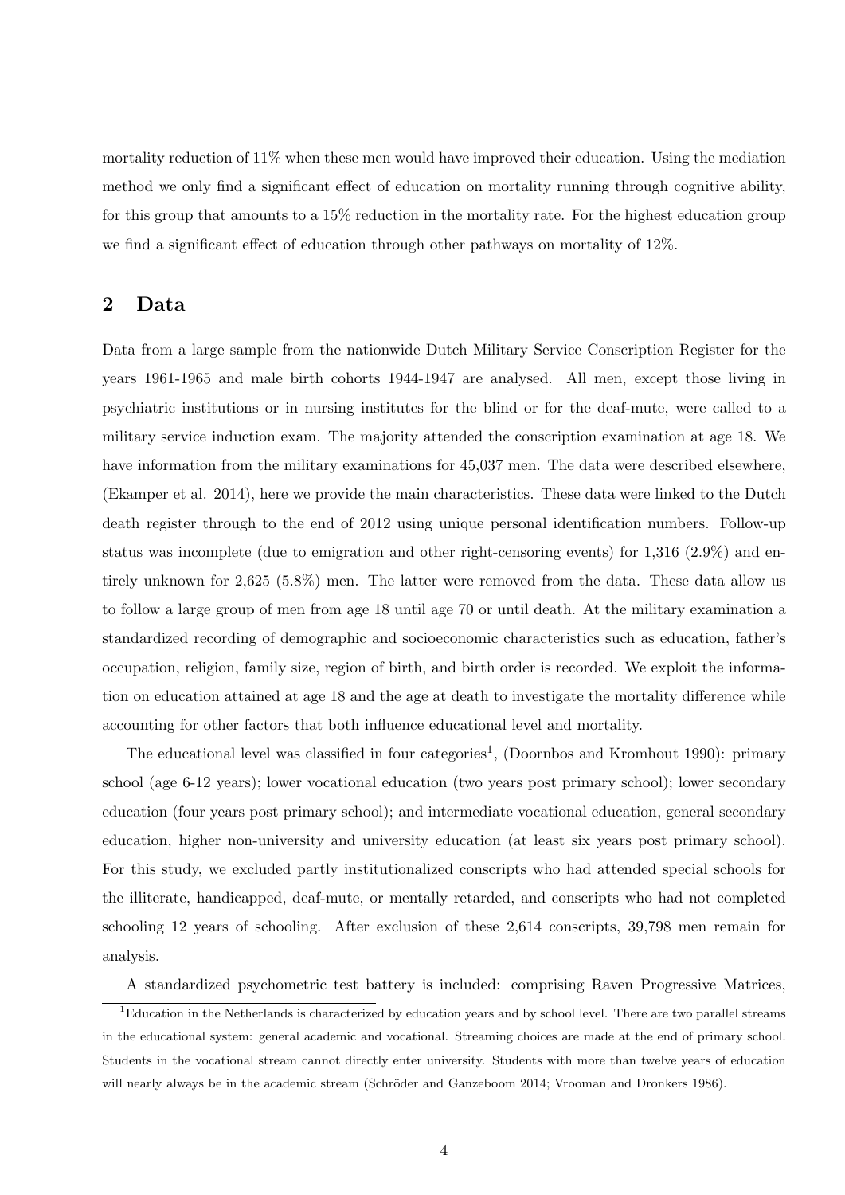mortality reduction of 11% when these men would have improved their education. Using the mediation method we only find a significant effect of education on mortality running through cognitive ability, for this group that amounts to a 15% reduction in the mortality rate. For the highest education group we find a significant effect of education through other pathways on mortality of 12%.

## 2 Data

Data from a large sample from the nationwide Dutch Military Service Conscription Register for the years 1961-1965 and male birth cohorts 1944-1947 are analysed. All men, except those living in psychiatric institutions or in nursing institutes for the blind or for the deaf-mute, were called to a military service induction exam. The majority attended the conscription examination at age 18. We have information from the military examinations for 45,037 men. The data were described elsewhere, (Ekamper et al. 2014), here we provide the main characteristics. These data were linked to the Dutch death register through to the end of 2012 using unique personal identification numbers. Follow-up status was incomplete (due to emigration and other right-censoring events) for 1,316 (2.9%) and entirely unknown for 2,625 (5.8%) men. The latter were removed from the data. These data allow us to follow a large group of men from age 18 until age 70 or until death. At the military examination a standardized recording of demographic and socioeconomic characteristics such as education, father's occupation, religion, family size, region of birth, and birth order is recorded. We exploit the information on education attained at age 18 and the age at death to investigate the mortality difference while accounting for other factors that both influence educational level and mortality.

The educational level was classified in four categories[1], (Doornbos and Kromhout 1990): primary school (age 6-12 years); lower vocational education (two years post primary school); lower secondary education (four years post primary school); and intermediate vocational education, general secondary education, higher non-university and university education (at least six years post primary school). For this study, we excluded partly institutionalized conscripts who had attended special schools for the illiterate, handicapped, deaf-mute, or mentally retarded, and conscripts who had not completed schooling 12 years of schooling. After exclusion of these 2,614 conscripts, 39,798 men remain for analysis.

A standardized psychometric test battery is included: comprising Raven Progressive Matrices,

[1] Education in the Netherlands is characterized by education years and by school level. There are two parallel streams in the educational system: general academic and vocational. Streaming choices are made at the end of primary school. Students in the vocational stream cannot directly enter university. Students with more than twelve years of education will nearly always be in the academic stream (Schröder and Ganzeboom 2014; Vrooman and Dronkers 1986).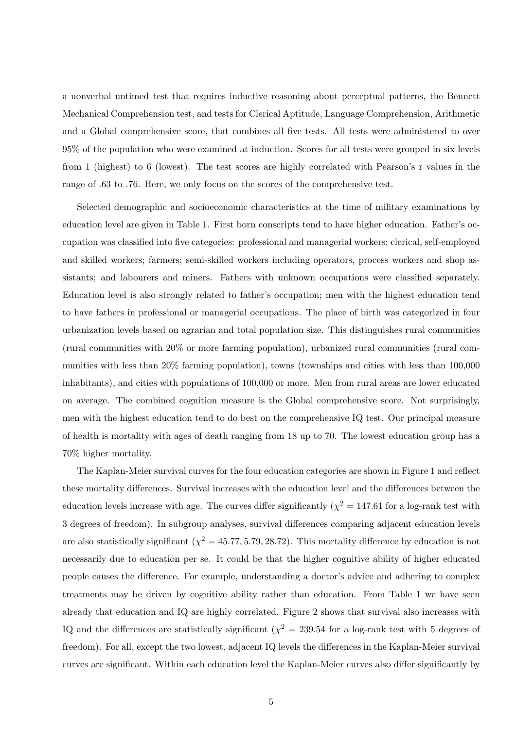a nonverbal untimed test that requires inductive reasoning about perceptual patterns, the Bennett Mechanical Comprehension test, and tests for Clerical Aptitude, Language Comprehension, Arithmetic and a Global comprehensive score, that combines all five tests. All tests were administered to over 95% of the population who were examined at induction. Scores for all tests were grouped in six levels from 1 (highest) to 6 (lowest). The test scores are highly correlated with Pearson's r values in the range of .63 to .76. Here, we only focus on the scores of the comprehensive test.

Selected demographic and socioeconomic characteristics at the time of military examinations by education level are given in Table 1. First born conscripts tend to have higher education. Father's occupation was classified into five categories: professional and managerial workers; clerical, self-employed and skilled workers; farmers; semi-skilled workers including operators, process workers and shop assistants; and labourers and miners. Fathers with unknown occupations were classified separately. Education level is also strongly related to father's occupation; men with the highest education tend to have fathers in professional or managerial occupations. The place of birth was categorized in four urbanization levels based on agrarian and total population size. This distinguishes rural communities (rural communities with 20% or more farming population), urbanized rural communities (rural communities with less than 20% farming population), towns (townships and cities with less than 100,000 inhabitants), and cities with populations of 100,000 or more. Men from rural areas are lower educated on average. The combined cognition measure is the Global comprehensive score. Not surprisingly, men with the highest education tend to do best on the comprehensive IQ test. Our principal measure of health is mortality with ages of death ranging from 18 up to 70. The lowest education group has a 70% higher mortality.

The Kaplan-Meier survival curves for the four education categories are shown in Figure 1 and reflect these mortality differences. Survival increases with the education level and the differences between the education levels increase with age. The curves differ significantly ($\chi^2 = 147.61$ for a log-rank test with 3 degrees of freedom). In subgroup analyses, survival differences comparing adjacent education levels are also statistically significant ($\chi^2 = 45.77, 5.79, 28.72$). This mortality difference by education is not necessarily due to education per se. It could be that the higher cognitive ability of higher educated people causes the difference. For example, understanding a doctor's advice and adhering to complex treatments may be driven by cognitive ability rather than education. From Table 1 we have seen already that education and IQ are highly correlated. Figure 2 shows that survival also increases with IQ and the differences are statistically significant ($\chi^2 = 239.54$ for a log-rank test with 5 degrees of freedom). For all, except the two lowest, adjacent IQ levels the differences in the Kaplan-Meier survival curves are significant. Within each education level the Kaplan-Meier curves also differ significantly by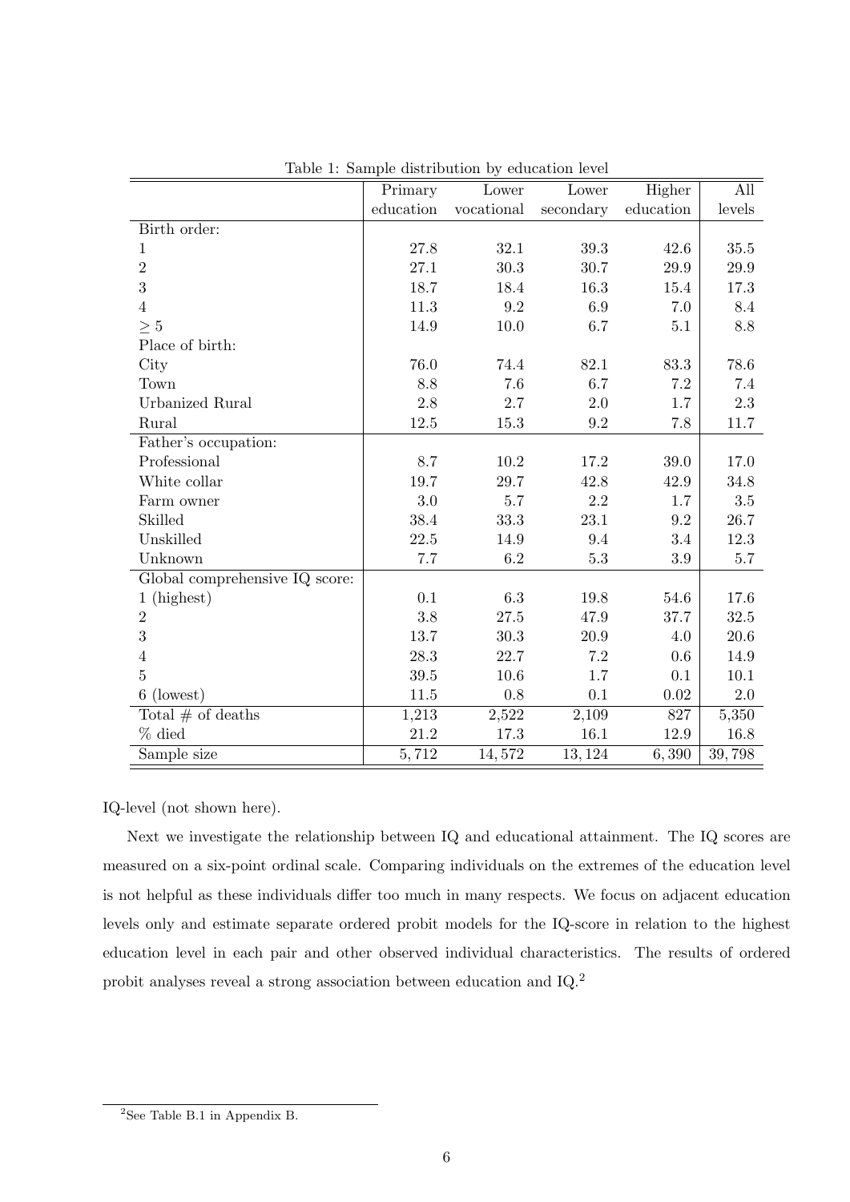Table 1: Sample distribution by education level

| | Primary education | Lower vocational | Lower secondary | Higher education | All levels |
|---|---|---|---|---|---|
| Birth order: | | | | | |
| 1 | 27.8 | 32.1 | 39.3 | 42.6 | 35.5 |
| 2 | 27.1 | 30.3 | 30.7 | 29.9 | 29.9 |
| 3 | 18.7 | 18.4 | 16.3 | 15.4 | 17.3 |
| 4 | 11.3 | 9.2 | 6.9 | 7.0 | 8.4 |
| $\geq 5$ | 14.9 | 10.0 | 6.7 | 5.1 | 8.8 |
| Place of birth: | | | | | |
| City | 76.0 | 74.4 | 82.1 | 83.3 | 78.6 |
| Town | 8.8 | 7.6 | 6.7 | 7.2 | 7.4 |
| Urbanized Rural | 2.8 | 2.7 | 2.0 | 1.7 | 2.3 |
| Rural | 12.5 | 15.3 | 9.2 | 7.8 | 11.7 |
| Father's occupation: | | | | | |
| Professional | 8.7 | 10.2 | 17.2 | 39.0 | 17.0 |
| White collar | 19.7 | 29.7 | 42.8 | 42.9 | 34.8 |
| Farm owner | 3.0 | 5.7 | 2.2 | 1.7 | 3.5 |
| Skilled | 38.4 | 33.3 | 23.1 | 9.2 | 26.7 |
| Unskilled | 22.5 | 14.9 | 9.4 | 3.4 | 12.3 |
| Unknown | 7.7 | 6.2 | 5.3 | 3.9 | 5.7 |
| Global comprehensive IQ score: | | | | | |
| 1 (highest) | 0.1 | 6.3 | 19.8 | 54.6 | 17.6 |
| 2 | 3.8 | 27.5 | 47.9 | 37.7 | 32.5 |
| 3 | 13.7 | 30.3 | 20.9 | 4.0 | 20.6 |
| 4 | 28.3 | 22.7 | 7.2 | 0.6 | 14.9 |
| 5 | 39.5 | 10.6 | 1.7 | 0.1 | 10.1 |
| 6 (lowest) | 11.5 | 0.8 | 0.1 | 0.02 | 2.0 |
| Total # of deaths | 1,213 | 2,522 | 2,109 | 827 | 5,350 |
| % died | 21.2 | 17.3 | 16.1 | 12.9 | 16.8 |
| Sample size | 5,712 | 14,572 | 13,124 | 6,390 | 39,798 |

IQ-level (not shown here).

Next we investigate the relationship between IQ and educational attainment. The IQ scores are measured on a six-point ordinal scale. Comparing individuals on the extremes of the education level is not helpful as these individuals differ too much in many respects. We focus on adjacent education levels only and estimate separate ordered probit models for the IQ-score in relation to the highest education level in each pair and other observed individual characteristics. The results of ordered probit analyses reveal a strong association between education and IQ.[2]

[2] See Table B.1 in Appendix B.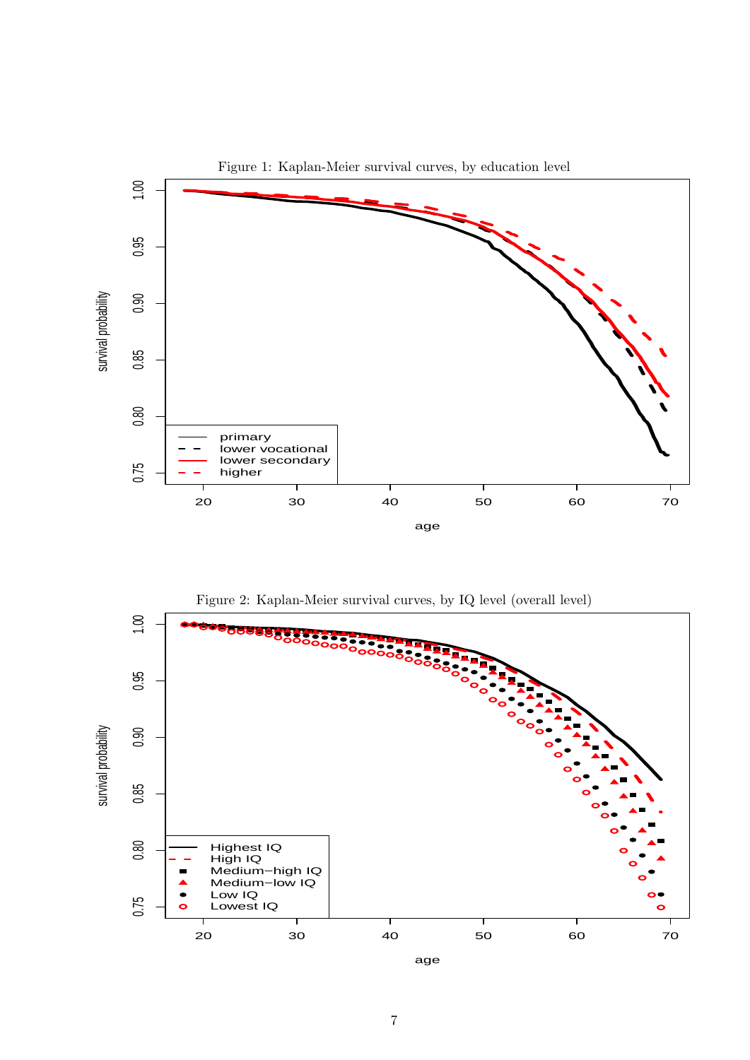Figure 1: Kaplan-Meier survival curves, by education level

Figure 2: Kaplan-Meier survival curves, by IQ level (overall level)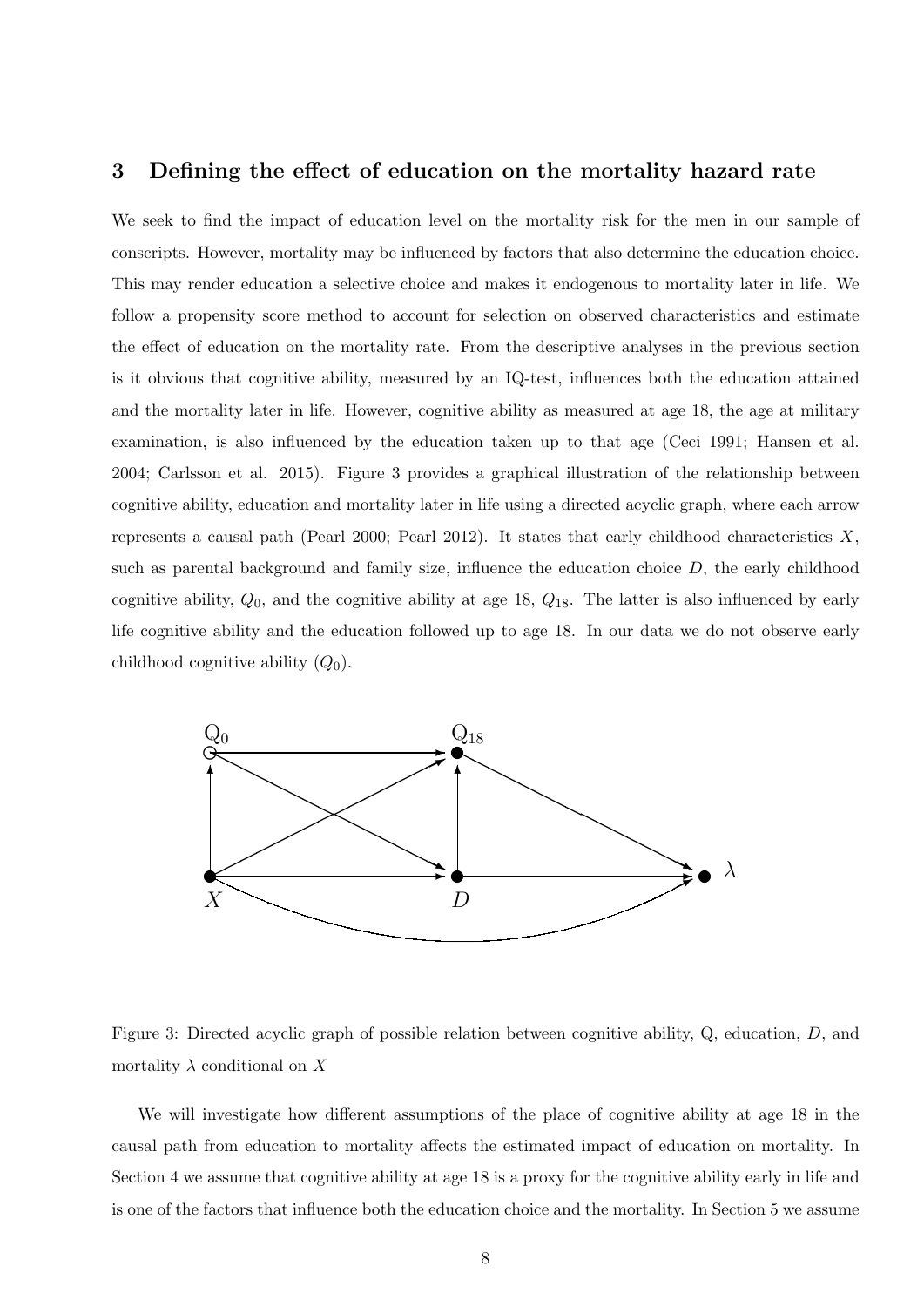## 3 Defining the effect of education on the mortality hazard rate

We seek to find the impact of education level on the mortality risk for the men in our sample of conscripts. However, mortality may be influenced by factors that also determine the education choice. This may render education a selective choice and makes it endogenous to mortality later in life. We follow a propensity score method to account for selection on observed characteristics and estimate the effect of education on the mortality rate. From the descriptive analyses in the previous section is it obvious that cognitive ability, measured by an IQ-test, influences both the education attained and the mortality later in life. However, cognitive ability as measured at age 18, the age at military examination, is also influenced by the education taken up to that age (Ceci 1991; Hansen et al. 2004; Carlsson et al. 2015). Figure 3 provides a graphical illustration of the relationship between cognitive ability, education and mortality later in life using a directed acyclic graph, where each arrow represents a causal path (Pearl 2000; Pearl 2012). It states that early childhood characteristics $X$, such as parental background and family size, influence the education choice $D$, the early childhood cognitive ability, $Q_0$, and the cognitive ability at age 18, $Q_{18}$. The latter is also influenced by early life cognitive ability and the education followed up to age 18. In our data we do not observe early childhood cognitive ability ($Q_0$).

Figure 3: Directed acyclic graph of possible relation between cognitive ability, Q, education, $D$, and mortality $\lambda$ conditional on $X$

We will investigate how different assumptions of the place of cognitive ability at age 18 in the causal path from education to mortality affects the estimated impact of education on mortality. In Section 4 we assume that cognitive ability at age 18 is a proxy for the cognitive ability early in life and is one of the factors that influence both the education choice and the mortality. In Section 5 we assume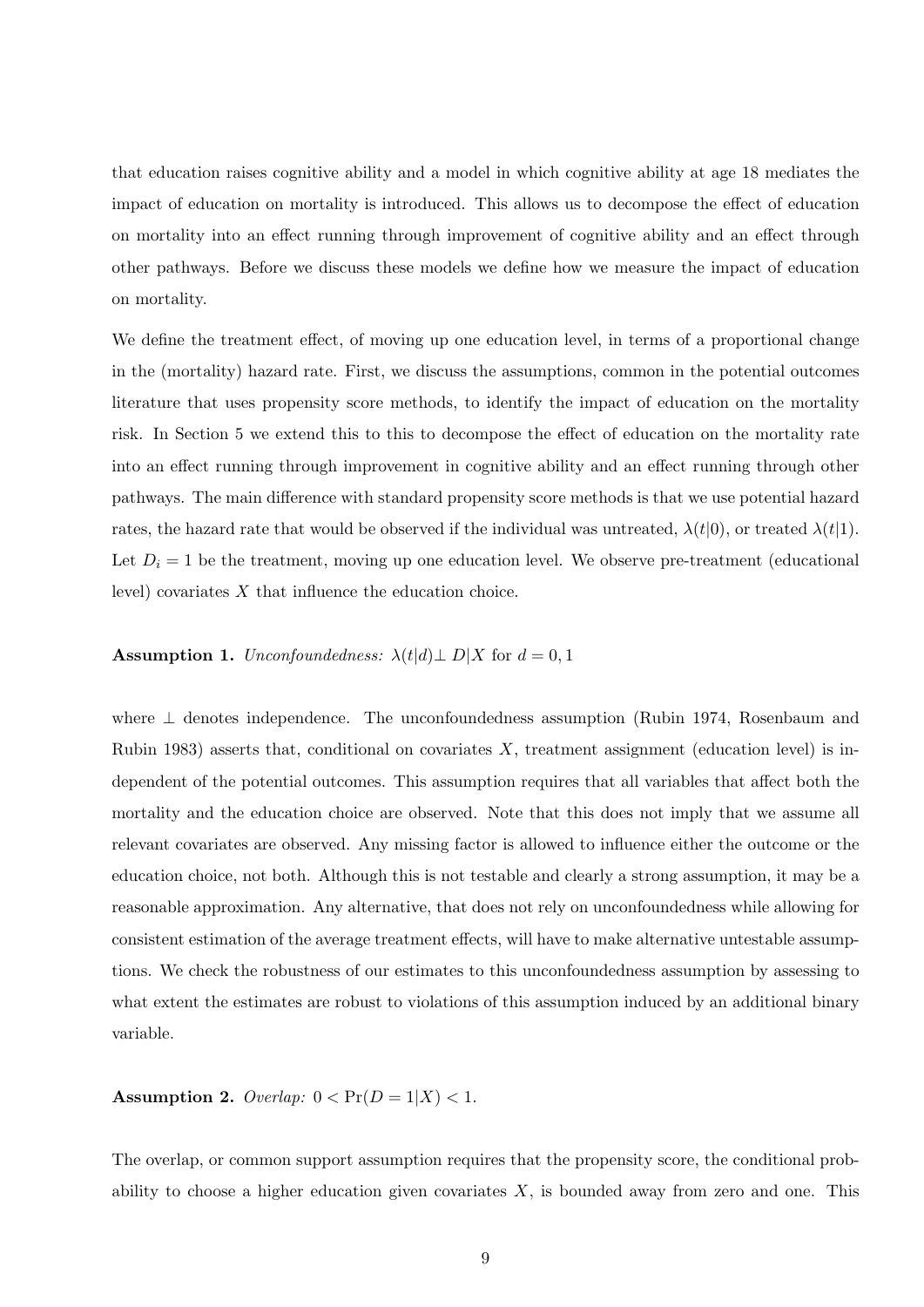that education raises cognitive ability and a model in which cognitive ability at age 18 mediates the impact of education on mortality is introduced. This allows us to decompose the effect of education on mortality into an effect running through improvement of cognitive ability and an effect through other pathways. Before we discuss these models we define how we measure the impact of education on mortality.

We define the treatment effect, of moving up one education level, in terms of a proportional change in the (mortality) hazard rate. First, we discuss the assumptions, common in the potential outcomes literature that uses propensity score methods, to identify the impact of education on the mortality risk. In Section 5 we extend this to this to decompose the effect of education on the mortality rate into an effect running through improvement in cognitive ability and an effect running through other pathways. The main difference with standard propensity score methods is that we use potential hazard rates, the hazard rate that would be observed if the individual was untreated, $\lambda(t|0)$, or treated $\lambda(t|1)$. Let $D_i = 1$ be the treatment, moving up one education level. We observe pre-treatment (educational level) covariates $X$ that influence the education choice.

**Assumption 1.** *Unconfoundedness:* $\lambda(t|d) \perp D|X$ for $d = 0, 1$

where $\perp$ denotes independence. The unconfoundedness assumption (Rubin 1974, Rosenbaum and Rubin 1983) asserts that, conditional on covariates $X$, treatment assignment (education level) is independent of the potential outcomes. This assumption requires that all variables that affect both the mortality and the education choice are observed. Note that this does not imply that we assume all relevant covariates are observed. Any missing factor is allowed to influence either the outcome or the education choice, not both. Although this is not testable and clearly a strong assumption, it may be a reasonable approximation. Any alternative, that does not rely on unconfoundedness while allowing for consistent estimation of the average treatment effects, will have to make alternative untestable assumptions. We check the robustness of our estimates to this unconfoundedness assumption by assessing to what extent the estimates are robust to violations of this assumption induced by an additional binary variable.

**Assumption 2.** *Overlap:* $0 < \Pr(D = 1|X) < 1$.

The overlap, or common support assumption requires that the propensity score, the conditional probability to choose a higher education given covariates $X$, is bounded away from zero and one. This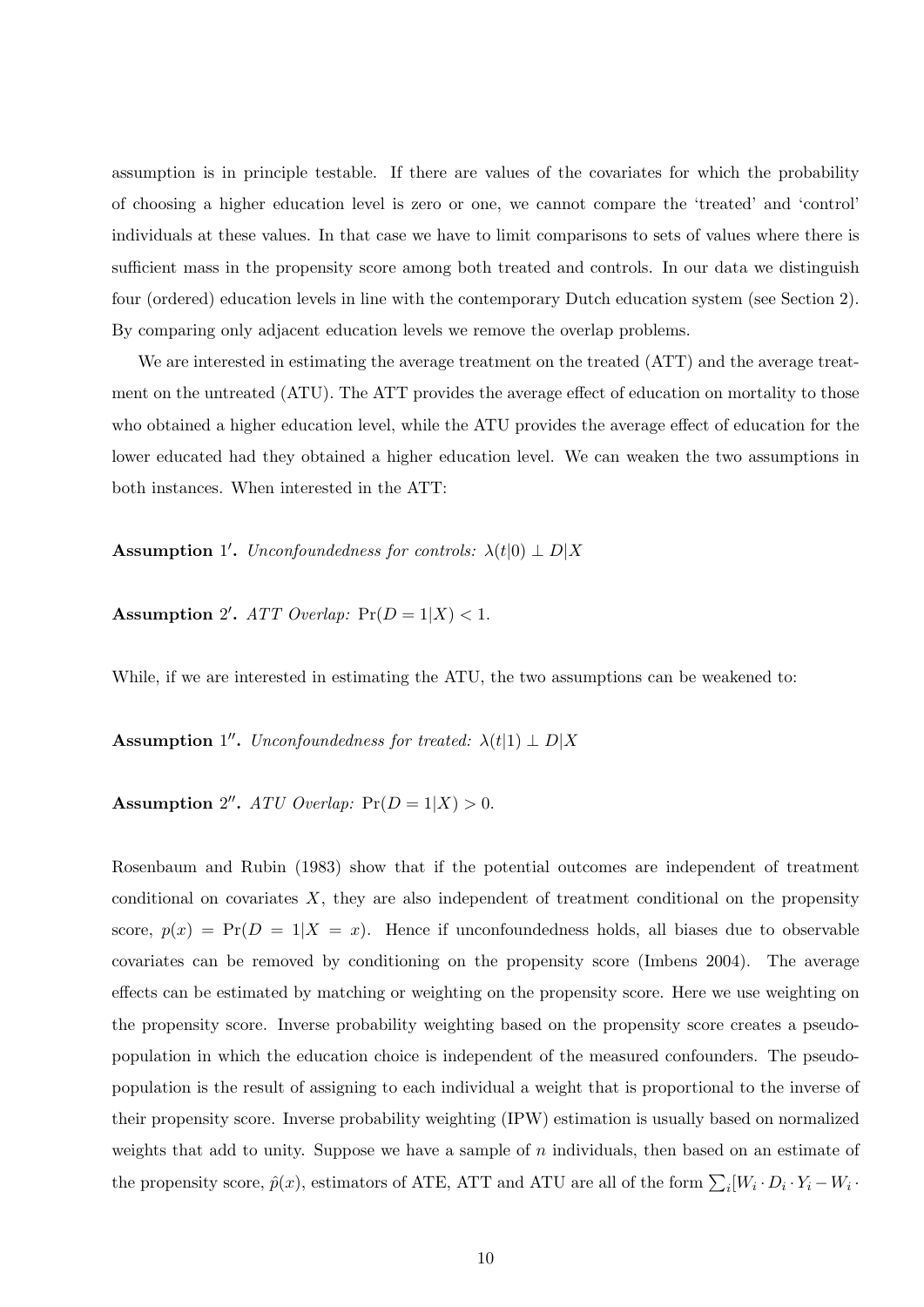assumption is in principle testable. If there are values of the covariates for which the probability of choosing a higher education level is zero or one, we cannot compare the 'treated' and 'control' individuals at these values. In that case we have to limit comparisons to sets of values where there is sufficient mass in the propensity score among both treated and controls. In our data we distinguish four (ordered) education levels in line with the contemporary Dutch education system (see Section 2). By comparing only adjacent education levels we remove the overlap problems.

We are interested in estimating the average treatment on the treated (ATT) and the average treatment on the untreated (ATU). The ATT provides the average effect of education on mortality to those who obtained a higher education level, while the ATU provides the average effect of education for the lower educated had they obtained a higher education level. We can weaken the two assumptions in both instances. When interested in the ATT:

**Assumption 1′.** *Unconfoundedness for controls:* $\lambda(t|0) \perp D|X$

**Assumption 2′.** *ATT Overlap:* $\Pr(D = 1|X) < 1$.

While, if we are interested in estimating the ATU, the two assumptions can be weakened to:

**Assumption 1″.** *Unconfoundedness for treated:* $\lambda(t|1) \perp D|X$

**Assumption 2″.** *ATU Overlap:* $\Pr(D = 1|X) > 0$.

Rosenbaum and Rubin (1983) show that if the potential outcomes are independent of treatment conditional on covariates $X$, they are also independent of treatment conditional on the propensity score, $p(x) = \Pr(D = 1|X = x)$. Hence if unconfoundedness holds, all biases due to observable covariates can be removed by conditioning on the propensity score (Imbens 2004). The average effects can be estimated by matching or weighting on the propensity score. Here we use weighting on the propensity score. Inverse probability weighting based on the propensity score creates a pseudo-population in which the education choice is independent of the measured confounders. The pseudo-population is the result of assigning to each individual a weight that is proportional to the inverse of their propensity score. Inverse probability weighting (IPW) estimation is usually based on normalized weights that add to unity. Suppose we have a sample of $n$ individuals, then based on an estimate of the propensity score, $\hat{p}(x)$, estimators of ATE, ATT and ATU are all of the form $\sum_i [W_i \cdot D_i \cdot Y_i - W_i \cdot$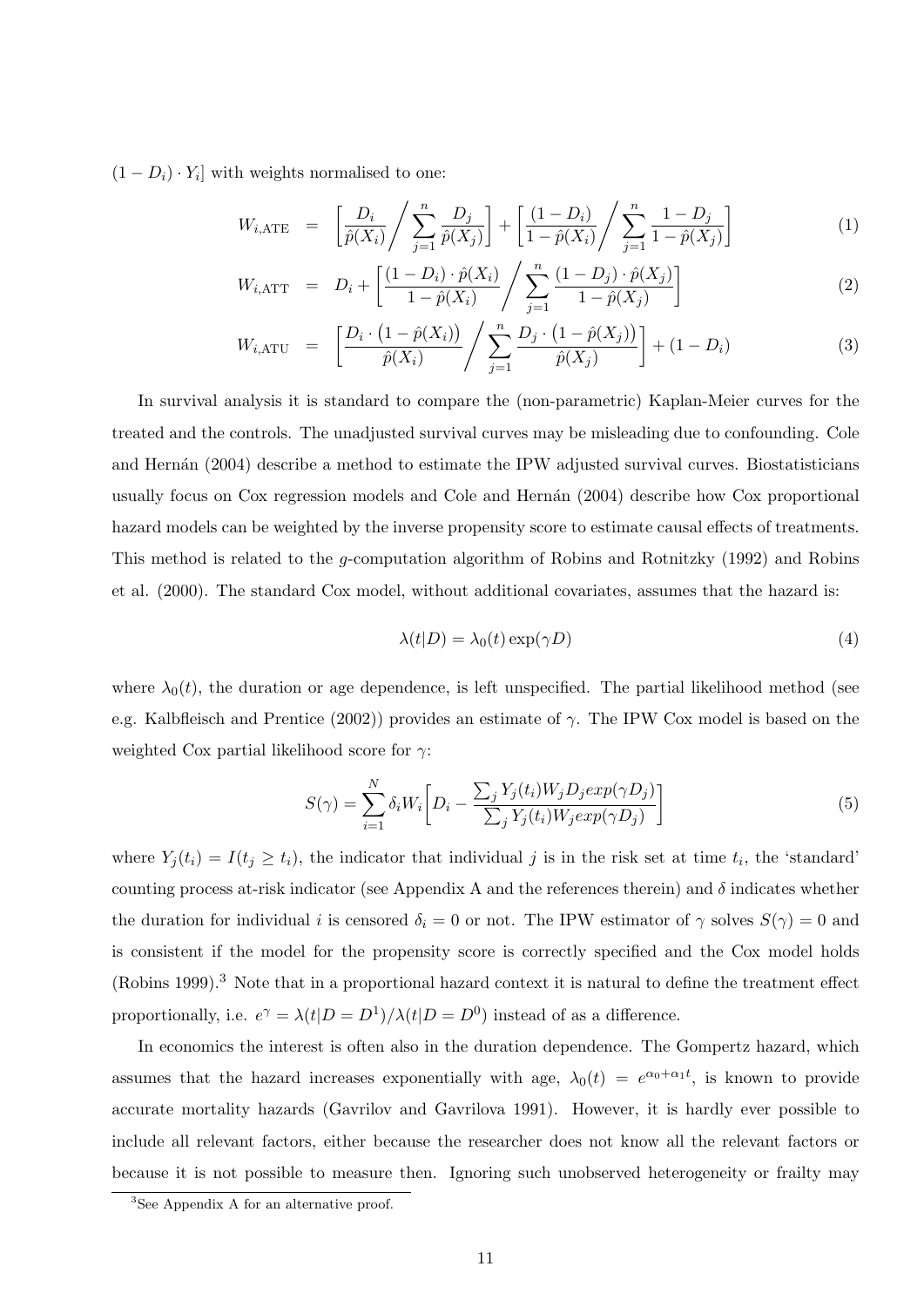$(1 - D_i) \cdot Y_i]$ with weights normalised to one:

$$W_{i,\text{ATE}} = \left[\frac{D_i}{\hat{p}(X_i)} \Bigg/ \sum_{j=1}^{n} \frac{D_j}{\hat{p}(X_j)}\right] + \left[\frac{(1-D_i)}{1-\hat{p}(X_i)} \Bigg/ \sum_{j=1}^{n} \frac{1-D_j}{1-\hat{p}(X_j)}\right] \tag{1}$$

$$W_{i,\text{ATT}} = D_i + \left[\frac{(1-D_i)\cdot\hat{p}(X_i)}{1-\hat{p}(X_i)} \Bigg/ \sum_{j=1}^{n} \frac{(1-D_j)\cdot\hat{p}(X_j)}{1-\hat{p}(X_j)}\right] \tag{2}$$

$$W_{i,\text{ATU}} = \left[\frac{D_i\cdot\big(1-\hat{p}(X_i)\big)}{\hat{p}(X_i)} \Bigg/ \sum_{j=1}^{n} \frac{D_j\cdot\big(1-\hat{p}(X_j)\big)}{\hat{p}(X_j)}\right] + (1-D_i) \tag{3}$$

In survival analysis it is standard to compare the (non-parametric) Kaplan-Meier curves for the treated and the controls. The unadjusted survival curves may be misleading due to confounding. Cole and Hernán (2004) describe a method to estimate the IPW adjusted survival curves. Biostatisticians usually focus on Cox regression models and Cole and Hernán (2004) describe how Cox proportional hazard models can be weighted by the inverse propensity score to estimate causal effects of treatments. This method is related to the $g$-computation algorithm of Robins and Rotnitzky (1992) and Robins et al. (2000). The standard Cox model, without additional covariates, assumes that the hazard is:

$$\lambda(t|D) = \lambda_0(t)\exp(\gamma D) \tag{4}$$

where $\lambda_0(t)$, the duration or age dependence, is left unspecified. The partial likelihood method (see e.g. Kalbfleisch and Prentice (2002)) provides an estimate of $\gamma$. The IPW Cox model is based on the weighted Cox partial likelihood score for $\gamma$:

$$S(\gamma) = \sum_{i=1}^{N} \delta_i W_i \left[ D_i - \frac{\sum_j Y_j(t_i) W_j D_j exp(\gamma D_j)}{\sum_j Y_j(t_i) W_j exp(\gamma D_j)} \right] \tag{5}$$

where $Y_j(t_i) = I(t_j \geq t_i)$, the indicator that individual $j$ is in the risk set at time $t_i$, the 'standard' counting process at-risk indicator (see Appendix A and the references therein) and $\delta$ indicates whether the duration for individual $i$ is censored $\delta_i = 0$ or not. The IPW estimator of $\gamma$ solves $S(\gamma) = 0$ and is consistent if the model for the propensity score is correctly specified and the Cox model holds (Robins 1999).[3] Note that in a proportional hazard context it is natural to define the treatment effect proportionally, i.e. $e^{\gamma} = \lambda(t|D = D^1)/\lambda(t|D = D^0)$ instead of as a difference.

In economics the interest is often also in the duration dependence. The Gompertz hazard, which assumes that the hazard increases exponentially with age, $\lambda_0(t) = e^{\alpha_0 + \alpha_1 t}$, is known to provide accurate mortality hazards (Gavrilov and Gavrilova 1991). However, it is hardly ever possible to include all relevant factors, either because the researcher does not know all the relevant factors or because it is not possible to measure then. Ignoring such unobserved heterogeneity or frailty may

[3] See Appendix A for an alternative proof.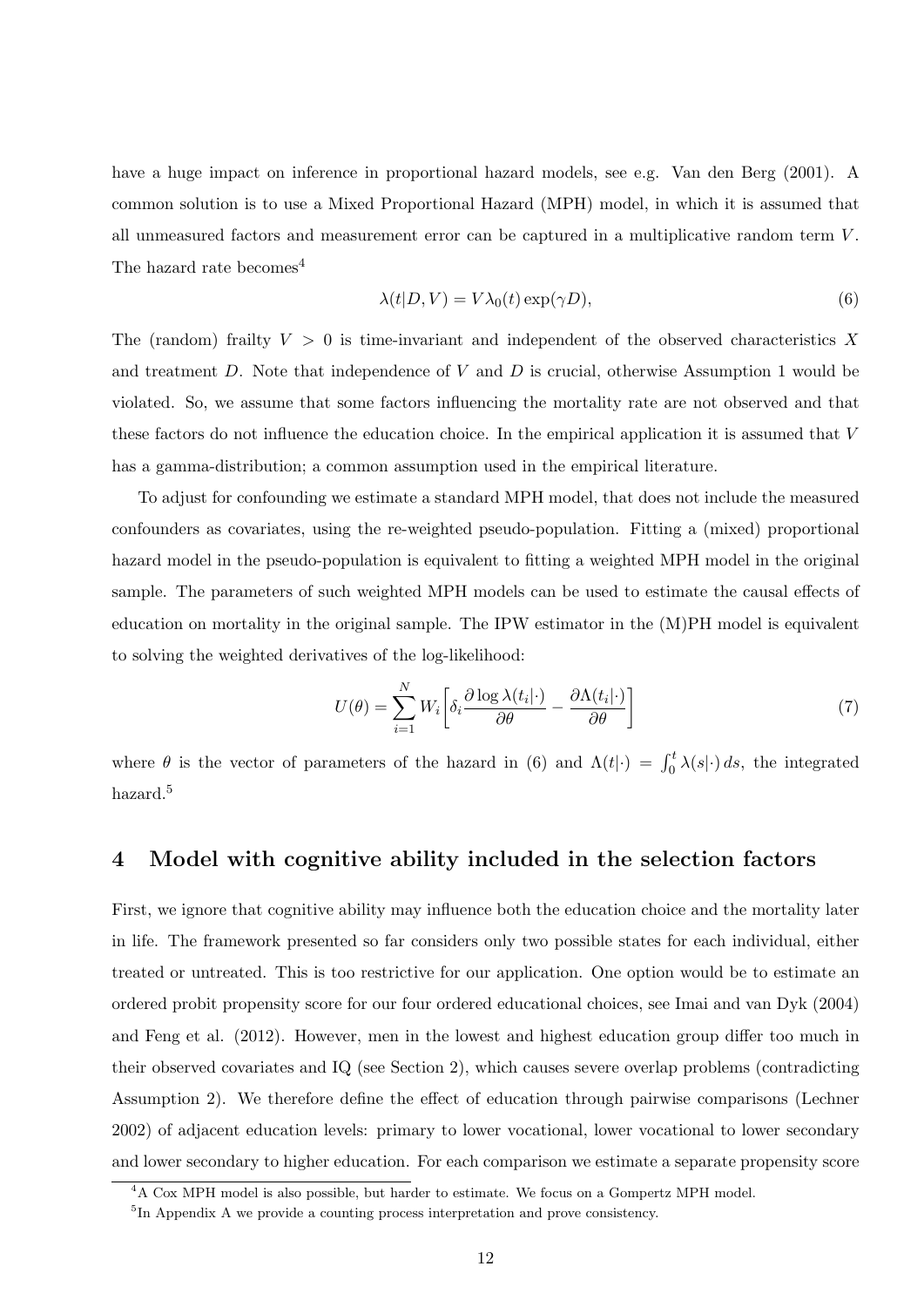have a huge impact on inference in proportional hazard models, see e.g. Van den Berg (2001). A common solution is to use a Mixed Proportional Hazard (MPH) model, in which it is assumed that all unmeasured factors and measurement error can be captured in a multiplicative random term $V$. The hazard rate becomes[4]

$$\lambda(t|D, V) = V\lambda_0(t)\exp(\gamma D), \tag{6}$$

The (random) frailty $V > 0$ is time-invariant and independent of the observed characteristics $X$ and treatment $D$. Note that independence of $V$ and $D$ is crucial, otherwise Assumption 1 would be violated. So, we assume that some factors influencing the mortality rate are not observed and that these factors do not influence the education choice. In the empirical application it is assumed that $V$ has a gamma-distribution; a common assumption used in the empirical literature.

To adjust for confounding we estimate a standard MPH model, that does not include the measured confounders as covariates, using the re-weighted pseudo-population. Fitting a (mixed) proportional hazard model in the pseudo-population is equivalent to fitting a weighted MPH model in the original sample. The parameters of such weighted MPH models can be used to estimate the causal effects of education on mortality in the original sample. The IPW estimator in the (M)PH model is equivalent to solving the weighted derivatives of the log-likelihood:

$$U(\theta) = \sum_{i=1}^{N} W_i \left[ \delta_i \frac{\partial \log \lambda(t_i|\cdot)}{\partial \theta} - \frac{\partial \Lambda(t_i|\cdot)}{\partial \theta} \right] \tag{7}$$

where $\theta$ is the vector of parameters of the hazard in (6) and $\Lambda(t|\cdot) = \int_0^t \lambda(s|\cdot)\, ds$, the integrated hazard.[5]

## 4 Model with cognitive ability included in the selection factors

First, we ignore that cognitive ability may influence both the education choice and the mortality later in life. The framework presented so far considers only two possible states for each individual, either treated or untreated. This is too restrictive for our application. One option would be to estimate an ordered probit propensity score for our four ordered educational choices, see Imai and van Dyk (2004) and Feng et al. (2012). However, men in the lowest and highest education group differ too much in their observed covariates and IQ (see Section 2), which causes severe overlap problems (contradicting Assumption 2). We therefore define the effect of education through pairwise comparisons (Lechner 2002) of adjacent education levels: primary to lower vocational, lower vocational to lower secondary and lower secondary to higher education. For each comparison we estimate a separate propensity score

[4] A Cox MPH model is also possible, but harder to estimate. We focus on a Gompertz MPH model.

[5] In Appendix A we provide a counting process interpretation and prove consistency.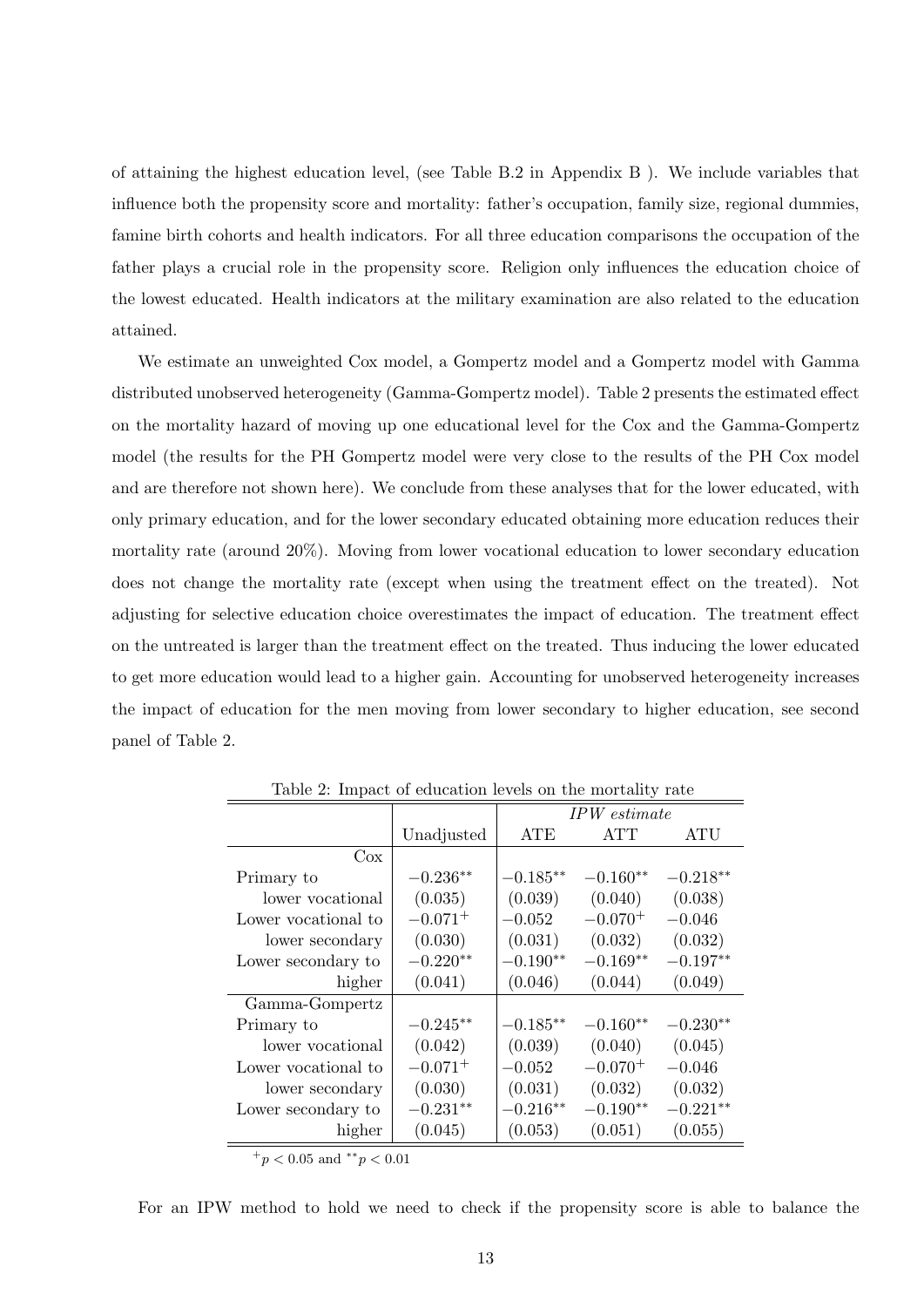of attaining the highest education level, (see Table B.2 in Appendix B ). We include variables that influence both the propensity score and mortality: father's occupation, family size, regional dummies, famine birth cohorts and health indicators. For all three education comparisons the occupation of the father plays a crucial role in the propensity score. Religion only influences the education choice of the lowest educated. Health indicators at the military examination are also related to the education attained.

We estimate an unweighted Cox model, a Gompertz model and a Gompertz model with Gamma distributed unobserved heterogeneity (Gamma-Gompertz model). Table 2 presents the estimated effect on the mortality hazard of moving up one educational level for the Cox and the Gamma-Gompertz model (the results for the PH Gompertz model were very close to the results of the PH Cox model and are therefore not shown here). We conclude from these analyses that for the lower educated, with only primary education, and for the lower secondary educated obtaining more education reduces their mortality rate (around 20%). Moving from lower vocational education to lower secondary education does not change the mortality rate (except when using the treatment effect on the treated). Not adjusting for selective education choice overestimates the impact of education. The treatment effect on the untreated is larger than the treatment effect on the treated. Thus inducing the lower educated to get more education would lead to a higher gain. Accounting for unobserved heterogeneity increases the impact of education for the men moving from lower secondary to higher education, see second panel of Table 2.

Table 2: Impact of education levels on the mortality rate

| | | *IPW estimate* | | |
|---|---|---|---|---|
| | Unadjusted | ATE | ATT | ATU |
| Cox | | | | |
| Primary to lower vocational | $-0.236^{**}$ | $-0.185^{**}$ | $-0.160^{**}$ | $-0.218^{**}$ |
| | (0.035) | (0.039) | (0.040) | (0.038) |
| Lower vocational to lower secondary | $-0.071^{+}$ | $-0.052$ | $-0.070^{+}$ | $-0.046$ |
| | (0.030) | (0.031) | (0.032) | (0.032) |
| Lower secondary to higher | $-0.220^{**}$ | $-0.190^{**}$ | $-0.169^{**}$ | $-0.197^{**}$ |
| | (0.041) | (0.046) | (0.044) | (0.049) |
| Gamma-Gompertz | | | | |
| Primary to lower vocational | $-0.245^{**}$ | $-0.185^{**}$ | $-0.160^{**}$ | $-0.230^{**}$ |
| | (0.042) | (0.039) | (0.040) | (0.045) |
| Lower vocational to lower secondary | $-0.071^{+}$ | $-0.052$ | $-0.070^{+}$ | $-0.046$ |
| | (0.030) | (0.031) | (0.032) | (0.032) |
| Lower secondary to higher | $-0.231^{**}$ | $-0.216^{**}$ | $-0.190^{**}$ | $-0.221^{**}$ |
| | (0.045) | (0.053) | (0.051) | (0.055) |

$^{+}p < 0.05$ and $^{**}p < 0.01$

For an IPW method to hold we need to check if the propensity score is able to balance the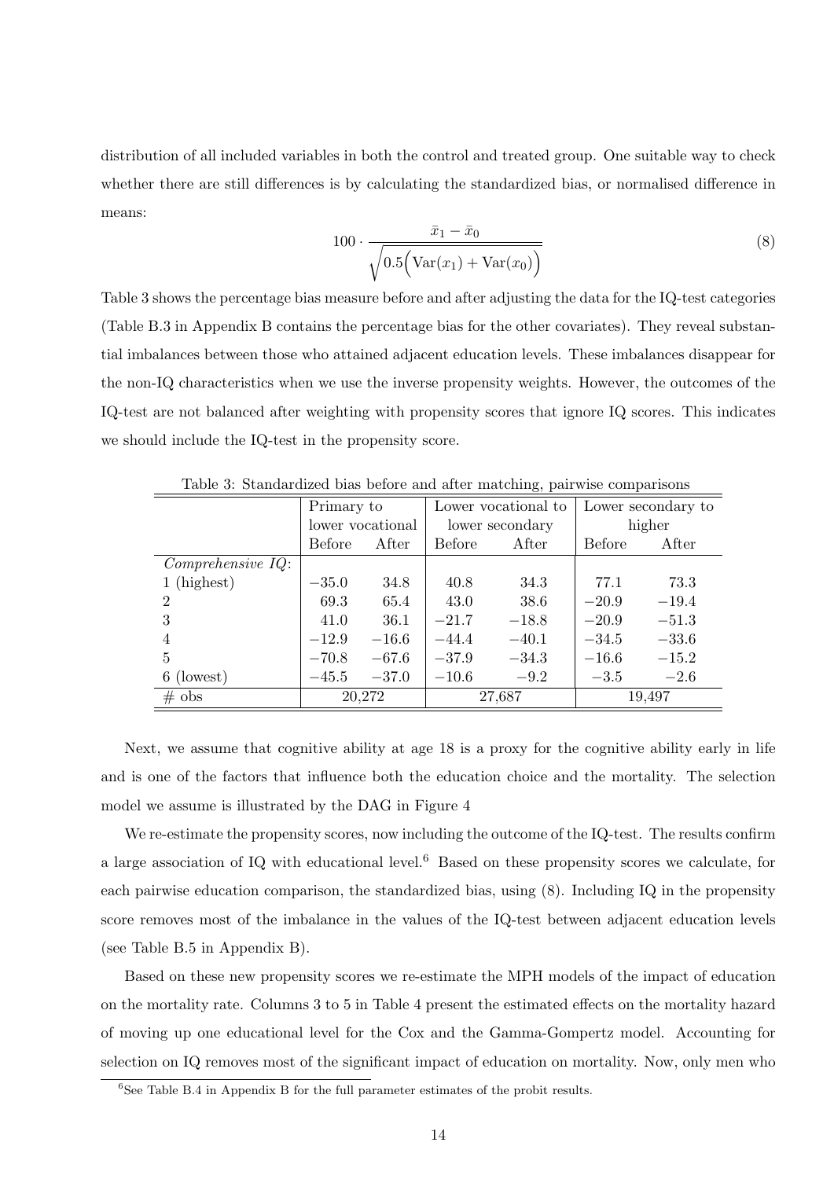distribution of all included variables in both the control and treated group. One suitable way to check whether there are still differences is by calculating the standardized bias, or normalised difference in means:

$$100 \cdot \frac{\bar{x}_1 - \bar{x}_0}{\sqrt{0.5\Big(\text{Var}(x_1) + \text{Var}(x_0)\Big)}} \tag{8}$$

Table 3 shows the percentage bias measure before and after adjusting the data for the IQ-test categories (Table B.3 in Appendix B contains the percentage bias for the other covariates). They reveal substantial imbalances between those who attained adjacent education levels. These imbalances disappear for the non-IQ characteristics when we use the inverse propensity weights. However, the outcomes of the IQ-test are not balanced after weighting with propensity scores that ignore IQ scores. This indicates we should include the IQ-test in the propensity score.

Table 3: Standardized bias before and after matching, pairwise comparisons

| | Primary to lower vocational | | Lower vocational to lower secondary | | Lower secondary to higher | |
|---|---|---|---|---|---|---|
| | Before | After | Before | After | Before | After |
| *Comprehensive IQ*: | | | | | | |
| 1 (highest) | −35.0 | 34.8 | 40.8 | 34.3 | 77.1 | 73.3 |
| 2 | 69.3 | 65.4 | 43.0 | 38.6 | −20.9 | −19.4 |
| 3 | 41.0 | 36.1 | −21.7 | −18.8 | −20.9 | −51.3 |
| 4 | −12.9 | −16.6 | −44.4 | −40.1 | −34.5 | −33.6 |
| 5 | −70.8 | −67.6 | −37.9 | −34.3 | −16.6 | −15.2 |
| 6 (lowest) | −45.5 | −37.0 | −10.6 | −9.2 | −3.5 | −2.6 |
| # obs | 20,272 | | 27,687 | | 19,497 | |

Next, we assume that cognitive ability at age 18 is a proxy for the cognitive ability early in life and is one of the factors that influence both the education choice and the mortality. The selection model we assume is illustrated by the DAG in Figure 4

We re-estimate the propensity scores, now including the outcome of the IQ-test. The results confirm a large association of IQ with educational level.[6] Based on these propensity scores we calculate, for each pairwise education comparison, the standardized bias, using (8). Including IQ in the propensity score removes most of the imbalance in the values of the IQ-test between adjacent education levels (see Table B.5 in Appendix B).

Based on these new propensity scores we re-estimate the MPH models of the impact of education on the mortality rate. Columns 3 to 5 in Table 4 present the estimated effects on the mortality hazard of moving up one educational level for the Cox and the Gamma-Gompertz model. Accounting for selection on IQ removes most of the significant impact of education on mortality. Now, only men who

[6] See Table B.4 in Appendix B for the full parameter estimates of the probit results.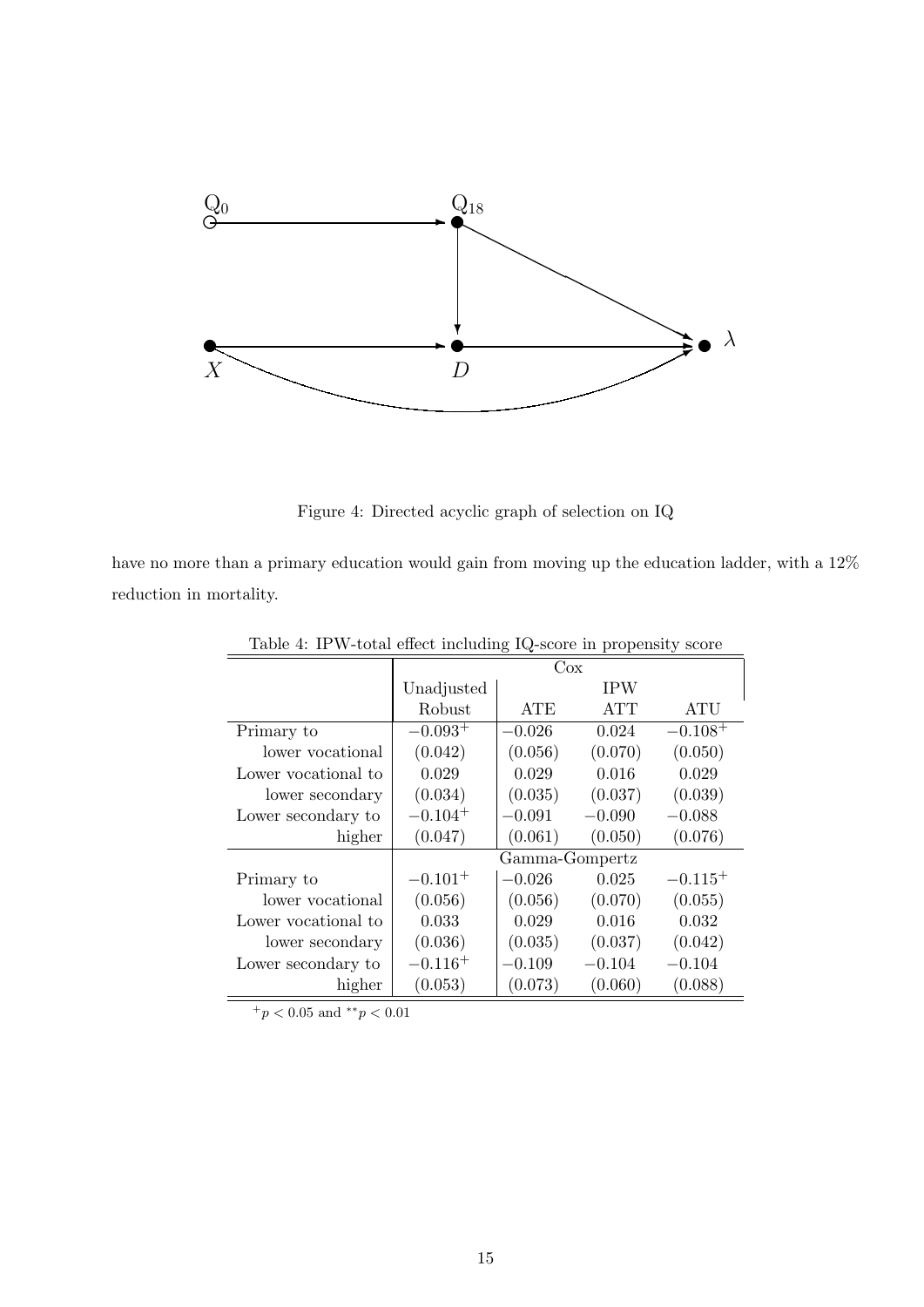Figure 4: Directed acyclic graph of selection on IQ

have no more than a primary education would gain from moving up the education ladder, with a 12% reduction in mortality.

Table 4: IPW-total effect including IQ-score in propensity score

| | Cox | | | |
|---|---|---|---|---|
| | Unadjusted | IPW | | |
| | Robust | ATE | ATT | ATU |
| Primary to lower vocational | $-0.093^{+}$ | $-0.026$ | 0.024 | $-0.108^{+}$ |
| | (0.042) | (0.056) | (0.070) | (0.050) |
| Lower vocational to lower secondary | 0.029 | 0.029 | 0.016 | 0.029 |
| | (0.034) | (0.035) | (0.037) | (0.039) |
| Lower secondary to higher | $-0.104^{+}$ | $-0.091$ | $-0.090$ | $-0.088$ |
| | (0.047) | (0.061) | (0.050) | (0.076) |
| | Gamma-Gompertz | | | |
| Primary to lower vocational | $-0.101^{+}$ | $-0.026$ | 0.025 | $-0.115^{+}$ |
| | (0.056) | (0.056) | (0.070) | (0.055) |
| Lower vocational to lower secondary | 0.033 | 0.029 | 0.016 | 0.032 |
| | (0.036) | (0.035) | (0.037) | (0.042) |
| Lower secondary to higher | $-0.116^{+}$ | $-0.109$ | $-0.104$ | $-0.104$ |
| | (0.053) | (0.073) | (0.060) | (0.088) |

$^{+}p < 0.05$ and $^{**}p < 0.01$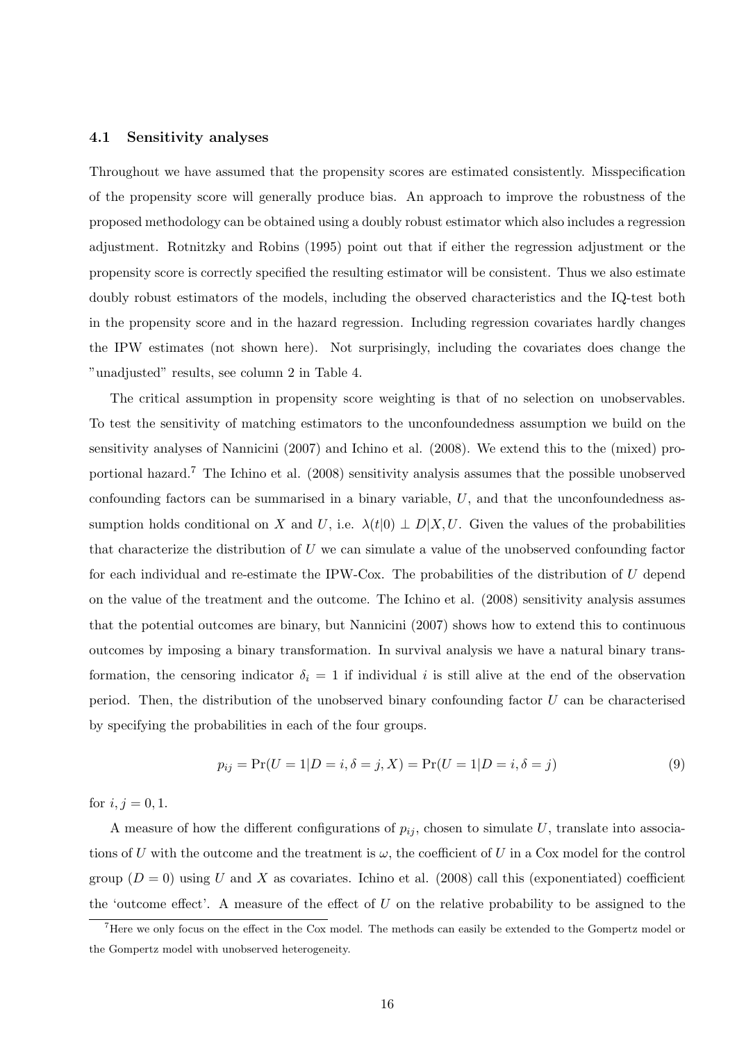### 4.1 Sensitivity analyses

Throughout we have assumed that the propensity scores are estimated consistently. Misspecification of the propensity score will generally produce bias. An approach to improve the robustness of the proposed methodology can be obtained using a doubly robust estimator which also includes a regression adjustment. Rotnitzky and Robins (1995) point out that if either the regression adjustment or the propensity score is correctly specified the resulting estimator will be consistent. Thus we also estimate doubly robust estimators of the models, including the observed characteristics and the IQ-test both in the propensity score and in the hazard regression. Including regression covariates hardly changes the IPW estimates (not shown here). Not surprisingly, including the covariates does change the "unadjusted" results, see column 2 in Table 4.

The critical assumption in propensity score weighting is that of no selection on unobservables. To test the sensitivity of matching estimators to the unconfoundedness assumption we build on the sensitivity analyses of Nannicini (2007) and Ichino et al. (2008). We extend this to the (mixed) proportional hazard.[7] The Ichino et al. (2008) sensitivity analysis assumes that the possible unobserved confounding factors can be summarised in a binary variable, $U$, and that the unconfoundedness assumption holds conditional on $X$ and $U$, i.e. $\lambda(t|0) \perp D|X, U$. Given the values of the probabilities that characterize the distribution of $U$ we can simulate a value of the unobserved confounding factor for each individual and re-estimate the IPW-Cox. The probabilities of the distribution of $U$ depend on the value of the treatment and the outcome. The Ichino et al. (2008) sensitivity analysis assumes that the potential outcomes are binary, but Nannicini (2007) shows how to extend this to continuous outcomes by imposing a binary transformation. In survival analysis we have a natural binary transformation, the censoring indicator $\delta_i = 1$ if individual $i$ is still alive at the end of the observation period. Then, the distribution of the unobserved binary confounding factor $U$ can be characterised by specifying the probabilities in each of the four groups.

$$p_{ij} = \Pr(U = 1|D = i, \delta = j, X) = \Pr(U = 1|D = i, \delta = j) \tag{9}$$

for $i, j = 0, 1$.

A measure of how the different configurations of $p_{ij}$, chosen to simulate $U$, translate into associations of $U$ with the outcome and the treatment is $\omega$, the coefficient of $U$ in a Cox model for the control group ($D = 0$) using $U$ and $X$ as covariates. Ichino et al. (2008) call this (exponentiated) coefficient the 'outcome effect'. A measure of the effect of $U$ on the relative probability to be assigned to the

[7] Here we only focus on the effect in the Cox model. The methods can easily be extended to the Gompertz model or the Gompertz model with unobserved heterogeneity.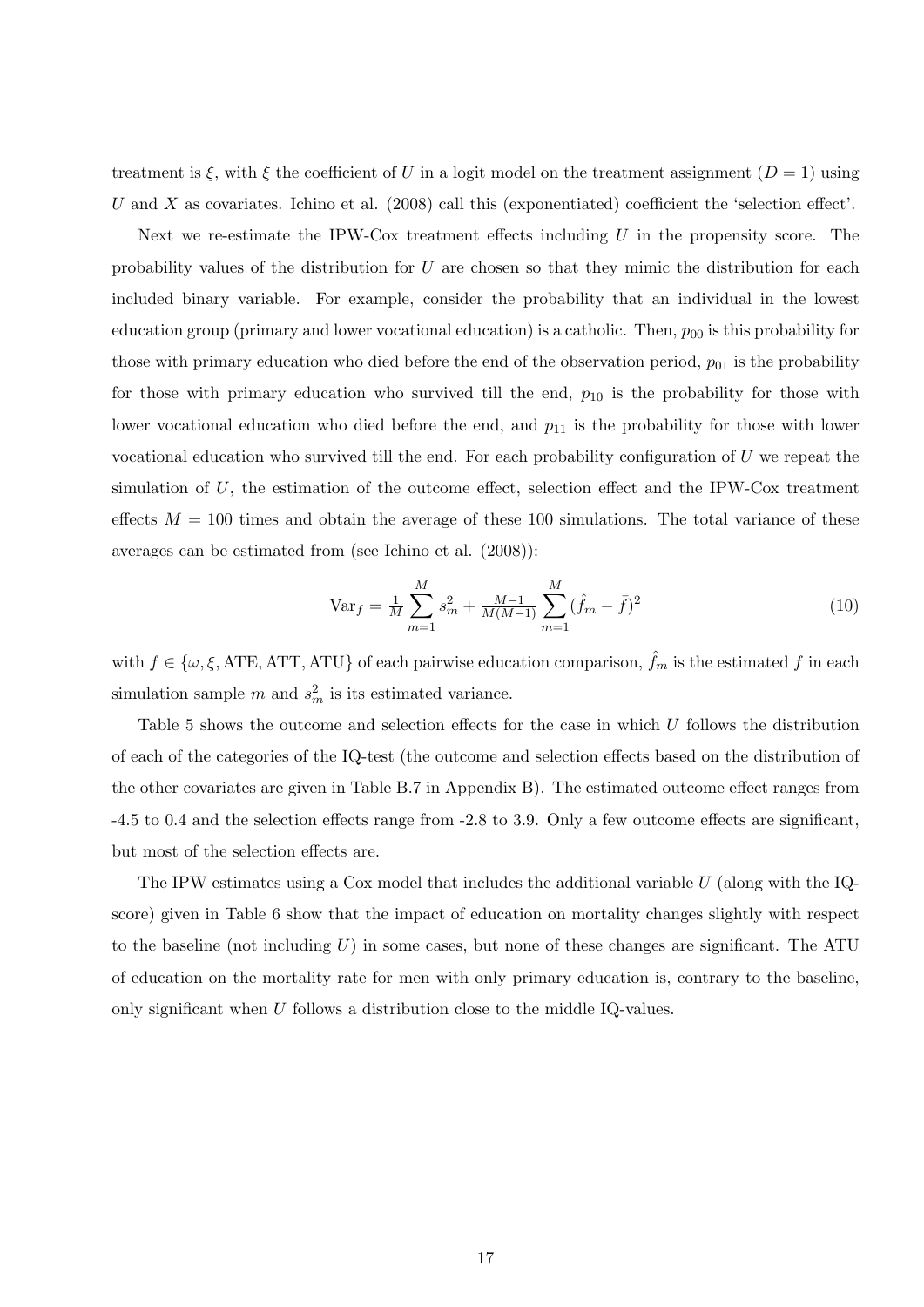treatment is $\xi$, with $\xi$ the coefficient of $U$ in a logit model on the treatment assignment ($D = 1$) using $U$ and $X$ as covariates. Ichino et al. (2008) call this (exponentiated) coefficient the 'selection effect'.

Next we re-estimate the IPW-Cox treatment effects including $U$ in the propensity score. The probability values of the distribution for $U$ are chosen so that they mimic the distribution for each included binary variable. For example, consider the probability that an individual in the lowest education group (primary and lower vocational education) is a catholic. Then, $p_{00}$ is this probability for those with primary education who died before the end of the observation period, $p_{01}$ is the probability for those with primary education who survived till the end, $p_{10}$ is the probability for those with lower vocational education who died before the end, and $p_{11}$ is the probability for those with lower vocational education who survived till the end. For each probability configuration of $U$ we repeat the simulation of $U$, the estimation of the outcome effect, selection effect and the IPW-Cox treatment effects $M = 100$ times and obtain the average of these 100 simulations. The total variance of these averages can be estimated from (see Ichino et al. (2008)):

$$\text{Var}_f = \tfrac{1}{M}\sum_{m=1}^{M} s_m^2 + \tfrac{M-1}{M(M-1)}\sum_{m=1}^{M}(\hat{f}_m - \bar{f})^2 \tag{10}$$

with $f \in \{\omega, \xi, \text{ATE}, \text{ATT}, \text{ATU}\}$ of each pairwise education comparison, $\hat{f}_m$ is the estimated $f$ in each simulation sample $m$ and $s_m^2$ is its estimated variance.

Table 5 shows the outcome and selection effects for the case in which $U$ follows the distribution of each of the categories of the IQ-test (the outcome and selection effects based on the distribution of the other covariates are given in Table B.7 in Appendix B). The estimated outcome effect ranges from -4.5 to 0.4 and the selection effects range from -2.8 to 3.9. Only a few outcome effects are significant, but most of the selection effects are.

The IPW estimates using a Cox model that includes the additional variable $U$ (along with the IQ-score) given in Table 6 show that the impact of education on mortality changes slightly with respect to the baseline (not including $U$) in some cases, but none of these changes are significant. The ATU of education on the mortality rate for men with only primary education is, contrary to the baseline, only significant when $U$ follows a distribution close to the middle IQ-values.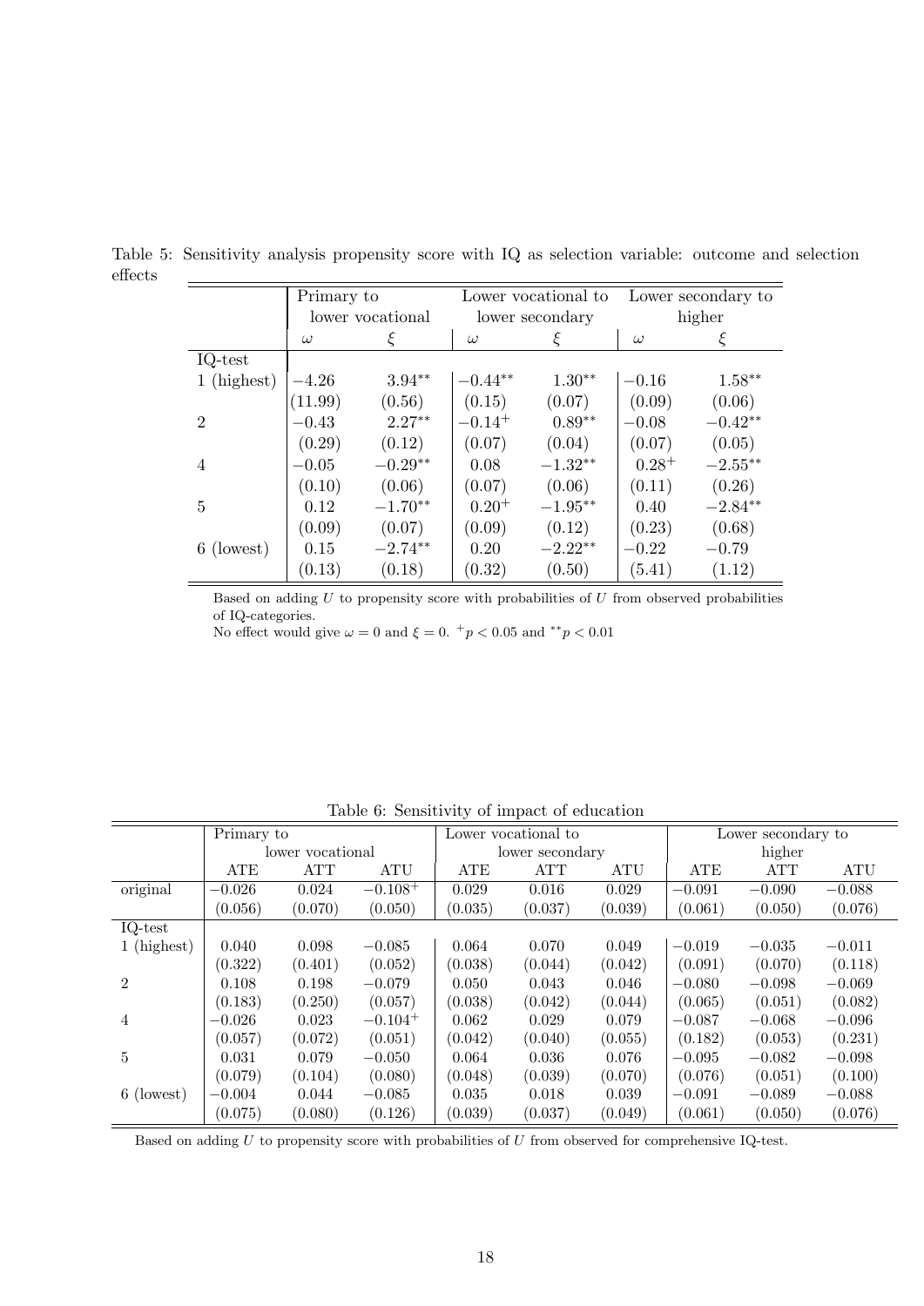Table 5: Sensitivity analysis propensity score with IQ as selection variable: outcome and selection effects

| | Primary to lower vocational | | Lower vocational to lower secondary | | Lower secondary to higher | |
|---|---|---|---|---|---|---|
| | $\omega$ | $\xi$ | $\omega$ | $\xi$ | $\omega$ | $\xi$ |
| IQ-test | | | | | | |
| 1 (highest) | $-4.26$ | $3.94^{**}$ | $-0.44^{**}$ | $1.30^{**}$ | $-0.16$ | $1.58^{**}$ |
| | (11.99) | (0.56) | (0.15) | (0.07) | (0.09) | (0.06) |
| 2 | $-0.43$ | $2.27^{**}$ | $-0.14^{+}$ | $0.89^{**}$ | $-0.08$ | $-0.42^{**}$ |
| | (0.29) | (0.12) | (0.07) | (0.04) | (0.07) | (0.05) |
| 4 | $-0.05$ | $-0.29^{**}$ | 0.08 | $-1.32^{**}$ | $0.28^{+}$ | $-2.55^{**}$ |
| | (0.10) | (0.06) | (0.07) | (0.06) | (0.11) | (0.26) |
| 5 | 0.12 | $-1.70^{**}$ | $0.20^{+}$ | $-1.95^{**}$ | 0.40 | $-2.84^{**}$ |
| | (0.09) | (0.07) | (0.09) | (0.12) | (0.23) | (0.68) |
| 6 (lowest) | 0.15 | $-2.74^{**}$ | 0.20 | $-2.22^{**}$ | $-0.22$ | $-0.79$ |
| | (0.13) | (0.18) | (0.32) | (0.50) | (5.41) | (1.12) |

Based on adding $U$ to propensity score with probabilities of $U$ from observed probabilities of IQ-categories.
No effect would give $\omega = 0$ and $\xi = 0$. $^{+}p < 0.05$ and $^{**}p < 0.01$

Table 6: Sensitivity of impact of education

| | Primary to lower vocational | | | Lower vocational to lower secondary | | | Lower secondary to higher | | |
|---|---|---|---|---|---|---|---|---|---|
| | ATE | ATT | ATU | ATE | ATT | ATU | ATE | ATT | ATU |
| original | $-0.026$ | 0.024 | $-0.108^{+}$ | 0.029 | 0.016 | 0.029 | $-0.091$ | $-0.090$ | $-0.088$ |
| | (0.056) | (0.070) | (0.050) | (0.035) | (0.037) | (0.039) | (0.061) | (0.050) | (0.076) |
| IQ-test | | | | | | | | | |
| 1 (highest) | 0.040 | 0.098 | $-0.085$ | 0.064 | 0.070 | 0.049 | $-0.019$ | $-0.035$ | $-0.011$ |
| | (0.322) | (0.401) | (0.052) | (0.038) | (0.044) | (0.042) | (0.091) | (0.070) | (0.118) |
| 2 | 0.108 | 0.198 | $-0.079$ | 0.050 | 0.043 | 0.046 | $-0.080$ | $-0.098$ | $-0.069$ |
| | (0.183) | (0.250) | (0.057) | (0.038) | (0.042) | (0.044) | (0.065) | (0.051) | (0.082) |
| 4 | $-0.026$ | 0.023 | $-0.104^{+}$ | 0.062 | 0.029 | 0.079 | $-0.087$ | $-0.068$ | $-0.096$ |
| | (0.057) | (0.072) | (0.051) | (0.042) | (0.040) | (0.055) | (0.182) | (0.053) | (0.231) |
| 5 | 0.031 | 0.079 | $-0.050$ | 0.064 | 0.036 | 0.076 | $-0.095$ | $-0.082$ | $-0.098$ |
| | (0.079) | (0.104) | (0.080) | (0.048) | (0.039) | (0.070) | (0.076) | (0.051) | (0.100) |
| 6 (lowest) | $-0.004$ | 0.044 | $-0.085$ | 0.035 | 0.018 | 0.039 | $-0.091$ | $-0.089$ | $-0.088$ |
| | (0.075) | (0.080) | (0.126) | (0.039) | (0.037) | (0.049) | (0.061) | (0.050) | (0.076) |

Based on adding $U$ to propensity score with probabilities of $U$ from observed for comprehensive IQ-test.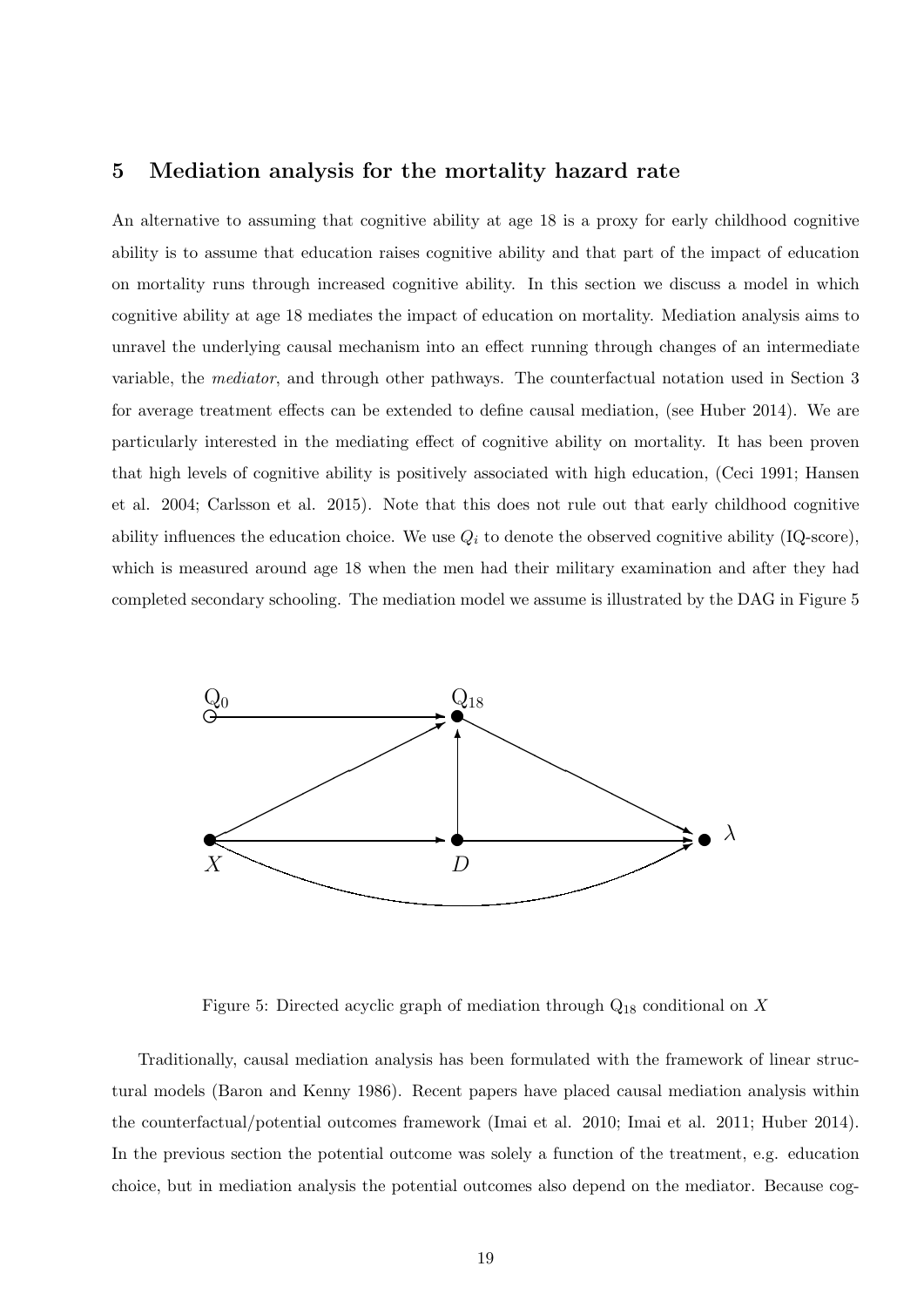## 5 Mediation analysis for the mortality hazard rate

An alternative to assuming that cognitive ability at age 18 is a proxy for early childhood cognitive ability is to assume that education raises cognitive ability and that part of the impact of education on mortality runs through increased cognitive ability. In this section we discuss a model in which cognitive ability at age 18 mediates the impact of education on mortality. Mediation analysis aims to unravel the underlying causal mechanism into an effect running through changes of an intermediate variable, the *mediator*, and through other pathways. The counterfactual notation used in Section 3 for average treatment effects can be extended to define causal mediation, (see Huber 2014). We are particularly interested in the mediating effect of cognitive ability on mortality. It has been proven that high levels of cognitive ability is positively associated with high education, (Ceci 1991; Hansen et al. 2004; Carlsson et al. 2015). Note that this does not rule out that early childhood cognitive ability influences the education choice. We use $Q_i$ to denote the observed cognitive ability (IQ-score), which is measured around age 18 when the men had their military examination and after they had completed secondary schooling. The mediation model we assume is illustrated by the DAG in Figure 5

Figure 5: Directed acyclic graph of mediation through $Q_{18}$ conditional on $X$

Traditionally, causal mediation analysis has been formulated with the framework of linear structural models (Baron and Kenny 1986). Recent papers have placed causal mediation analysis within the counterfactual/potential outcomes framework (Imai et al. 2010; Imai et al. 2011; Huber 2014). In the previous section the potential outcome was solely a function of the treatment, e.g. education choice, but in mediation analysis the potential outcomes also depend on the mediator. Because cog-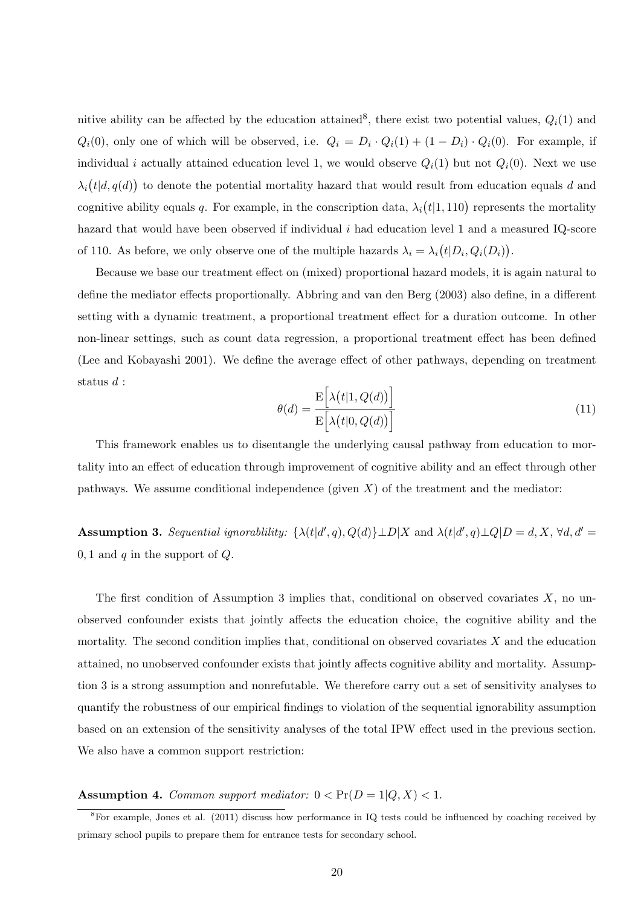nitive ability can be affected by the education attained[8], there exist two potential values, $Q_i(1)$ and $Q_i(0)$, only one of which will be observed, i.e. $Q_i = D_i \cdot Q_i(1) + (1 - D_i) \cdot Q_i(0)$. For example, if individual $i$ actually attained education level 1, we would observe $Q_i(1)$ but not $Q_i(0)$. Next we use $\lambda_i\big(t|d, q(d)\big)$ to denote the potential mortality hazard that would result from education equals $d$ and cognitive ability equals $q$. For example, in the conscription data, $\lambda_i\big(t|1, 110\big)$ represents the mortality hazard that would have been observed if individual $i$ had education level 1 and a measured IQ-score of 110. As before, we only observe one of the multiple hazards $\lambda_i = \lambda_i\big(t|D_i, Q_i(D_i)\big)$.

Because we base our treatment effect on (mixed) proportional hazard models, it is again natural to define the mediator effects proportionally. Abbring and van den Berg (2003) also define, in a different setting with a dynamic treatment, a proportional treatment effect for a duration outcome. In other non-linear settings, such as count data regression, a proportional treatment effect has been defined (Lee and Kobayashi 2001). We define the average effect of other pathways, depending on treatment status $d$ :

$$\theta(d) = \frac{\mathrm{E}\Big[\lambda\big(t|1, Q(d)\big)\Big]}{\mathrm{E}\Big[\lambda\big(t|0, Q(d)\big)\Big]} \tag{11}$$

This framework enables us to disentangle the underlying causal pathway from education to mortality into an effect of education through improvement of cognitive ability and an effect through other pathways. We assume conditional independence (given $X$) of the treatment and the mediator:

**Assumption 3.** *Sequential ignorablility:* $\{\lambda(t|d', q), Q(d)\} \perp D|X$ and $\lambda(t|d', q) \perp Q|D = d, X$, $\forall d, d' = 0, 1$ and $q$ in the support of $Q$.

The first condition of Assumption 3 implies that, conditional on observed covariates $X$, no unobserved confounder exists that jointly affects the education choice, the cognitive ability and the mortality. The second condition implies that, conditional on observed covariates $X$ and the education attained, no unobserved confounder exists that jointly affects cognitive ability and mortality. Assumption 3 is a strong assumption and nonrefutable. We therefore carry out a set of sensitivity analyses to quantify the robustness of our empirical findings to violation of the sequential ignorability assumption based on an extension of the sensitivity analyses of the total IPW effect used in the previous section. We also have a common support restriction:

**Assumption 4.** *Common support mediator:* $0 < \Pr(D = 1|Q, X) < 1$.

[8]For example, Jones et al. (2011) discuss how performance in IQ tests could be influenced by coaching received by primary school pupils to prepare them for entrance tests for secondary school.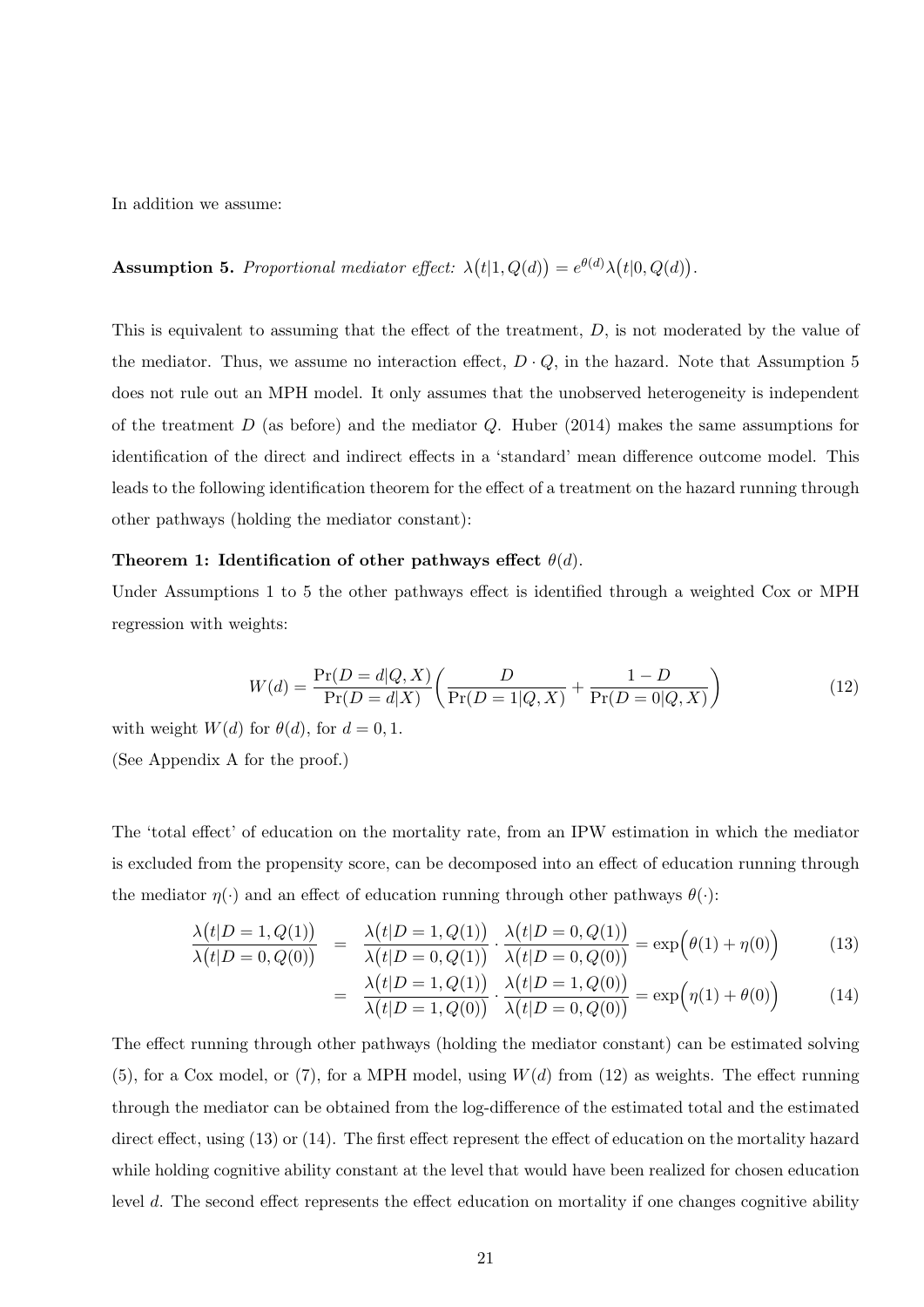In addition we assume:

**Assumption 5.** *Proportional mediator effect:* $\lambda\big(t|1, Q(d)\big) = e^{\theta(d)}\lambda\big(t|0, Q(d)\big)$.

This is equivalent to assuming that the effect of the treatment, $D$, is not moderated by the value of the mediator. Thus, we assume no interaction effect, $D \cdot Q$, in the hazard. Note that Assumption 5 does not rule out an MPH model. It only assumes that the unobserved heterogeneity is independent of the treatment $D$ (as before) and the mediator $Q$. Huber (2014) makes the same assumptions for identification of the direct and indirect effects in a 'standard' mean difference outcome model. This leads to the following identification theorem for the effect of a treatment on the hazard running through other pathways (holding the mediator constant):

**Theorem 1: Identification of other pathways effect** $\theta(d)$.

Under Assumptions 1 to 5 the other pathways effect is identified through a weighted Cox or MPH regression with weights:

$$W(d) = \frac{\Pr(D = d|Q, X)}{\Pr(D = d|X)}\left(\frac{D}{\Pr(D = 1|Q, X)} + \frac{1 - D}{\Pr(D = 0|Q, X)}\right) \tag{12}$$

with weight $W(d)$ for $\theta(d)$, for $d = 0, 1$.

(See Appendix A for the proof.)

The 'total effect' of education on the mortality rate, from an IPW estimation in which the mediator is excluded from the propensity score, can be decomposed into an effect of education running through the mediator $\eta(\cdot)$ and an effect of education running through other pathways $\theta(\cdot)$:

$$\frac{\lambda\big(t|D = 1, Q(1)\big)}{\lambda\big(t|D = 0, Q(0)\big)} = \frac{\lambda\big(t|D = 1, Q(1)\big)}{\lambda\big(t|D = 0, Q(1)\big)} \cdot \frac{\lambda\big(t|D = 0, Q(1)\big)}{\lambda\big(t|D = 0, Q(0)\big)} = \exp\Big(\theta(1) + \eta(0)\Big) \tag{13}$$

$$= \frac{\lambda\big(t|D = 1, Q(1)\big)}{\lambda\big(t|D = 1, Q(0)\big)} \cdot \frac{\lambda\big(t|D = 1, Q(0)\big)}{\lambda\big(t|D = 0, Q(0)\big)} = \exp\Big(\eta(1) + \theta(0)\Big) \tag{14}$$

The effect running through other pathways (holding the mediator constant) can be estimated solving (5), for a Cox model, or (7), for a MPH model, using $W(d)$ from (12) as weights. The effect running through the mediator can be obtained from the log-difference of the estimated total and the estimated direct effect, using (13) or (14). The first effect represent the effect of education on the mortality hazard while holding cognitive ability constant at the level that would have been realized for chosen education level $d$. The second effect represents the effect education on mortality if one changes cognitive ability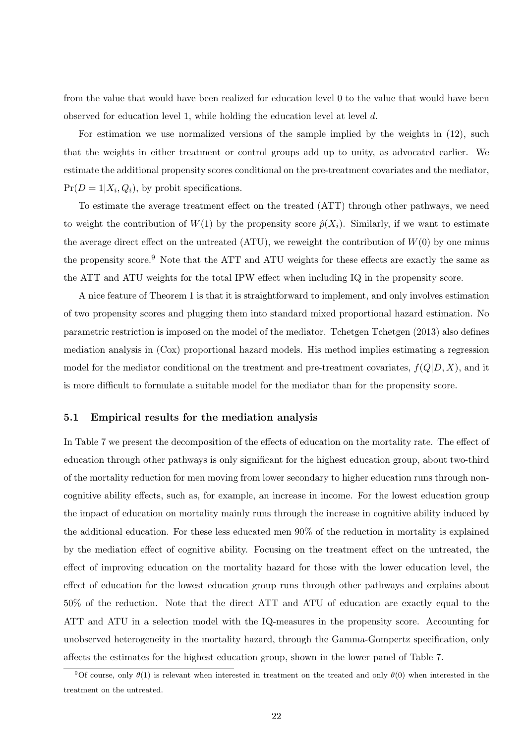from the value that would have been realized for education level 0 to the value that would have been observed for education level 1, while holding the education level at level $d$.

For estimation we use normalized versions of the sample implied by the weights in (12), such that the weights in either treatment or control groups add up to unity, as advocated earlier. We estimate the additional propensity scores conditional on the pre-treatment covariates and the mediator, $\Pr(D = 1|X_i, Q_i)$, by probit specifications.

To estimate the average treatment effect on the treated (ATT) through other pathways, we need to weight the contribution of $W(1)$ by the propensity score $\hat{p}(X_i)$. Similarly, if we want to estimate the average direct effect on the untreated (ATU), we reweight the contribution of $W(0)$ by one minus the propensity score.[9] Note that the ATT and ATU weights for these effects are exactly the same as the ATT and ATU weights for the total IPW effect when including IQ in the propensity score.

A nice feature of Theorem 1 is that it is straightforward to implement, and only involves estimation of two propensity scores and plugging them into standard mixed proportional hazard estimation. No parametric restriction is imposed on the model of the mediator. Tchetgen Tchetgen (2013) also defines mediation analysis in (Cox) proportional hazard models. His method implies estimating a regression model for the mediator conditional on the treatment and pre-treatment covariates, $f(Q|D, X)$, and it is more difficult to formulate a suitable model for the mediator than for the propensity score.

### 5.1 Empirical results for the mediation analysis

In Table 7 we present the decomposition of the effects of education on the mortality rate. The effect of education through other pathways is only significant for the highest education group, about two-third of the mortality reduction for men moving from lower secondary to higher education runs through non-cognitive ability effects, such as, for example, an increase in income. For the lowest education group the impact of education on mortality mainly runs through the increase in cognitive ability induced by the additional education. For these less educated men 90% of the reduction in mortality is explained by the mediation effect of cognitive ability. Focusing on the treatment effect on the untreated, the effect of improving education on the mortality hazard for those with the lower education level, the effect of education for the lowest education group runs through other pathways and explains about 50% of the reduction. Note that the direct ATT and ATU of education are exactly equal to the ATT and ATU in a selection model with the IQ-measures in the propensity score. Accounting for unobserved heterogeneity in the mortality hazard, through the Gamma-Gompertz specification, only affects the estimates for the highest education group, shown in the lower panel of Table 7.

[9] Of course, only $\theta(1)$ is relevant when interested in treatment on the treated and only $\theta(0)$ when interested in the treatment on the untreated.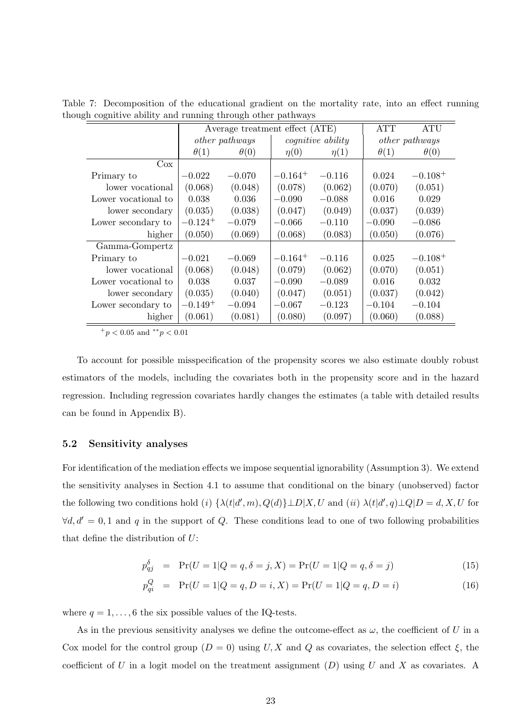Table 7: Decomposition of the educational gradient on the mortality rate, into an effect running though cognitive ability and running through other pathways

| | Average treatment effect (ATE) | | | | ATT | ATU |
|---|---|---|---|---|---|---|
| | *other pathways* | | *cognitive ability* | | *other pathways* | |
| | $\theta(1)$ | $\theta(0)$ | $\eta(0)$ | $\eta(1)$ | $\theta(1)$ | $\theta(0)$ |
| Cox | | | | | | |
| Primary to | $-0.022$ | $-0.070$ | $-0.164^{+}$ | $-0.116$ | 0.024 | $-0.108^{+}$ |
| lower vocational | (0.068) | (0.048) | (0.078) | (0.062) | (0.070) | (0.051) |
| Lower vocational to | 0.038 | 0.036 | $-0.090$ | $-0.088$ | 0.016 | 0.029 |
| lower secondary | (0.035) | (0.038) | (0.047) | (0.049) | (0.037) | (0.039) |
| Lower secondary to | $-0.124^{+}$ | $-0.079$ | $-0.066$ | $-0.110$ | $-0.090$ | $-0.086$ |
| higher | (0.050) | (0.069) | (0.068) | (0.083) | (0.050) | (0.076) |
| Gamma-Gompertz | | | | | | |
| Primary to | $-0.021$ | $-0.069$ | $-0.164^{+}$ | $-0.116$ | 0.025 | $-0.108^{+}$ |
| lower vocational | (0.068) | (0.048) | (0.079) | (0.062) | (0.070) | (0.051) |
| Lower vocational to | 0.038 | 0.037 | $-0.090$ | $-0.089$ | 0.016 | 0.032 |
| lower secondary | (0.035) | (0.040) | (0.047) | (0.051) | (0.037) | (0.042) |
| Lower secondary to | $-0.149^{+}$ | $-0.094$ | $-0.067$ | $-0.123$ | $-0.104$ | $-0.104$ |
| higher | (0.061) | (0.081) | (0.080) | (0.097) | (0.060) | (0.088) |

$^{+}p < 0.05$ and $^{**}p < 0.01$

To account for possible misspecification of the propensity scores we also estimate doubly robust estimators of the models, including the covariates both in the propensity score and in the hazard regression. Including regression covariates hardly changes the estimates (a table with detailed results can be found in Appendix B).

### 5.2 Sensitivity analyses

For identification of the mediation effects we impose sequential ignorability (Assumption 3). We extend the sensitivity analyses in Section 4.1 to assume that conditional on the binary (unobserved) factor the following two conditions hold $(i)$ $\{\lambda(t|d', m), Q(d)\} \perp D|X, U$ and $(ii)$ $\lambda(t|d', q) \perp Q|D = d, X, U$ for $\forall d, d' = 0, 1$ and $q$ in the support of $Q$. These conditions lead to one of two following probabilities that define the distribution of $U$:

$$p_{qj}^{\delta} = \Pr(U = 1|Q = q, \delta = j, X) = \Pr(U = 1|Q = q, \delta = j) \tag{15}$$

$$p_{qi}^{Q} = \Pr(U = 1|Q = q, D = i, X) = \Pr(U = 1|Q = q, D = i) \tag{16}$$

where $q = 1, \ldots, 6$ the six possible values of the IQ-tests.

As in the previous sensitivity analyses we define the outcome-effect as $\omega$, the coefficient of $U$ in a Cox model for the control group ($D = 0$) using $U, X$ and $Q$ as covariates, the selection effect $\xi$, the coefficient of $U$ in a logit model on the treatment assignment ($D$) using $U$ and $X$ as covariates. A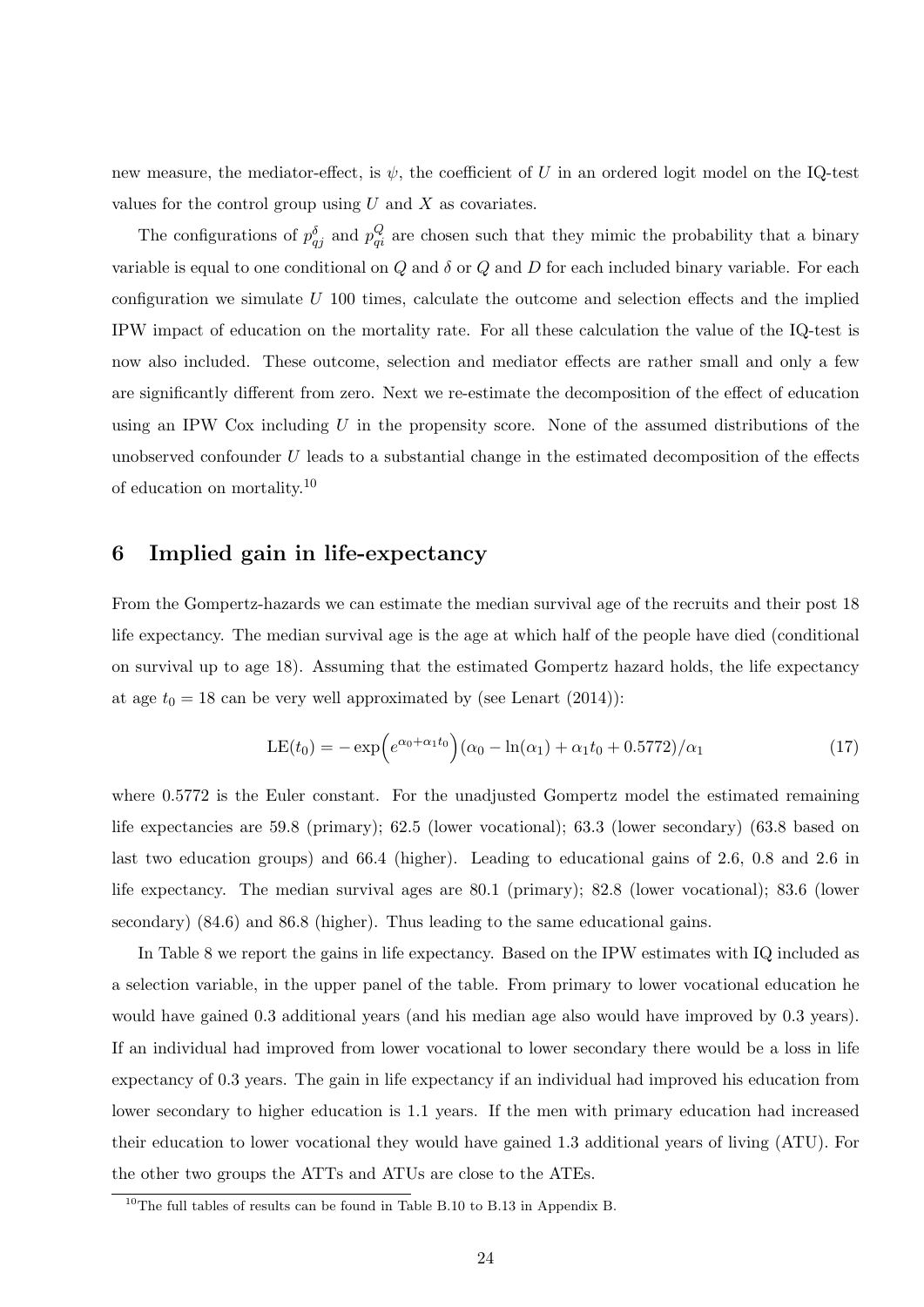new measure, the mediator-effect, is $\psi$, the coefficient of $U$ in an ordered logit model on the IQ-test values for the control group using $U$ and $X$ as covariates.

The configurations of $p^{\delta}_{qj}$ and $p^{Q}_{qi}$ are chosen such that they mimic the probability that a binary variable is equal to one conditional on $Q$ and $\delta$ or $Q$ and $D$ for each included binary variable. For each configuration we simulate $U$ 100 times, calculate the outcome and selection effects and the implied IPW impact of education on the mortality rate. For all these calculation the value of the IQ-test is now also included. These outcome, selection and mediator effects are rather small and only a few are significantly different from zero. Next we re-estimate the decomposition of the effect of education using an IPW Cox including $U$ in the propensity score. None of the assumed distributions of the unobserved confounder $U$ leads to a substantial change in the estimated decomposition of the effects of education on mortality.[10]

## 6 Implied gain in life-expectancy

From the Gompertz-hazards we can estimate the median survival age of the recruits and their post 18 life expectancy. The median survival age is the age at which half of the people have died (conditional on survival up to age 18). Assuming that the estimated Gompertz hazard holds, the life expectancy at age $t_0 = 18$ can be very well approximated by (see Lenart (2014)):

$$\text{LE}(t_0) = -\exp\Big(e^{\alpha_0+\alpha_1 t_0}\Big)(\alpha_0 - \ln(\alpha_1) + \alpha_1 t_0 + 0.5772)/\alpha_1 \tag{17}$$

where 0.5772 is the Euler constant. For the unadjusted Gompertz model the estimated remaining life expectancies are 59.8 (primary); 62.5 (lower vocational); 63.3 (lower secondary) (63.8 based on last two education groups) and 66.4 (higher). Leading to educational gains of 2.6, 0.8 and 2.6 in life expectancy. The median survival ages are 80.1 (primary); 82.8 (lower vocational); 83.6 (lower secondary) (84.6) and 86.8 (higher). Thus leading to the same educational gains.

In Table 8 we report the gains in life expectancy. Based on the IPW estimates with IQ included as a selection variable, in the upper panel of the table. From primary to lower vocational education he would have gained 0.3 additional years (and his median age also would have improved by 0.3 years). If an individual had improved from lower vocational to lower secondary there would be a loss in life expectancy of 0.3 years. The gain in life expectancy if an individual had improved his education from lower secondary to higher education is 1.1 years. If the men with primary education had increased their education to lower vocational they would have gained 1.3 additional years of living (ATU). For the other two groups the ATTs and ATUs are close to the ATEs.

[10]The full tables of results can be found in Table B.10 to B.13 in Appendix B.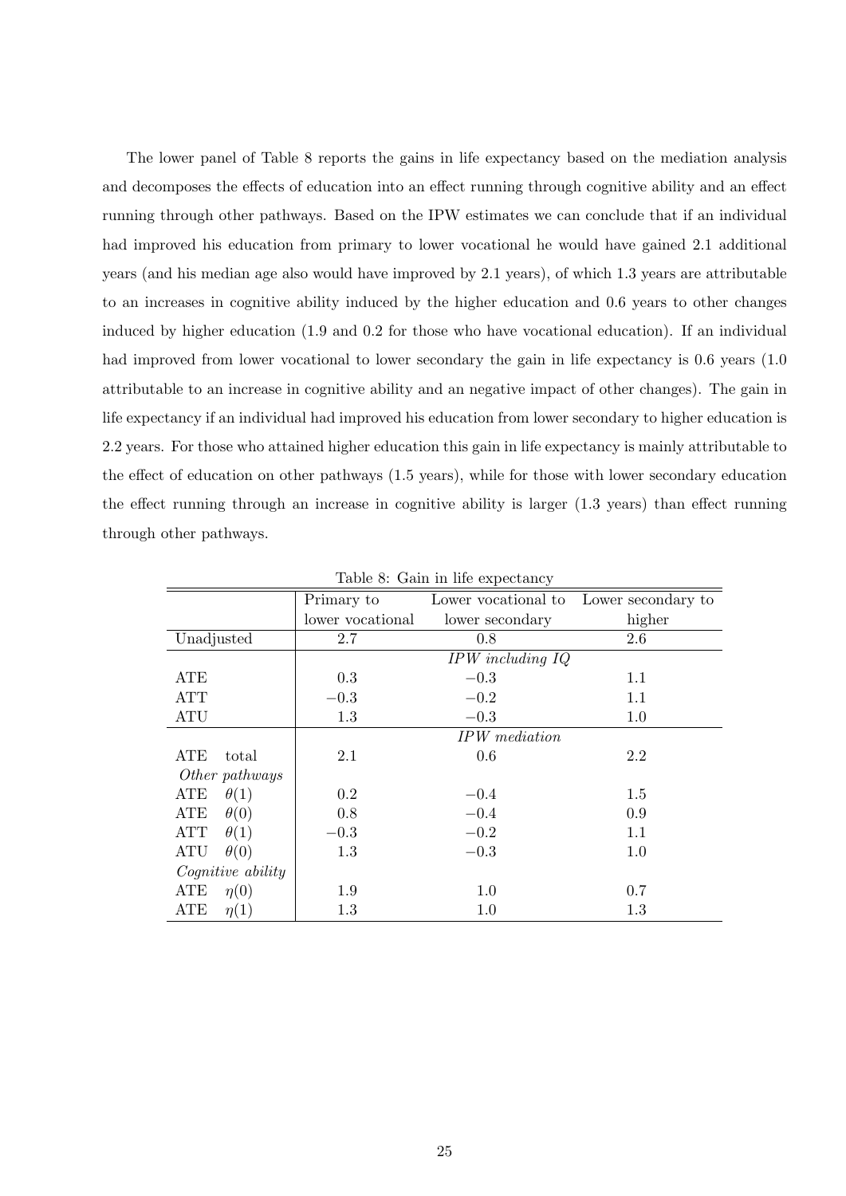The lower panel of Table 8 reports the gains in life expectancy based on the mediation analysis and decomposes the effects of education into an effect running through cognitive ability and an effect running through other pathways. Based on the IPW estimates we can conclude that if an individual had improved his education from primary to lower vocational he would have gained 2.1 additional years (and his median age also would have improved by 2.1 years), of which 1.3 years are attributable to an increases in cognitive ability induced by the higher education and 0.6 years to other changes induced by higher education (1.9 and 0.2 for those who have vocational education). If an individual had improved from lower vocational to lower secondary the gain in life expectancy is 0.6 years (1.0 attributable to an increase in cognitive ability and an negative impact of other changes). The gain in life expectancy if an individual had improved his education from lower secondary to higher education is 2.2 years. For those who attained higher education this gain in life expectancy is mainly attributable to the effect of education on other pathways (1.5 years), while for those with lower secondary education the effect running through an increase in cognitive ability is larger (1.3 years) than effect running through other pathways.

Table 8: Gain in life expectancy

| | Primary to lower vocational | Lower vocational to lower secondary | Lower secondary to higher |
|---|---|---|---|
| Unadjusted | 2.7 | 0.8 | 2.6 |
| | | *IPW including IQ* | |
| ATE | 0.3 | −0.3 | 1.1 |
| ATT | −0.3 | −0.2 | 1.1 |
| ATU | 1.3 | −0.3 | 1.0 |
| | | *IPW mediation* | |
| ATE total | 2.1 | 0.6 | 2.2 |
| *Other pathways* | | | |
| ATE $\theta(1)$ | 0.2 | −0.4 | 1.5 |
| ATE $\theta(0)$ | 0.8 | −0.4 | 0.9 |
| ATT $\theta(1)$ | −0.3 | −0.2 | 1.1 |
| ATU $\theta(0)$ | 1.3 | −0.3 | 1.0 |
| *Cognitive ability* | | | |
| ATE $\eta(0)$ | 1.9 | 1.0 | 0.7 |
| ATE $\eta(1)$ | 1.3 | 1.0 | 1.3 |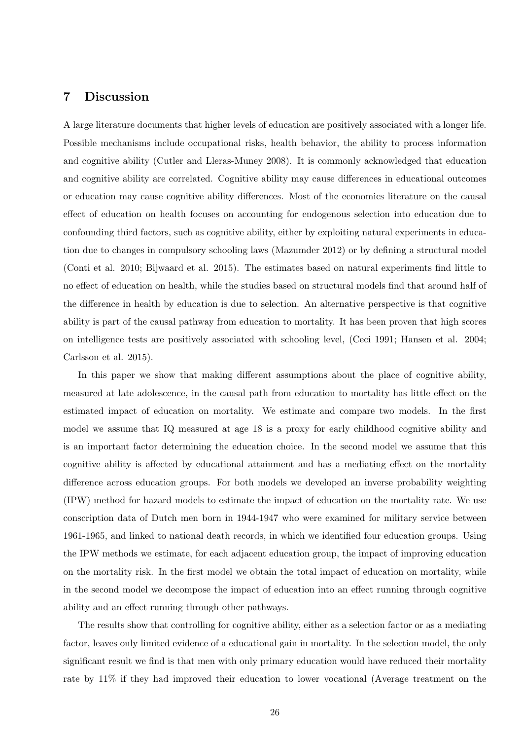## 7 Discussion

A large literature documents that higher levels of education are positively associated with a longer life. Possible mechanisms include occupational risks, health behavior, the ability to process information and cognitive ability (Cutler and Lleras-Muney 2008). It is commonly acknowledged that education and cognitive ability are correlated. Cognitive ability may cause differences in educational outcomes or education may cause cognitive ability differences. Most of the economics literature on the causal effect of education on health focuses on accounting for endogenous selection into education due to confounding third factors, such as cognitive ability, either by exploiting natural experiments in education due to changes in compulsory schooling laws (Mazumder 2012) or by defining a structural model (Conti et al. 2010; Bijwaard et al. 2015). The estimates based on natural experiments find little to no effect of education on health, while the studies based on structural models find that around half of the difference in health by education is due to selection. An alternative perspective is that cognitive ability is part of the causal pathway from education to mortality. It has been proven that high scores on intelligence tests are positively associated with schooling level, (Ceci 1991; Hansen et al. 2004; Carlsson et al. 2015).

In this paper we show that making different assumptions about the place of cognitive ability, measured at late adolescence, in the causal path from education to mortality has little effect on the estimated impact of education on mortality. We estimate and compare two models. In the first model we assume that IQ measured at age 18 is a proxy for early childhood cognitive ability and is an important factor determining the education choice. In the second model we assume that this cognitive ability is affected by educational attainment and has a mediating effect on the mortality difference across education groups. For both models we developed an inverse probability weighting (IPW) method for hazard models to estimate the impact of education on the mortality rate. We use conscription data of Dutch men born in 1944-1947 who were examined for military service between 1961-1965, and linked to national death records, in which we identified four education groups. Using the IPW methods we estimate, for each adjacent education group, the impact of improving education on the mortality risk. In the first model we obtain the total impact of education on mortality, while in the second model we decompose the impact of education into an effect running through cognitive ability and an effect running through other pathways.

The results show that controlling for cognitive ability, either as a selection factor or as a mediating factor, leaves only limited evidence of a educational gain in mortality. In the selection model, the only significant result we find is that men with only primary education would have reduced their mortality rate by 11% if they had improved their education to lower vocational (Average treatment on the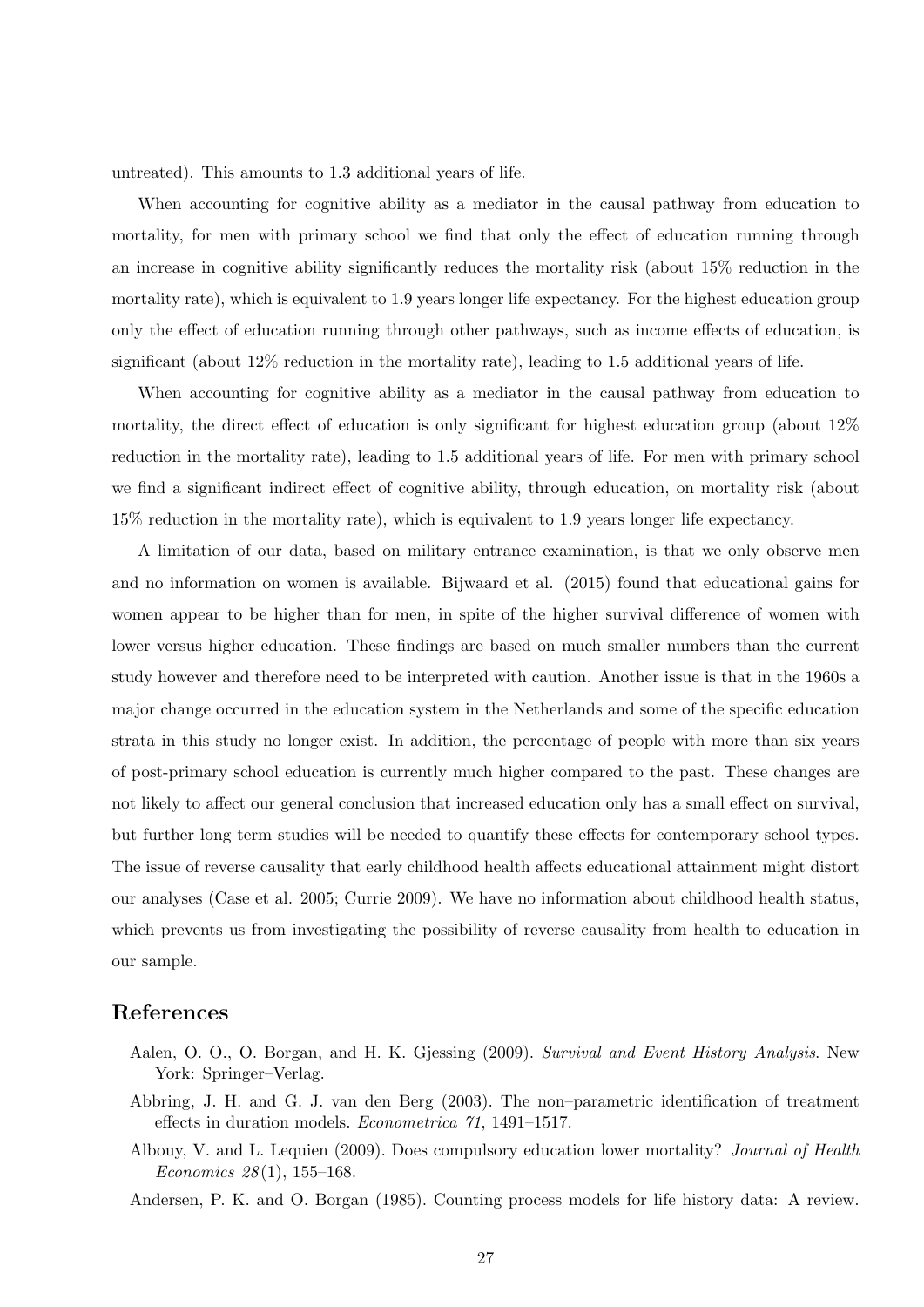untreated). This amounts to 1.3 additional years of life.

When accounting for cognitive ability as a mediator in the causal pathway from education to mortality, for men with primary school we find that only the effect of education running through an increase in cognitive ability significantly reduces the mortality risk (about 15% reduction in the mortality rate), which is equivalent to 1.9 years longer life expectancy. For the highest education group only the effect of education running through other pathways, such as income effects of education, is significant (about 12% reduction in the mortality rate), leading to 1.5 additional years of life.

When accounting for cognitive ability as a mediator in the causal pathway from education to mortality, the direct effect of education is only significant for highest education group (about 12% reduction in the mortality rate), leading to 1.5 additional years of life. For men with primary school we find a significant indirect effect of cognitive ability, through education, on mortality risk (about 15% reduction in the mortality rate), which is equivalent to 1.9 years longer life expectancy.

A limitation of our data, based on military entrance examination, is that we only observe men and no information on women is available. Bijwaard et al. (2015) found that educational gains for women appear to be higher than for men, in spite of the higher survival difference of women with lower versus higher education. These findings are based on much smaller numbers than the current study however and therefore need to be interpreted with caution. Another issue is that in the 1960s a major change occurred in the education system in the Netherlands and some of the specific education strata in this study no longer exist. In addition, the percentage of people with more than six years of post-primary school education is currently much higher compared to the past. These changes are not likely to affect our general conclusion that increased education only has a small effect on survival, but further long term studies will be needed to quantify these effects for contemporary school types. The issue of reverse causality that early childhood health affects educational attainment might distort our analyses (Case et al. 2005; Currie 2009). We have no information about childhood health status, which prevents us from investigating the possibility of reverse causality from health to education in our sample.

# References

Aalen, O. O., O. Borgan, and H. K. Gjessing (2009). *Survival and Event History Analysis*. New York: Springer–Verlag.

Abbring, J. H. and G. J. van den Berg (2003). The non–parametric identification of treatment effects in duration models. *Econometrica 71*, 1491–1517.

Albouy, V. and L. Lequien (2009). Does compulsory education lower mortality? *Journal of Health Economics 28*(1), 155–168.

Andersen, P. K. and O. Borgan (1985). Counting process models for life history data: A review.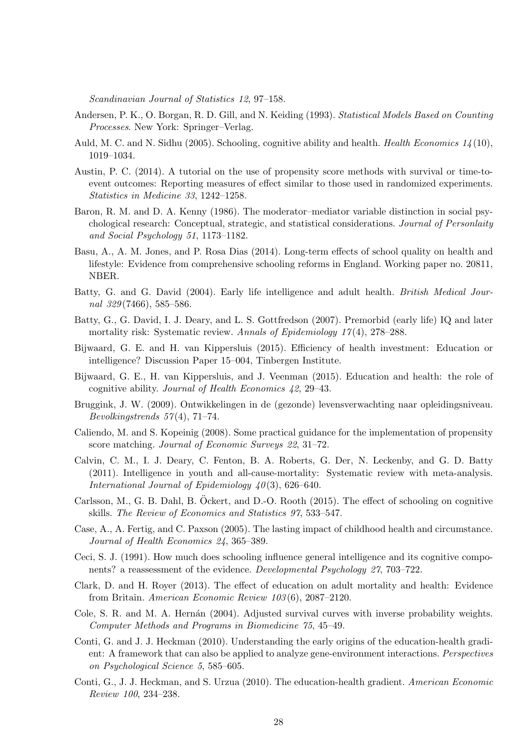*Scandinavian Journal of Statistics 12*, 97–158.

Andersen, P. K., O. Borgan, R. D. Gill, and N. Keiding (1993). *Statistical Models Based on Counting Processes*. New York: Springer–Verlag.

Auld, M. C. and N. Sidhu (2005). Schooling, cognitive ability and health. *Health Economics 14*(10), 1019–1034.

Austin, P. C. (2014). A tutorial on the use of propensity score methods with survival or time-to-event outcomes: Reporting measures of effect similar to those used in randomized experiments. *Statistics in Medicine 33*, 1242–1258.

Baron, R. M. and D. A. Kenny (1986). The moderator–mediator variable distinction in social psychological research: Conceptual, strategic, and statistical considerations. *Journal of Personlaity and Social Psychology 51*, 1173–1182.

Basu, A., A. M. Jones, and P. Rosa Dias (2014). Long-term effects of school quality on health and lifestyle: Evidence from comprehensive schooling reforms in England. Working paper no. 20811, NBER.

Batty, G. and G. David (2004). Early life intelligence and adult health. *British Medical Journal 329*(7466), 585–586.

Batty, G., G. David, I. J. Deary, and L. S. Gottfredson (2007). Premorbid (early life) IQ and later mortality risk: Systematic review. *Annals of Epidemiology 17*(4), 278–288.

Bijwaard, G. E. and H. van Kippersluis (2015). Efficiency of health investment: Education or intelligence? Discussion Paper 15–004, Tinbergen Institute.

Bijwaard, G. E., H. van Kippersluis, and J. Veenman (2015). Education and health: the role of cognitive ability. *Journal of Health Economics 42*, 29–43.

Bruggink, J. W. (2009). Ontwikkelingen in de (gezonde) levensverwachting naar opleidingsniveau. *Bevolkingstrends 57*(4), 71–74.

Caliendo, M. and S. Kopeinig (2008). Some practical guidance for the implementation of propensity score matching. *Journal of Economic Surveys 22*, 31–72.

Calvin, C. M., I. J. Deary, C. Fenton, B. A. Roberts, G. Der, N. Leckenby, and G. D. Batty (2011). Intelligence in youth and all-cause-mortality: Systematic review with meta-analysis. *International Journal of Epidemiology 40*(3), 626–640.

Carlsson, M., G. B. Dahl, B. Öckert, and D.-O. Rooth (2015). The effect of schooling on cognitive skills. *The Review of Economics and Statistics 97*, 533–547.

Case, A., A. Fertig, and C. Paxson (2005). The lasting impact of childhood health and circumstance. *Journal of Health Economics 24*, 365–389.

Ceci, S. J. (1991). How much does schooling influence general intelligence and its cognitive components? a reassessment of the evidence. *Developmental Psychology 27*, 703–722.

Clark, D. and H. Royer (2013). The effect of education on adult mortality and health: Evidence from Britain. *American Economic Review 103*(6), 2087–2120.

Cole, S. R. and M. A. Hernán (2004). Adjusted survival curves with inverse probability weights. *Computer Methods and Programs in Biomedicine 75*, 45–49.

Conti, G. and J. J. Heckman (2010). Understanding the early origins of the education-health gradient: A framework that can also be applied to analyze gene-environment interactions. *Perspectives on Psychological Science 5*, 585–605.

Conti, G., J. J. Heckman, and S. Urzua (2010). The education-health gradient. *American Economic Review 100*, 234–238.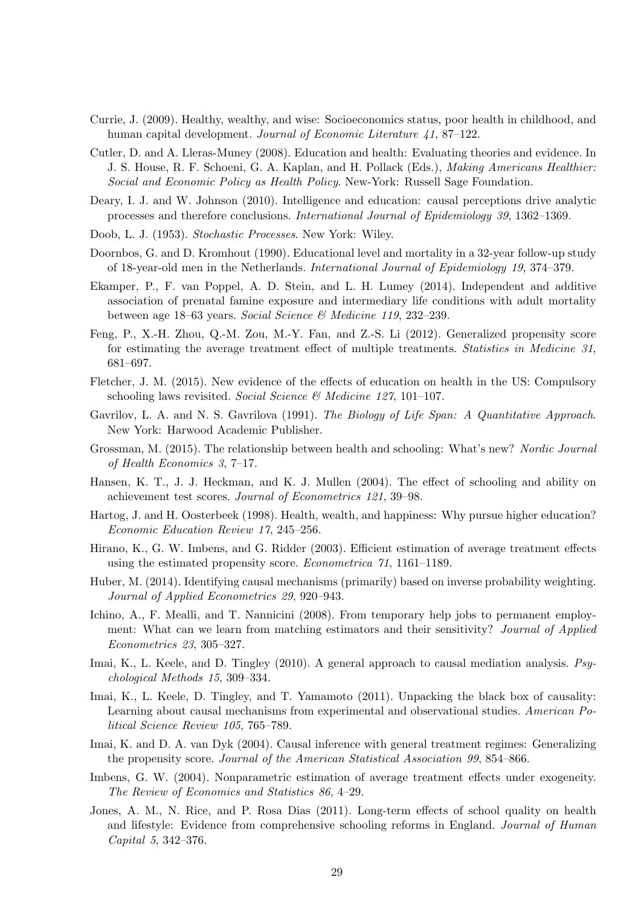Currie, J. (2009). Healthy, wealthy, and wise: Socioeconomics status, poor health in childhood, and human capital development. *Journal of Economic Literature 41*, 87–122.

Cutler, D. and A. Lleras-Muney (2008). Education and health: Evaluating theories and evidence. In J. S. House, R. F. Schoeni, G. A. Kaplan, and H. Pollack (Eds.), *Making Americans Healthier: Social and Economic Policy as Health Policy*. New-York: Russell Sage Foundation.

Deary, I. J. and W. Johnson (2010). Intelligence and education: causal perceptions drive analytic processes and therefore conclusions. *International Journal of Epidemiology 39*, 1362–1369.

Doob, L. J. (1953). *Stochastic Processes*. New York: Wiley.

Doornbos, G. and D. Kromhout (1990). Educational level and mortality in a 32-year follow-up study of 18-year-old men in the Netherlands. *International Journal of Epidemiology 19*, 374–379.

Ekamper, P., F. van Poppel, A. D. Stein, and L. H. Lumey (2014). Independent and additive association of prenatal famine exposure and intermediary life conditions with adult mortality between age 18–63 years. *Social Science & Medicine 119*, 232–239.

Feng, P., X.-H. Zhou, Q.-M. Zou, M.-Y. Fan, and Z.-S. Li (2012). Generalized propensity score for estimating the average treatment effect of multiple treatments. *Statistics in Medicine 31*, 681–697.

Fletcher, J. M. (2015). New evidence of the effects of education on health in the US: Compulsory schooling laws revisited. *Social Science & Medicine 127*, 101–107.

Gavrilov, L. A. and N. S. Gavrilova (1991). *The Biology of Life Span: A Quantitative Approach*. New York: Harwood Academic Publisher.

Grossman, M. (2015). The relationship between health and schooling: What's new? *Nordic Journal of Health Economics 3*, 7–17.

Hansen, K. T., J. J. Heckman, and K. J. Mullen (2004). The effect of schooling and ability on achievement test scores. *Journal of Econometrics 121*, 39–98.

Hartog, J. and H. Oosterbeek (1998). Health, wealth, and happiness: Why pursue higher education? *Economic Education Review 17*, 245–256.

Hirano, K., G. W. Imbens, and G. Ridder (2003). Efficient estimation of average treatment effects using the estimated propensity score. *Econometrica 71*, 1161–1189.

Huber, M. (2014). Identifying causal mechanisms (primarily) based on inverse probability weighting. *Journal of Applied Econometrics 29*, 920–943.

Ichino, A., F. Mealli, and T. Nannicini (2008). From temporary help jobs to permanent employment: What can we learn from matching estimators and their sensitivity? *Journal of Applied Econometrics 23*, 305–327.

Imai, K., L. Keele, and D. Tingley (2010). A general approach to causal mediation analysis. *Psychological Methods 15*, 309–334.

Imai, K., L. Keele, D. Tingley, and T. Yamamoto (2011). Unpacking the black box of causality: Learning about causal mechanisms from experimental and observational studies. *American Political Science Review 105*, 765–789.

Imai, K. and D. A. van Dyk (2004). Causal inference with general treatment regimes: Generalizing the propensity score. *Journal of the American Statistical Association 99*, 854–866.

Imbens, G. W. (2004). Nonparametric estimation of average treatment effects under exogeneity. *The Review of Economics and Statistics 86*, 4–29.

Jones, A. M., N. Rice, and P. Rosa Dias (2011). Long-term effects of school quality on health and lifestyle: Evidence from comprehensive schooling reforms in England. *Journal of Human Capital 5*, 342–376.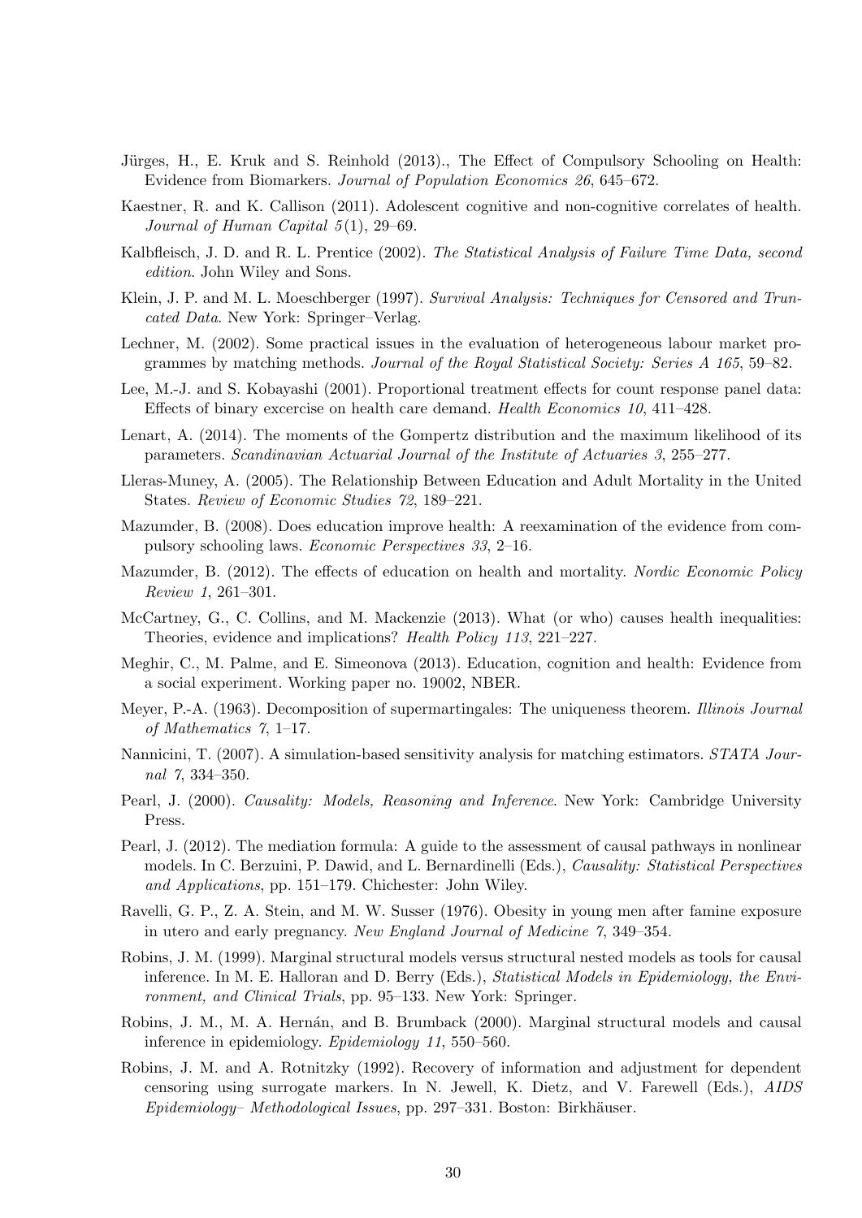Jürges, H., E. Kruk and S. Reinhold (2013)., The Effect of Compulsory Schooling on Health: Evidence from Biomarkers. *Journal of Population Economics 26*, 645–672.

Kaestner, R. and K. Callison (2011). Adolescent cognitive and non-cognitive correlates of health. *Journal of Human Capital 5*(1), 29–69.

Kalbfleisch, J. D. and R. L. Prentice (2002). *The Statistical Analysis of Failure Time Data, second edition*. John Wiley and Sons.

Klein, J. P. and M. L. Moeschberger (1997). *Survival Analysis: Techniques for Censored and Truncated Data*. New York: Springer–Verlag.

Lechner, M. (2002). Some practical issues in the evaluation of heterogeneous labour market programmes by matching methods. *Journal of the Royal Statistical Society: Series A 165*, 59–82.

Lee, M.-J. and S. Kobayashi (2001). Proportional treatment effects for count response panel data: Effects of binary excercise on health care demand. *Health Economics 10*, 411–428.

Lenart, A. (2014). The moments of the Gompertz distribution and the maximum likelihood of its parameters. *Scandinavian Actuarial Journal of the Institute of Actuaries 3*, 255–277.

Lleras-Muney, A. (2005). The Relationship Between Education and Adult Mortality in the United States. *Review of Economic Studies 72*, 189–221.

Mazumder, B. (2008). Does education improve health: A reexamination of the evidence from compulsory schooling laws. *Economic Perspectives 33*, 2–16.

Mazumder, B. (2012). The effects of education on health and mortality. *Nordic Economic Policy Review 1*, 261–301.

McCartney, G., C. Collins, and M. Mackenzie (2013). What (or who) causes health inequalities: Theories, evidence and implications? *Health Policy 113*, 221–227.

Meghir, C., M. Palme, and E. Simeonova (2013). Education, cognition and health: Evidence from a social experiment. Working paper no. 19002, NBER.

Meyer, P.-A. (1963). Decomposition of supermartingales: The uniqueness theorem. *Illinois Journal of Mathematics 7*, 1–17.

Nannicini, T. (2007). A simulation-based sensitivity analysis for matching estimators. *STATA Journal 7*, 334–350.

Pearl, J. (2000). *Causality: Models, Reasoning and Inference*. New York: Cambridge University Press.

Pearl, J. (2012). The mediation formula: A guide to the assessment of causal pathways in nonlinear models. In C. Berzuini, P. Dawid, and L. Bernardinelli (Eds.), *Causality: Statistical Perspectives and Applications*, pp. 151–179. Chichester: John Wiley.

Ravelli, G. P., Z. A. Stein, and M. W. Susser (1976). Obesity in young men after famine exposure in utero and early pregnancy. *New England Journal of Medicine 7*, 349–354.

Robins, J. M. (1999). Marginal structural models versus structural nested models as tools for causal inference. In M. E. Halloran and D. Berry (Eds.), *Statistical Models in Epidemiology, the Environment, and Clinical Trials*, pp. 95–133. New York: Springer.

Robins, J. M., M. A. Hernán, and B. Brumback (2000). Marginal structural models and causal inference in epidemiology. *Epidemiology 11*, 550–560.

Robins, J. M. and A. Rotnitzky (1992). Recovery of information and adjustment for dependent censoring using surrogate markers. In N. Jewell, K. Dietz, and V. Farewell (Eds.), *AIDS Epidemiology– Methodological Issues*, pp. 297–331. Boston: Birkhäuser.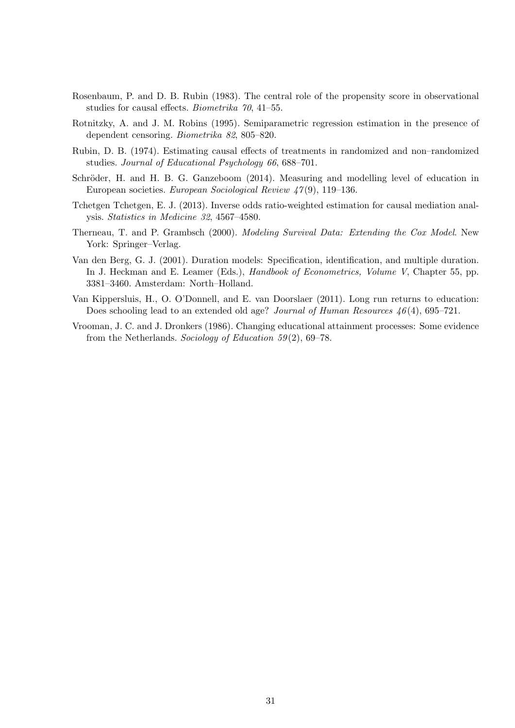Rosenbaum, P. and D. B. Rubin (1983). The central role of the propensity score in observational studies for causal effects. *Biometrika 70*, 41–55.

Rotnitzky, A. and J. M. Robins (1995). Semiparametric regression estimation in the presence of dependent censoring. *Biometrika 82*, 805–820.

Rubin, D. B. (1974). Estimating causal effects of treatments in randomized and non–randomized studies. *Journal of Educational Psychology 66*, 688–701.

Schröder, H. and H. B. G. Ganzeboom (2014). Measuring and modelling level of education in European societies. *European Sociological Review 47*(9), 119–136.

Tchetgen Tchetgen, E. J. (2013). Inverse odds ratio-weighted estimation for causal mediation analysis. *Statistics in Medicine 32*, 4567–4580.

Therneau, T. and P. Grambsch (2000). *Modeling Survival Data: Extending the Cox Model*. New York: Springer–Verlag.

Van den Berg, G. J. (2001). Duration models: Specification, identification, and multiple duration. In J. Heckman and E. Leamer (Eds.), *Handbook of Econometrics, Volume V*, Chapter 55, pp. 3381–3460. Amsterdam: North–Holland.

Van Kippersluis, H., O. O'Donnell, and E. van Doorslaer (2011). Long run returns to education: Does schooling lead to an extended old age? *Journal of Human Resources 46*(4), 695–721.

Vrooman, J. C. and J. Dronkers (1986). Changing educational attainment processes: Some evidence from the Netherlands. *Sociology of Education 59*(2), 69–78.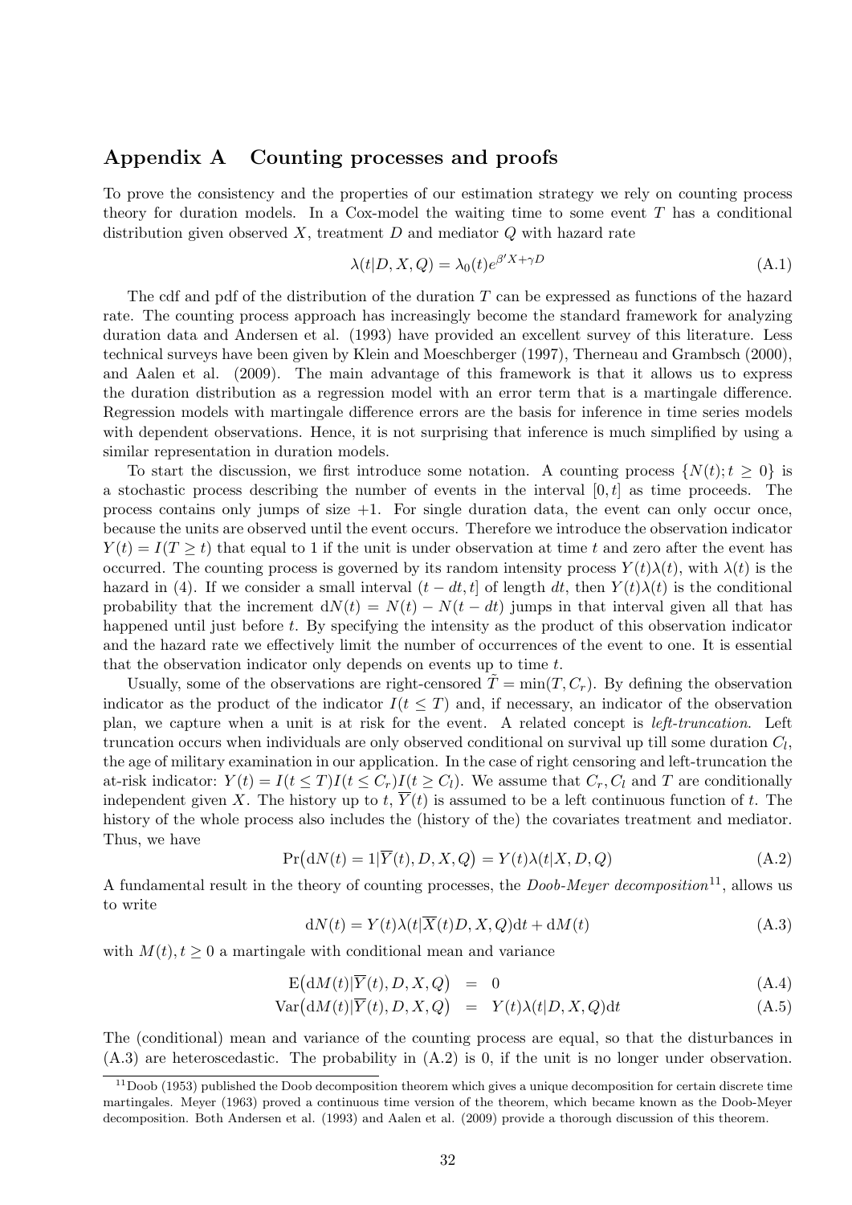## Appendix A Counting processes and proofs

To prove the consistency and the properties of our estimation strategy we rely on counting process theory for duration models. In a Cox-model the waiting time to some event $T$ has a conditional distribution given observed $X$, treatment $D$ and mediator $Q$ with hazard rate

$$\lambda(t|D,X,Q) = \lambda_0(t)e^{\beta' X + \gamma D} \tag{A.1}$$

The cdf and pdf of the distribution of the duration $T$ can be expressed as functions of the hazard rate. The counting process approach has increasingly become the standard framework for analyzing duration data and Andersen et al. (1993) have provided an excellent survey of this literature. Less technical surveys have been given by Klein and Moeschberger (1997), Therneau and Grambsch (2000), and Aalen et al. (2009). The main advantage of this framework is that it allows us to express the duration distribution as a regression model with an error term that is a martingale difference. Regression models with martingale difference errors are the basis for inference in time series models with dependent observations. Hence, it is not surprising that inference is much simplified by using a similar representation in duration models.

To start the discussion, we first introduce some notation. A counting process $\{N(t); t \geq 0\}$ is a stochastic process describing the number of events in the interval $[0,t]$ as time proceeds. The process contains only jumps of size $+1$. For single duration data, the event can only occur once, because the units are observed until the event occurs. Therefore we introduce the observation indicator $Y(t) = I(T \geq t)$ that equal to 1 if the unit is under observation at time $t$ and zero after the event has occurred. The counting process is governed by its random intensity process $Y(t)\lambda(t)$, with $\lambda(t)$ is the hazard in (4). If we consider a small interval $(t-dt, t]$ of length $dt$, then $Y(t)\lambda(t)$ is the conditional probability that the increment $\mathrm{d}N(t) = N(t) - N(t-dt)$ jumps in that interval given all that has happened until just before $t$. By specifying the intensity as the product of this observation indicator and the hazard rate we effectively limit the number of occurrences of the event to one. It is essential that the observation indicator only depends on events up to time $t$.

Usually, some of the observations are right-censored $\tilde{T} = \min(T, C_r)$. By defining the observation indicator as the product of the indicator $I(t \leq T)$ and, if necessary, an indicator of the observation plan, we capture when a unit is at risk for the event. A related concept is *left-truncation*. Left truncation occurs when individuals are only observed conditional on survival up till some duration $C_l$, the age of military examination in our application. In the case of right censoring and left-truncation the at-risk indicator: $Y(t) = I(t \leq T)I(t \leq C_r)I(t \geq C_l)$. We assume that $C_r, C_l$ and $T$ are conditionally independent given $X$. The history up to $t$, $\overline{Y}(t)$ is assumed to be a left continuous function of $t$. The history of the whole process also includes the (history of the) the covariates treatment and mediator. Thus, we have

$$\Pr\big(\mathrm{d}N(t) = 1|\overline{Y}(t), D, X, Q\big) = Y(t)\lambda(t|X, D, Q) \tag{A.2}$$

A fundamental result in the theory of counting processes, the *Doob-Meyer decomposition*[11], allows us to write

$$\mathrm{d}N(t) = Y(t)\lambda(t|\overline{X}(t)D, X, Q)\mathrm{d}t + \mathrm{d}M(t) \tag{A.3}$$

with $M(t), t \geq 0$ a martingale with conditional mean and variance

$$\mathrm{E}\big(\mathrm{d}M(t)|\overline{Y}(t), D, X, Q\big) = 0 \tag{A.4}$$

$$\mathrm{Var}\big(\mathrm{d}M(t)|\overline{Y}(t), D, X, Q\big) = Y(t)\lambda(t|D, X, Q)\mathrm{d}t \tag{A.5}$$

The (conditional) mean and variance of the counting process are equal, so that the disturbances in (A.3) are heteroscedastic. The probability in (A.2) is 0, if the unit is no longer under observation.

[11] Doob (1953) published the Doob decomposition theorem which gives a unique decomposition for certain discrete time martingales. Meyer (1963) proved a continuous time version of the theorem, which became known as the Doob-Meyer decomposition. Both Andersen et al. (1993) and Aalen et al. (2009) provide a thorough discussion of this theorem.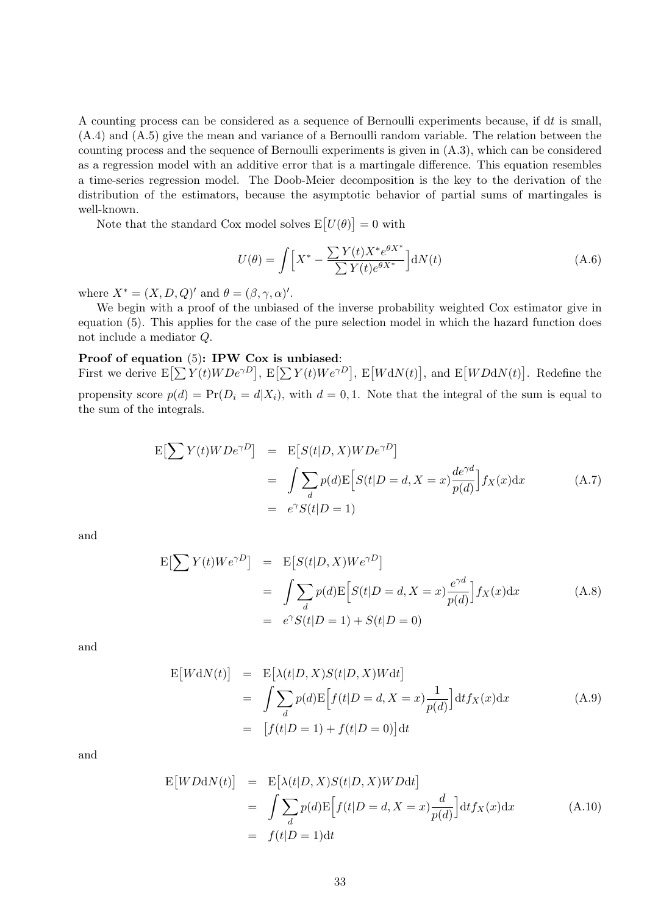A counting process can be considered as a sequence of Bernoulli experiments because, if $\mathrm{d}t$ is small, (A.4) and (A.5) give the mean and variance of a Bernoulli random variable. The relation between the counting process and the sequence of Bernoulli experiments is given in (A.3), which can be considered as a regression model with an additive error that is a martingale difference. This equation resembles a time-series regression model. The Doob-Meier decomposition is the key to the derivation of the distribution of the estimators, because the asymptotic behavior of partial sums of martingales is well-known.

Note that the standard Cox model solves $\mathrm{E}\big[U(\theta)\big] = 0$ with

$$U(\theta) = \int \Big[ X^* - \frac{\sum Y(t) X^* e^{\theta X^*}}{\sum Y(t) e^{\theta X^*}} \Big] \mathrm{d}N(t) \tag{A.6}$$

where $X^* = (X, D, Q)'$ and $\theta = (\beta, \gamma, \alpha)'$.

We begin with a proof of the unbiased of the inverse probability weighted Cox estimator give in equation (5). This applies for the case of the pure selection model in which the hazard function does not include a mediator $Q$.

**Proof of equation** (5)**: IPW Cox is unbiased**:
First we derive $\mathrm{E}\big[\sum Y(t) W D e^{\gamma D}\big]$, $\mathrm{E}\big[\sum Y(t) W e^{\gamma D}\big]$, $\mathrm{E}\big[W \mathrm{d}N(t)\big]$, and $\mathrm{E}\big[W D \mathrm{d}N(t)\big]$. Redefine the propensity score $p(d) = \Pr(D_i = d | X_i)$, with $d = 0, 1$. Note that the integral of the sum is equal to the sum of the integrals.

$$\begin{aligned} \mathrm{E}\big[\sum Y(t) W D e^{\gamma D}\big] &= \mathrm{E}\big[S(t|D,X) W D e^{\gamma D}\big] \\ &= \int \sum_d p(d) \mathrm{E}\Big[S(t|D=d, X=x) \frac{d e^{\gamma d}}{p(d)}\Big] f_X(x) \mathrm{d}x \\ &= e^{\gamma} S(t|D=1) \end{aligned} \tag{A.7}$$

and

$$\begin{aligned} \mathrm{E}\big[\sum Y(t) W e^{\gamma D}\big] &= \mathrm{E}\big[S(t|D,X) W e^{\gamma D}\big] \\ &= \int \sum_d p(d) \mathrm{E}\Big[S(t|D=d, X=x) \frac{e^{\gamma d}}{p(d)}\Big] f_X(x) \mathrm{d}x \\ &= e^{\gamma} S(t|D=1) + S(t|D=0) \end{aligned} \tag{A.8}$$

and

$$\begin{aligned} \mathrm{E}\big[W \mathrm{d}N(t)\big] &= \mathrm{E}\big[\lambda(t|D,X) S(t|D,X) W \mathrm{d}t\big] \\ &= \int \sum_d p(d) \mathrm{E}\Big[f(t|D=d, X=x) \frac{1}{p(d)}\Big] \mathrm{d}t f_X(x) \mathrm{d}x \\ &= \big[f(t|D=1) + f(t|D=0)\big] \mathrm{d}t \end{aligned} \tag{A.9}$$

and

$$\begin{aligned} \mathrm{E}\big[W D \mathrm{d}N(t)\big] &= \mathrm{E}\big[\lambda(t|D,X) S(t|D,X) W D \mathrm{d}t\big] \\ &= \int \sum_d p(d) \mathrm{E}\Big[f(t|D=d, X=x) \frac{d}{p(d)}\Big] \mathrm{d}t f_X(x) \mathrm{d}x \\ &= f(t|D=1) \mathrm{d}t \end{aligned} \tag{A.10}$$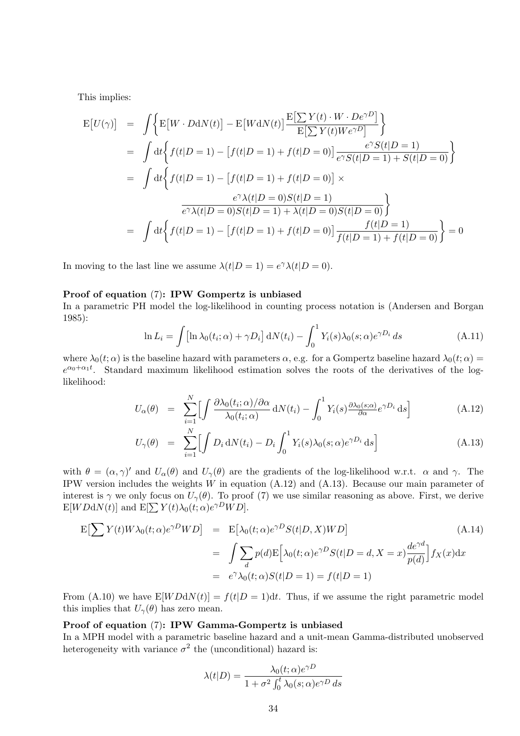This implies:

$$
\begin{aligned}
\mathrm{E}\big[U(\gamma)\big] &= \int \Big\{ \mathrm{E}\big[W \cdot D \mathrm{d}N(t)\big] - \mathrm{E}\big[W \mathrm{d}N(t)\big] \frac{\mathrm{E}\big[\sum Y(t) \cdot W \cdot D e^{\gamma D}\big]}{\mathrm{E}\big[\sum Y(t) W e^{\gamma D}\big]} \Big\} \\
&= \int \mathrm{d}t \Big\{ f(t|D=1) - \big[f(t|D=1) + f(t|D=0)\big] \frac{e^{\gamma} S(t|D=1)}{e^{\gamma} S(t|D=1) + S(t|D=0)} \Big\} \\
&= \int \mathrm{d}t \Big\{ f(t|D=1) - \big[f(t|D=1) + f(t|D=0)\big] \times \\
&\qquad \frac{e^{\gamma} \lambda(t|D=0) S(t|D=1)}{e^{\gamma} \lambda(t|D=0) S(t|D=1) + \lambda(t|D=0) S(t|D=0)} \Big\} \\
&= \int \mathrm{d}t \Big\{ f(t|D=1) - \big[f(t|D=1) + f(t|D=0)\big] \frac{f(t|D=1)}{f(t|D=1) + f(t|D=0)} \Big\} = 0
\end{aligned}
$$

In moving to the last line we assume $\lambda(t|D=1) = e^{\gamma}\lambda(t|D=0)$.

**Proof of equation (7): IPW Gompertz is unbiased**

In a parametric PH model the log-likelihood in counting process notation is (Andersen and Borgan 1985):

$$
\ln L_i = \int \big[\ln \lambda_0(t_i;\alpha) + \gamma D_i\big] \,\mathrm{d}N(t_i) - \int_0^1 Y_i(s)\lambda_0(s;\alpha)e^{\gamma D_i}\, ds \tag{A.11}
$$

where $\lambda_0(t;\alpha)$ is the baseline hazard with parameters $\alpha$, e.g. for a Gompertz baseline hazard $\lambda_0(t;\alpha) = e^{\alpha_0+\alpha_1 t}$. Standard maximum likelihood estimation solves the roots of the derivatives of the log-likelihood:

$$
U_{\alpha}(\theta) = \sum_{i=1}^{N} \Big[ \int \frac{\partial \lambda_0(t_i;\alpha)/\partial\alpha}{\lambda_0(t_i;\alpha)} \,\mathrm{d}N(t_i) - \int_0^1 Y_i(s) \tfrac{\partial \lambda_0(s;\alpha)}{\partial \alpha} e^{\gamma D_i}\, \mathrm{d}s \Big] \tag{A.12}
$$

$$
U_{\gamma}(\theta) = \sum_{i=1}^{N} \Big[ \int D_i \,\mathrm{d}N(t_i) - D_i \int_0^1 Y_i(s)\lambda_0(s;\alpha)e^{\gamma D_i}\, \mathrm{d}s \Big] \tag{A.13}
$$

with $\theta = (\alpha,\gamma)'$ and $U_{\alpha}(\theta)$ and $U_{\gamma}(\theta)$ are the gradients of the log-likelihood w.r.t. $\alpha$ and $\gamma$. The IPW version includes the weights $W$ in equation (A.12) and (A.13). Because our main parameter of interest is $\gamma$ we only focus on $U_{\gamma}(\theta)$. To proof (7) we use similar reasoning as above. First, we derive $\mathrm{E}[WD\mathrm{d}N(t)]$ and $\mathrm{E}[\sum Y(t)\lambda_0(t;\alpha)e^{\gamma D} WD]$.

$$
\begin{aligned}
\mathrm{E}\big[\textstyle\sum Y(t) W \lambda_0(t;\alpha) e^{\gamma D} WD\big] &= \mathrm{E}\big[\lambda_0(t;\alpha)e^{\gamma D} S(t|D,X) WD\big] \\
&= \int \sum_d p(d) \mathrm{E}\Big[\lambda_0(t;\alpha)e^{\gamma D} S(t|D=d, X=x) \frac{de^{\gamma d}}{p(d)}\Big] f_X(x)\mathrm{d}x \\
&= e^{\gamma}\lambda_0(t;\alpha) S(t|D=1) = f(t|D=1)
\end{aligned} \tag{A.14}
$$

From (A.10) we have $\mathrm{E}[WD\mathrm{d}N(t)] = f(t|D=1)\mathrm{d}t$. Thus, if we assume the right parametric model this implies that $U_{\gamma}(\theta)$ has zero mean.

**Proof of equation (7): IPW Gamma-Gompertz is unbiased**

In a MPH model with a parametric baseline hazard and a unit-mean Gamma-distributed unobserved heterogeneity with variance $\sigma^2$ the (unconditional) hazard is:

$$
\lambda(t|D) = \frac{\lambda_0(t;\alpha)e^{\gamma D}}{1 + \sigma^2 \int_0^t \lambda_0(s;\alpha)e^{\gamma D}\, ds}
$$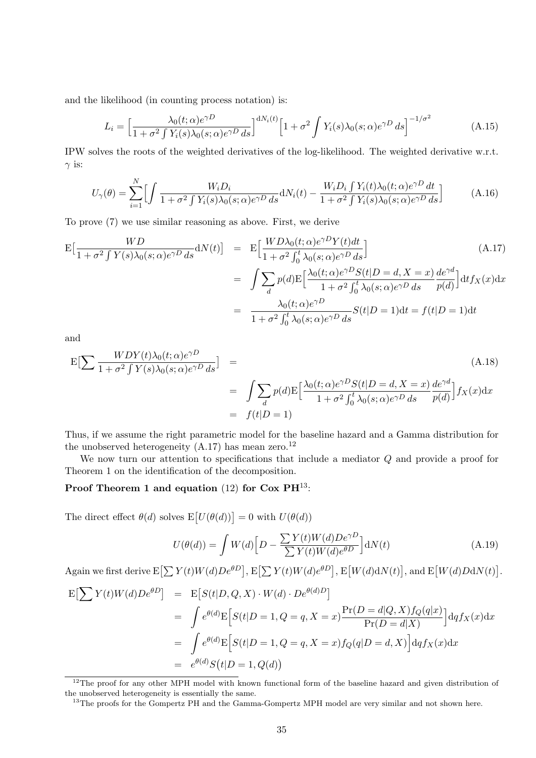and the likelihood (in counting process notation) is:

$$L_i = \Big[\frac{\lambda_0(t;\alpha)e^{\gamma D}}{1+\sigma^2 \int Y_i(s)\lambda_0(s;\alpha)e^{\gamma D}\,ds}\Big]^{\mathrm{d}N_i(t)} \Big[1+\sigma^2 \int Y_i(s)\lambda_0(s;\alpha)e^{\gamma D}\,ds\Big]^{-1/\sigma^2} \tag{A.15}$$

IPW solves the roots of the weighted derivatives of the log-likelihood. The weighted derivative w.r.t. $\gamma$ is:

$$U_\gamma(\theta) = \sum_{i=1}^{N}\Big[\int \frac{W_i D_i}{1+\sigma^2 \int Y_i(s)\lambda_0(s;\alpha)e^{\gamma D}\,ds}\mathrm{d}N_i(t) - \frac{W_i D_i \int Y_i(t)\lambda_0(t;\alpha)e^{\gamma D}\,dt}{1+\sigma^2 \int Y_i(s)\lambda_0(s;\alpha)e^{\gamma D}\,ds}\Big] \tag{A.16}$$

To prove (7) we use similar reasoning as above. First, we derive

$$\begin{aligned}
\mathrm{E}\big[\frac{WD}{1+\sigma^2 \int Y(s)\lambda_0(s;\alpha)e^{\gamma D}\,ds}\mathrm{d}N(t)\big] &= \mathrm{E}\Big[\frac{WD\lambda_0(t;\alpha)e^{\gamma D}Y(t)dt}{1+\sigma^2 \int_0^t \lambda_0(s;\alpha)e^{\gamma D}\,ds}\Big] \\
&= \int \sum_d p(d)\mathrm{E}\Big[\frac{\lambda_0(t;\alpha)e^{\gamma D}S(t|D=d,X=x)}{1+\sigma^2 \int_0^t \lambda_0(s;\alpha)e^{\gamma D}\,ds}\frac{de^{\gamma d}}{p(d)}\Big]\mathrm{d}t f_X(x)\mathrm{d}x \\
&= \frac{\lambda_0(t;\alpha)e^{\gamma D}}{1+\sigma^2 \int_0^t \lambda_0(s;\alpha)e^{\gamma D}\,ds}S(t|D=1)\mathrm{d}t = f(t|D=1)\mathrm{d}t
\end{aligned} \tag{A.17}$$

and

$$\begin{aligned}
\mathrm{E}\big[\sum \frac{WDY(t)\lambda_0(t;\alpha)e^{\gamma D}}{1+\sigma^2 \int Y(s)\lambda_0(s;\alpha)e^{\gamma D}\,ds}\big] &= \\
&= \int \sum_d p(d)\mathrm{E}\Big[\frac{\lambda_0(t;\alpha)e^{\gamma D}S(t|D=d,X=x)}{1+\sigma^2 \int_0^t \lambda_0(s;\alpha)e^{\gamma D}\,ds}\frac{de^{\gamma d}}{p(d)}\Big]f_X(x)\mathrm{d}x \\
&= f(t|D=1)
\end{aligned} \tag{A.18}$$

Thus, if we assume the right parametric model for the baseline hazard and a Gamma distribution for the unobserved heterogeneity (A.17) has mean zero.[12]

We now turn our attention to specifications that include a mediator $Q$ and provide a proof for Theorem 1 on the identification of the decomposition.

**Proof Theorem 1 and equation (12) for Cox PH**[13]:

The direct effect $\theta(d)$ solves $\mathrm{E}\big[U(\theta(d))\big] = 0$ with $U(\theta(d))$

$$U(\theta(d)) = \int W(d)\Big[D - \frac{\sum Y(t)W(d)De^{\gamma D}}{\sum Y(t)W(d)e^{\theta D}}\Big]\mathrm{d}N(t) \tag{A.19}$$

Again we first derive $\mathrm{E}\big[\sum Y(t)W(d)De^{\theta D}\big]$, $\mathrm{E}\big[\sum Y(t)W(d)e^{\theta D}\big]$, $\mathrm{E}\big[W(d)\mathrm{d}N(t)\big]$, and $\mathrm{E}\big[W(d)D\mathrm{d}N(t)\big]$.

$$\begin{aligned}
\mathrm{E}\big[\sum Y(t)W(d)De^{\theta D}\big] &= \mathrm{E}\big[S(t|D,Q,X)\cdot W(d)\cdot De^{\theta(d)D}\big] \\
&= \int e^{\theta(d)}\mathrm{E}\Big[S(t|D=1,Q=q,X=x)\frac{\Pr(D=d|Q,X)f_Q(q|x)}{\Pr(D=d|X)}\Big]\mathrm{d}q f_X(x)\mathrm{d}x \\
&= \int e^{\theta(d)}\mathrm{E}\Big[S(t|D=1,Q=q,X=x)f_Q(q|D=d,X)\Big]\mathrm{d}q f_X(x)\mathrm{d}x \\
&= e^{\theta(d)}S\big(t|D=1,Q(d)\big)
\end{aligned}$$

[12] The proof for any other MPH model with known functional form of the baseline hazard and given distribution of the unobserved heterogeneity is essentially the same.

[13] The proofs for the Gompertz PH and the Gamma-Gompertz MPH model are very similar and not shown here.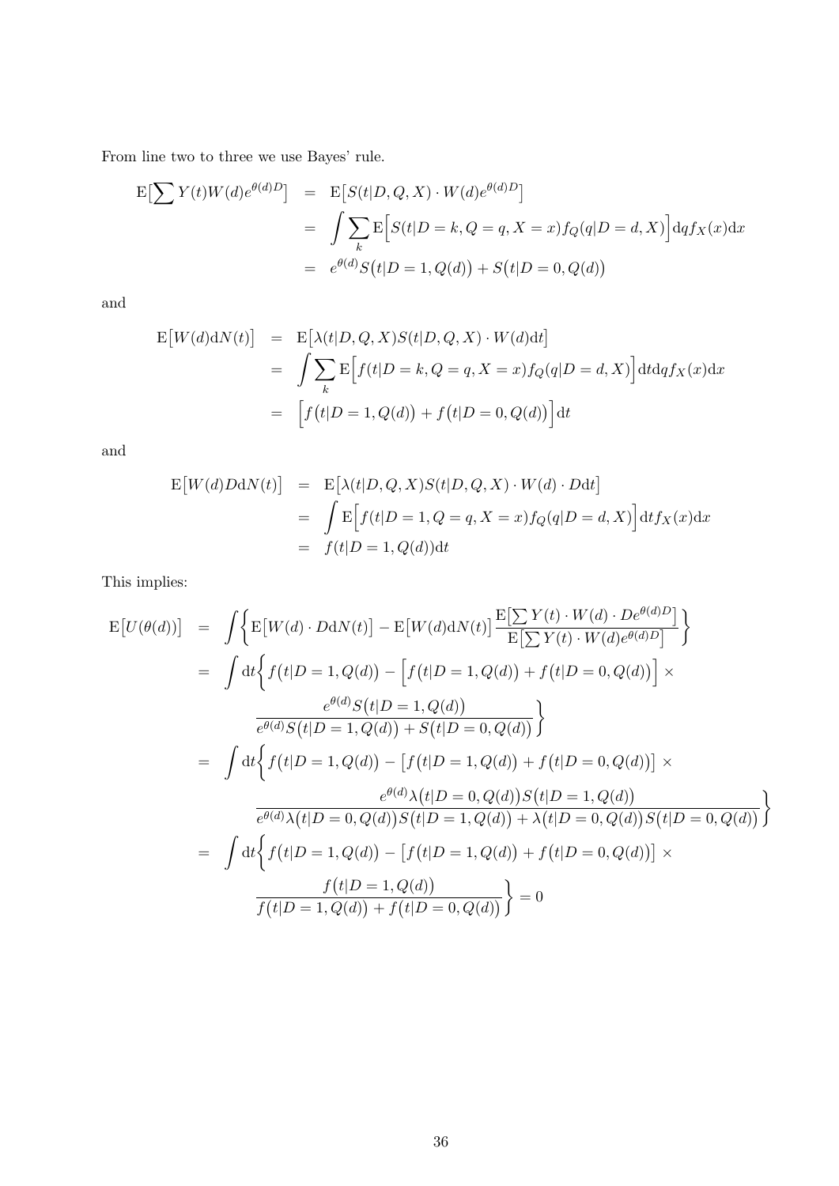From line two to three we use Bayes' rule.

$$
\begin{aligned}
\mathrm{E}\big[\sum Y(t)W(d)e^{\theta(d)D}\big] &= \mathrm{E}\big[S(t|D,Q,X)\cdot W(d)e^{\theta(d)D}\big] \\
&= \int \sum_k \mathrm{E}\Big[S(t|D=k,Q=q,X=x)f_Q(q|D=d,X)\Big]\mathrm{d}q f_X(x)\mathrm{d}x \\
&= e^{\theta(d)}S\big(t|D=1,Q(d)\big)+S\big(t|D=0,Q(d)\big)
\end{aligned}
$$

and

$$
\begin{aligned}
\mathrm{E}\big[W(d)\mathrm{d}N(t)\big] &= \mathrm{E}\big[\lambda(t|D,Q,X)S(t|D,Q,X)\cdot W(d)\mathrm{d}t\big] \\
&= \int \sum_k \mathrm{E}\Big[f(t|D=k,Q=q,X=x)f_Q(q|D=d,X)\Big]\mathrm{d}t\mathrm{d}q f_X(x)\mathrm{d}x \\
&= \Big[f\big(t|D=1,Q(d)\big)+f\big(t|D=0,Q(d)\big)\Big]\mathrm{d}t
\end{aligned}
$$

and

$$
\begin{aligned}
\mathrm{E}\big[W(d)D\mathrm{d}N(t)\big] &= \mathrm{E}\big[\lambda(t|D,Q,X)S(t|D,Q,X)\cdot W(d)\cdot D\mathrm{d}t\big] \\
&= \int \mathrm{E}\Big[f(t|D=1,Q=q,X=x)f_Q(q|D=d,X)\Big]\mathrm{d}t f_X(x)\mathrm{d}x \\
&= f(t|D=1,Q(d))\mathrm{d}t
\end{aligned}
$$

This implies:

$$
\begin{aligned}
\mathrm{E}\big[U(\theta(d))\big] &= \int\Bigg\{\mathrm{E}\big[W(d)\cdot D\mathrm{d}N(t)\big]-\mathrm{E}\big[W(d)\mathrm{d}N(t)\big]\frac{\mathrm{E}\big[\sum Y(t)\cdot W(d)\cdot De^{\theta(d)D}\big]}{\mathrm{E}\big[\sum Y(t)\cdot W(d)e^{\theta(d)D}\big]}\Bigg\} \\
&= \int \mathrm{d}t\Bigg\{f\big(t|D=1,Q(d)\big)-\Big[f\big(t|D=1,Q(d)\big)+f\big(t|D=0,Q(d)\big)\Big]\times \\
&\qquad \frac{e^{\theta(d)}S\big(t|D=1,Q(d)\big)}{e^{\theta(d)}S\big(t|D=1,Q(d)\big)+S\big(t|D=0,Q(d)\big)}\Bigg\} \\
&= \int \mathrm{d}t\Bigg\{f\big(t|D=1,Q(d)\big)-\big[f\big(t|D=1,Q(d)\big)+f\big(t|D=0,Q(d)\big)\big]\times \\
&\qquad \frac{e^{\theta(d)}\lambda\big(t|D=0,Q(d)\big)S\big(t|D=1,Q(d)\big)}{e^{\theta(d)}\lambda\big(t|D=0,Q(d)\big)S\big(t|D=1,Q(d)\big)+\lambda\big(t|D=0,Q(d)\big)S\big(t|D=0,Q(d)\big)}\Bigg\} \\
&= \int \mathrm{d}t\Bigg\{f\big(t|D=1,Q(d)\big)-\big[f\big(t|D=1,Q(d)\big)+f\big(t|D=0,Q(d)\big)\big]\times \\
&\qquad \frac{f\big(t|D=1,Q(d)\big)}{f\big(t|D=1,Q(d)\big)+f\big(t|D=0,Q(d)\big)}\Bigg\}=0
\end{aligned}
$$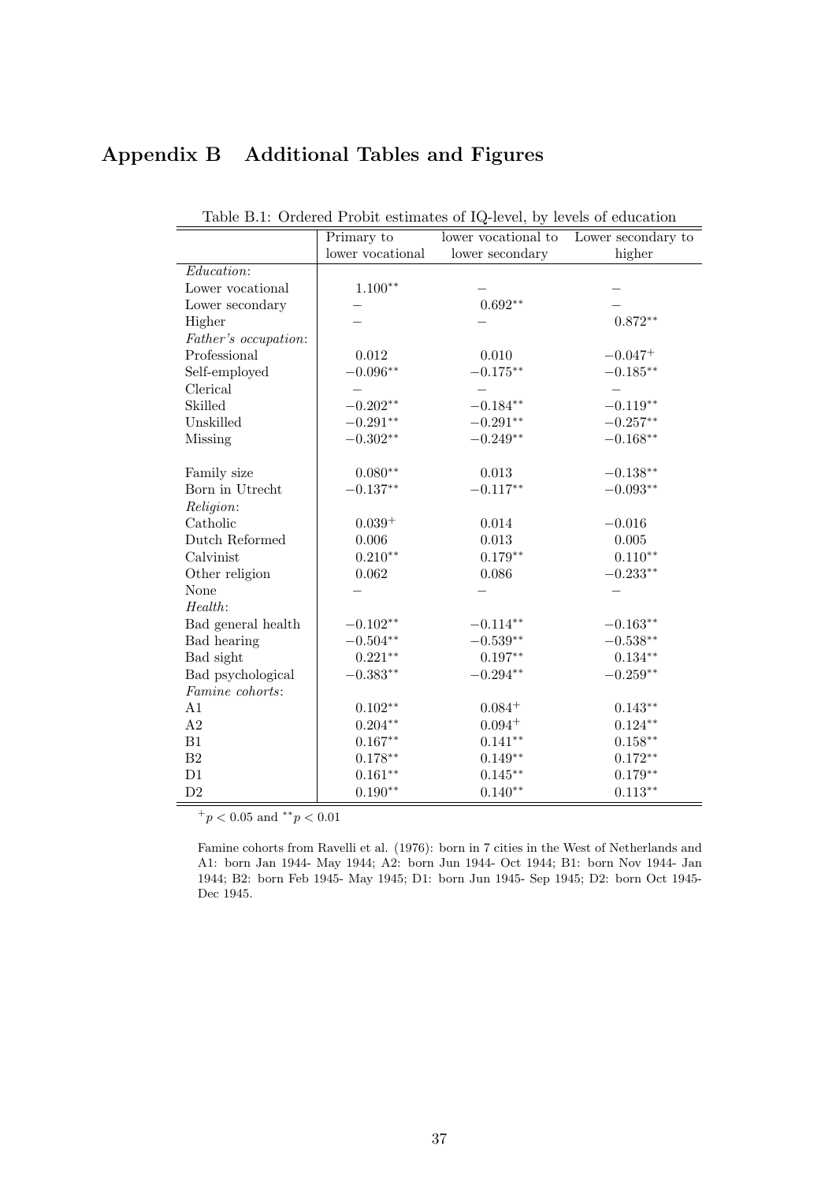# Appendix B Additional Tables and Figures

Table B.1: Ordered Probit estimates of IQ-level, by levels of education

| | Primary to lower vocational | lower vocational to lower secondary | Lower secondary to higher |
|---|---|---|---|
| *Education*: | | | |
| Lower vocational | $1.100^{**}$ | – | – |
| Lower secondary | – | $0.692^{**}$ | – |
| Higher | – | – | $0.872^{**}$ |
| *Father's occupation*: | | | |
| Professional | 0.012 | 0.010 | $-0.047^{+}$ |
| Self-employed | $-0.096^{**}$ | $-0.175^{**}$ | $-0.185^{**}$ |
| Clerical | – | – | – |
| Skilled | $-0.202^{**}$ | $-0.184^{**}$ | $-0.119^{**}$ |
| Unskilled | $-0.291^{**}$ | $-0.291^{**}$ | $-0.257^{**}$ |
| Missing | $-0.302^{**}$ | $-0.249^{**}$ | $-0.168^{**}$ |
| Family size | $0.080^{**}$ | 0.013 | $-0.138^{**}$ |
| Born in Utrecht | $-0.137^{**}$ | $-0.117^{**}$ | $-0.093^{**}$ |
| *Religion*: | | | |
| Catholic | $0.039^{+}$ | 0.014 | $-0.016$ |
| Dutch Reformed | 0.006 | 0.013 | 0.005 |
| Calvinist | $0.210^{**}$ | $0.179^{**}$ | $0.110^{**}$ |
| Other religion | 0.062 | 0.086 | $-0.233^{**}$ |
| None | – | – | – |
| *Health*: | | | |
| Bad general health | $-0.102^{**}$ | $-0.114^{**}$ | $-0.163^{**}$ |
| Bad hearing | $-0.504^{**}$ | $-0.539^{**}$ | $-0.538^{**}$ |
| Bad sight | $0.221^{**}$ | $0.197^{**}$ | $0.134^{**}$ |
| Bad psychological | $-0.383^{**}$ | $-0.294^{**}$ | $-0.259^{**}$ |
| *Famine cohorts*: | | | |
| A1 | $0.102^{**}$ | $0.084^{+}$ | $0.143^{**}$ |
| A2 | $0.204^{**}$ | $0.094^{+}$ | $0.124^{**}$ |
| B1 | $0.167^{**}$ | $0.141^{**}$ | $0.158^{**}$ |
| B2 | $0.178^{**}$ | $0.149^{**}$ | $0.172^{**}$ |
| D1 | $0.161^{**}$ | $0.145^{**}$ | $0.179^{**}$ |
| D2 | $0.190^{**}$ | $0.140^{**}$ | $0.113^{**}$ |

$^{+}p < 0.05$ and $^{**}p < 0.01$

Famine cohorts from Ravelli et al. (1976): born in 7 cities in the West of Netherlands and A1: born Jan 1944- May 1944; A2: born Jun 1944- Oct 1944; B1: born Nov 1944- Jan 1944; B2: born Feb 1945- May 1945; D1: born Jun 1945- Sep 1945; D2: born Oct 1945- Dec 1945.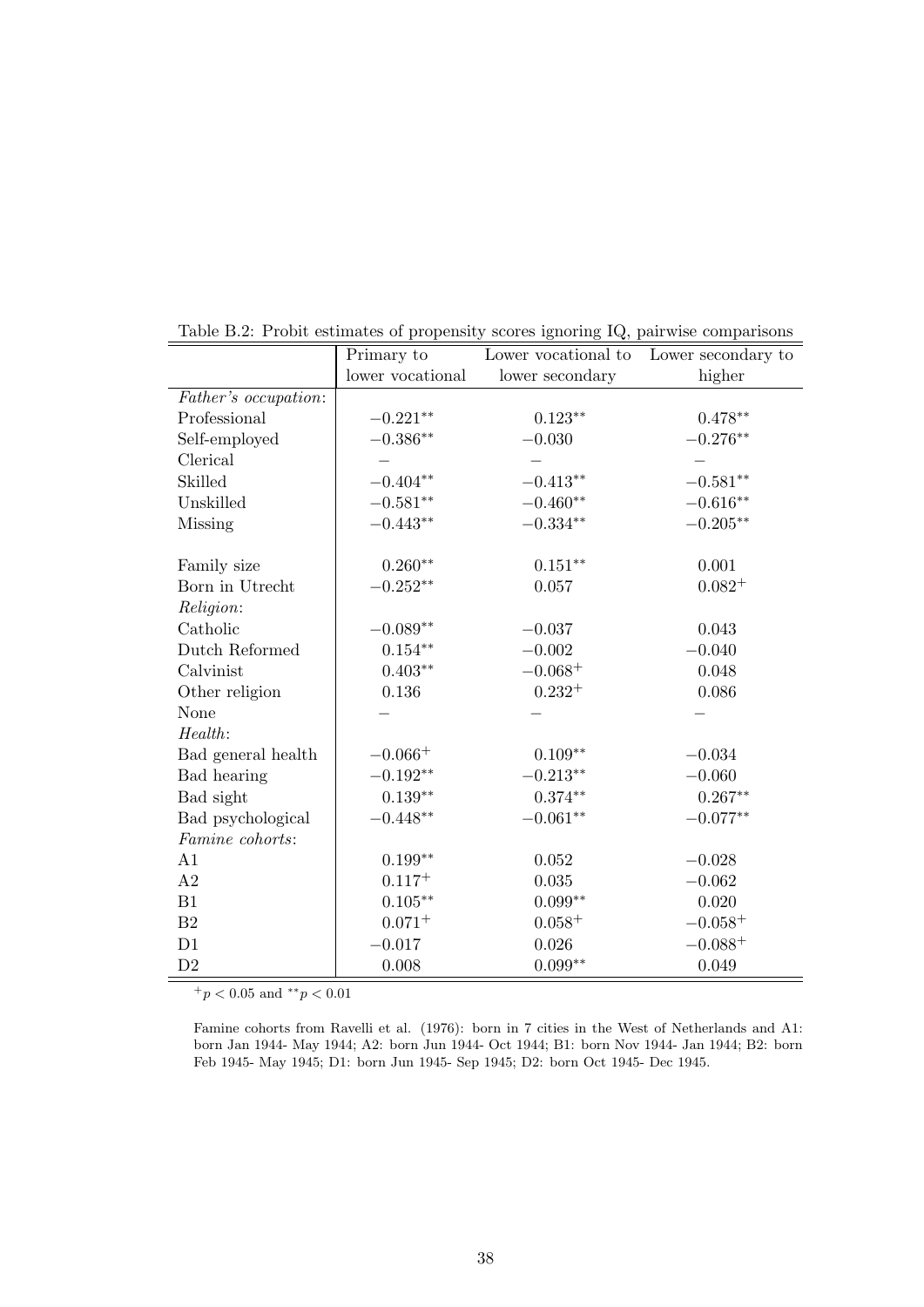Table B.2: Probit estimates of propensity scores ignoring IQ, pairwise comparisons

| | Primary to lower vocational | Lower vocational to lower secondary | Lower secondary to higher |
|---|---|---|---|
| *Father's occupation*: | | | |
| Professional | $-0.221^{**}$ | $0.123^{**}$ | $0.478^{**}$ |
| Self-employed | $-0.386^{**}$ | $-0.030$ | $-0.276^{**}$ |
| Clerical | – | – | – |
| Skilled | $-0.404^{**}$ | $-0.413^{**}$ | $-0.581^{**}$ |
| Unskilled | $-0.581^{**}$ | $-0.460^{**}$ | $-0.616^{**}$ |
| Missing | $-0.443^{**}$ | $-0.334^{**}$ | $-0.205^{**}$ |
| | | | |
| Family size | $0.260^{**}$ | $0.151^{**}$ | $0.001$ |
| Born in Utrecht | $-0.252^{**}$ | $0.057$ | $0.082^{+}$ |
| *Religion*: | | | |
| Catholic | $-0.089^{**}$ | $-0.037$ | $0.043$ |
| Dutch Reformed | $0.154^{**}$ | $-0.002$ | $-0.040$ |
| Calvinist | $0.403^{**}$ | $-0.068^{+}$ | $0.048$ |
| Other religion | $0.136$ | $0.232^{+}$ | $0.086$ |
| None | – | – | – |
| *Health*: | | | |
| Bad general health | $-0.066^{+}$ | $0.109^{**}$ | $-0.034$ |
| Bad hearing | $-0.192^{**}$ | $-0.213^{**}$ | $-0.060$ |
| Bad sight | $0.139^{**}$ | $0.374^{**}$ | $0.267^{**}$ |
| Bad psychological | $-0.448^{**}$ | $-0.061^{**}$ | $-0.077^{**}$ |
| *Famine cohorts*: | | | |
| A1 | $0.199^{**}$ | $0.052$ | $-0.028$ |
| A2 | $0.117^{+}$ | $0.035$ | $-0.062$ |
| B1 | $0.105^{**}$ | $0.099^{**}$ | $0.020$ |
| B2 | $0.071^{+}$ | $0.058^{+}$ | $-0.058^{+}$ |
| D1 | $-0.017$ | $0.026$ | $-0.088^{+}$ |
| D2 | $0.008$ | $0.099^{**}$ | $0.049$ |

$^{+}p < 0.05$ and $^{**}p < 0.01$

Famine cohorts from Ravelli et al. (1976): born in 7 cities in the West of Netherlands and A1: born Jan 1944- May 1944; A2: born Jun 1944- Oct 1944; B1: born Nov 1944- Jan 1944; B2: born Feb 1945- May 1945; D1: born Jun 1945- Sep 1945; D2: born Oct 1945- Dec 1945.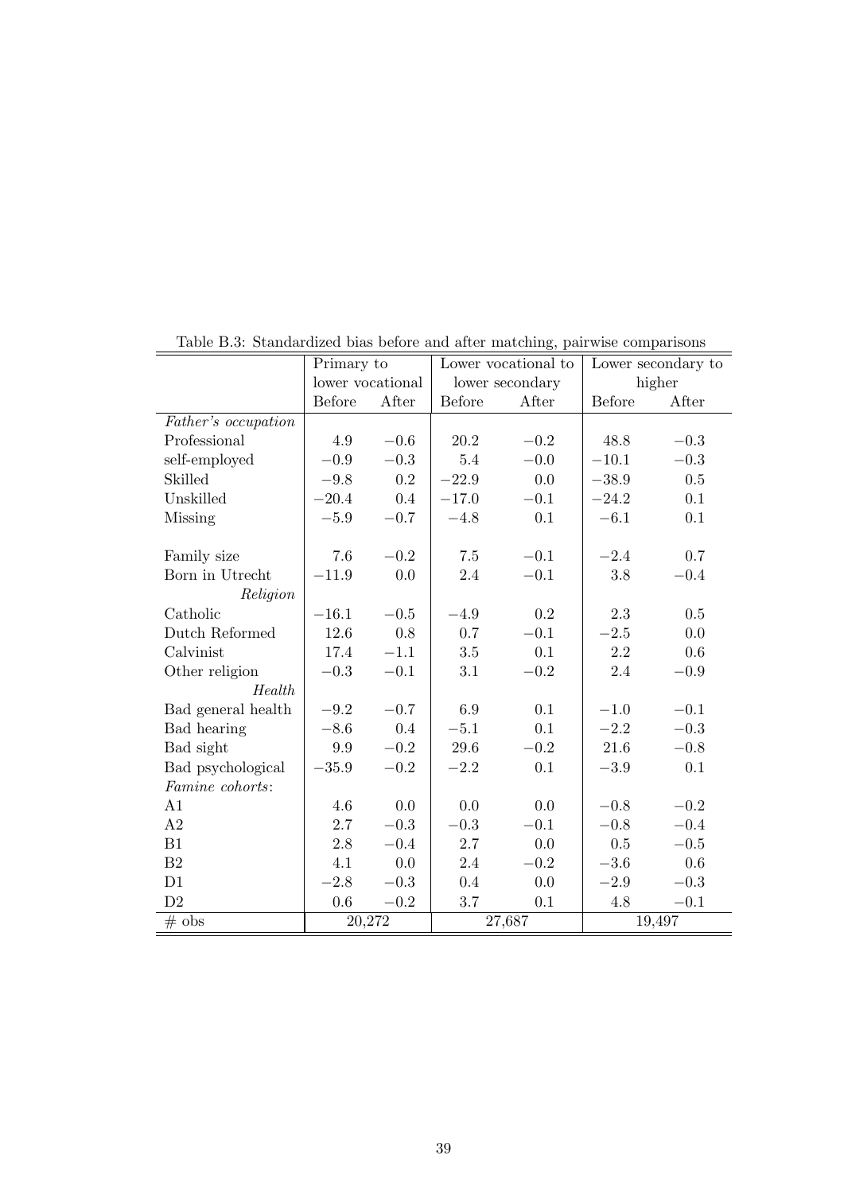Table B.3: Standardized bias before and after matching, pairwise comparisons

| | Primary to lower vocational | | Lower vocational to lower secondary | | Lower secondary to higher | |
|---|---|---|---|---|---|---|
| | Before | After | Before | After | Before | After |
| *Father's occupation* | | | | | | |
| Professional | 4.9 | −0.6 | 20.2 | −0.2 | 48.8 | −0.3 |
| self-employed | −0.9 | −0.3 | 5.4 | −0.0 | −10.1 | −0.3 |
| Skilled | −9.8 | 0.2 | −22.9 | 0.0 | −38.9 | 0.5 |
| Unskilled | −20.4 | 0.4 | −17.0 | −0.1 | −24.2 | 0.1 |
| Missing | −5.9 | −0.7 | −4.8 | 0.1 | −6.1 | 0.1 |
| Family size | 7.6 | −0.2 | 7.5 | −0.1 | −2.4 | 0.7 |
| Born in Utrecht | −11.9 | 0.0 | 2.4 | −0.1 | 3.8 | −0.4 |
| *Religion* | | | | | | |
| Catholic | −16.1 | −0.5 | −4.9 | 0.2 | 2.3 | 0.5 |
| Dutch Reformed | 12.6 | 0.8 | 0.7 | −0.1 | −2.5 | 0.0 |
| Calvinist | 17.4 | −1.1 | 3.5 | 0.1 | 2.2 | 0.6 |
| Other religion | −0.3 | −0.1 | 3.1 | −0.2 | 2.4 | −0.9 |
| *Health* | | | | | | |
| Bad general health | −9.2 | −0.7 | 6.9 | 0.1 | −1.0 | −0.1 |
| Bad hearing | −8.6 | 0.4 | −5.1 | 0.1 | −2.2 | −0.3 |
| Bad sight | 9.9 | −0.2 | 29.6 | −0.2 | 21.6 | −0.8 |
| Bad psychological | −35.9 | −0.2 | −2.2 | 0.1 | −3.9 | 0.1 |
| *Famine cohorts*: | | | | | | |
| A1 | 4.6 | 0.0 | 0.0 | 0.0 | −0.8 | −0.2 |
| A2 | 2.7 | −0.3 | −0.3 | −0.1 | −0.8 | −0.4 |
| B1 | 2.8 | −0.4 | 2.7 | 0.0 | 0.5 | −0.5 |
| B2 | 4.1 | 0.0 | 2.4 | −0.2 | −3.6 | 0.6 |
| D1 | −2.8 | −0.3 | 0.4 | 0.0 | −2.9 | −0.3 |
| D2 | 0.6 | −0.2 | 3.7 | 0.1 | 4.8 | −0.1 |
| # obs | 20,272 | | 27,687 | | 19,497 | |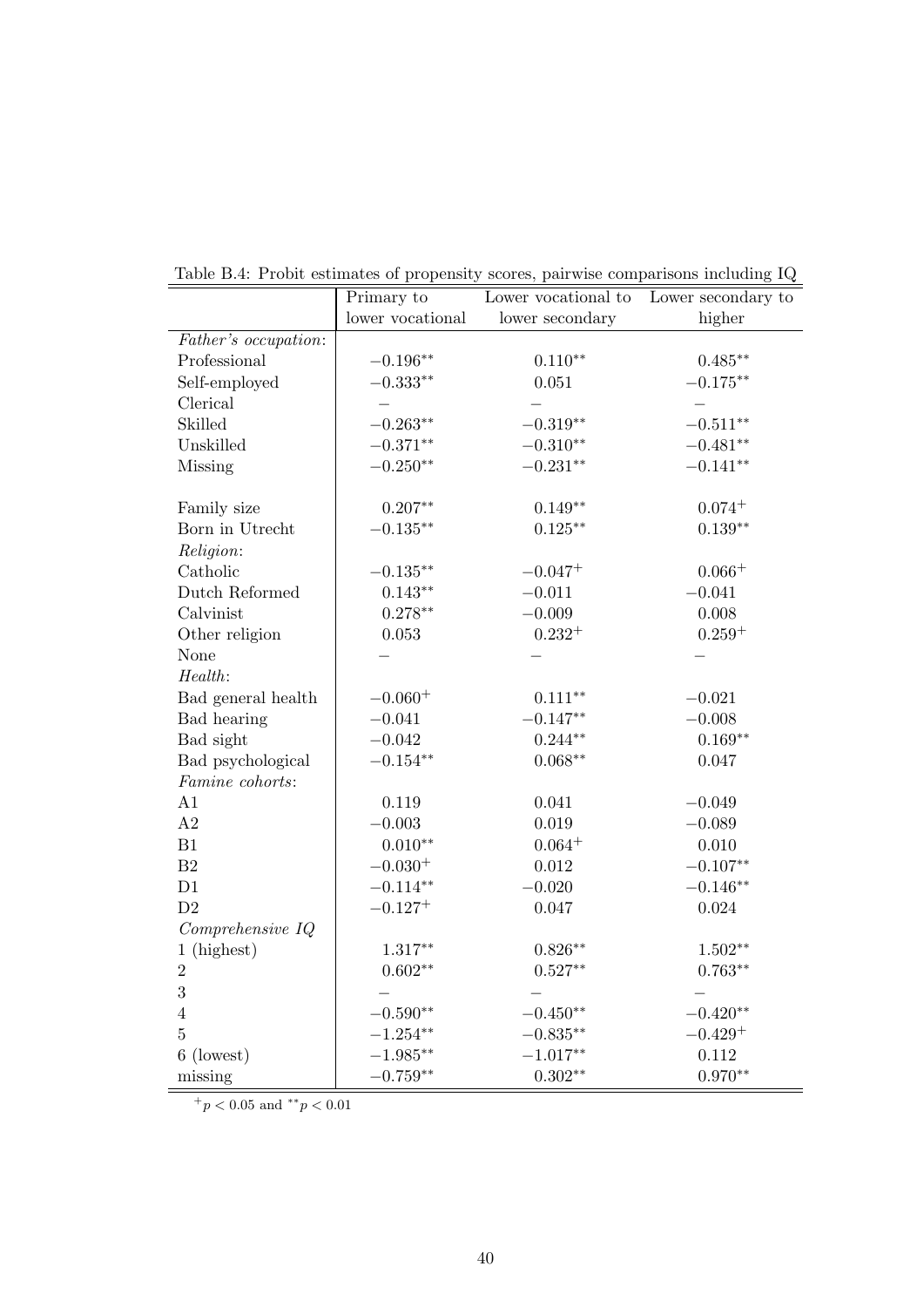Table B.4: Probit estimates of propensity scores, pairwise comparisons including IQ

| | Primary to lower vocational | Lower vocational to lower secondary | Lower secondary to higher |
|---|---|---|---|
| *Father's occupation*: | | | |
| Professional | $-0.196^{**}$ | $0.110^{**}$ | $0.485^{**}$ |
| Self-employed | $-0.333^{**}$ | $0.051$ | $-0.175^{**}$ |
| Clerical | – | – | – |
| Skilled | $-0.263^{**}$ | $-0.319^{**}$ | $-0.511^{**}$ |
| Unskilled | $-0.371^{**}$ | $-0.310^{**}$ | $-0.481^{**}$ |
| Missing | $-0.250^{**}$ | $-0.231^{**}$ | $-0.141^{**}$ |
| | | | |
| Family size | $0.207^{**}$ | $0.149^{**}$ | $0.074^{+}$ |
| Born in Utrecht | $-0.135^{**}$ | $0.125^{**}$ | $0.139^{**}$ |
| *Religion*: | | | |
| Catholic | $-0.135^{**}$ | $-0.047^{+}$ | $0.066^{+}$ |
| Dutch Reformed | $0.143^{**}$ | $-0.011$ | $-0.041$ |
| Calvinist | $0.278^{**}$ | $-0.009$ | $0.008$ |
| Other religion | $0.053$ | $0.232^{+}$ | $0.259^{+}$ |
| None | – | – | – |
| *Health*: | | | |
| Bad general health | $-0.060^{+}$ | $0.111^{**}$ | $-0.021$ |
| Bad hearing | $-0.041$ | $-0.147^{**}$ | $-0.008$ |
| Bad sight | $-0.042$ | $0.244^{**}$ | $0.169^{**}$ |
| Bad psychological | $-0.154^{**}$ | $0.068^{**}$ | $0.047$ |
| *Famine cohorts*: | | | |
| A1 | $0.119$ | $0.041$ | $-0.049$ |
| A2 | $-0.003$ | $0.019$ | $-0.089$ |
| B1 | $0.010^{**}$ | $0.064^{+}$ | $0.010$ |
| B2 | $-0.030^{+}$ | $0.012$ | $-0.107^{**}$ |
| D1 | $-0.114^{**}$ | $-0.020$ | $-0.146^{**}$ |
| D2 | $-0.127^{+}$ | $0.047$ | $0.024$ |
| *Comprehensive IQ* | | | |
| 1 (highest) | $1.317^{**}$ | $0.826^{**}$ | $1.502^{**}$ |
| 2 | $0.602^{**}$ | $0.527^{**}$ | $0.763^{**}$ |
| 3 | – | – | – |
| 4 | $-0.590^{**}$ | $-0.450^{**}$ | $-0.420^{**}$ |
| 5 | $-1.254^{**}$ | $-0.835^{**}$ | $-0.429^{+}$ |
| 6 (lowest) | $-1.985^{**}$ | $-1.017^{**}$ | $0.112$ |
| missing | $-0.759^{**}$ | $0.302^{**}$ | $0.970^{**}$ |

$^{+}p < 0.05$ and $^{**}p < 0.01$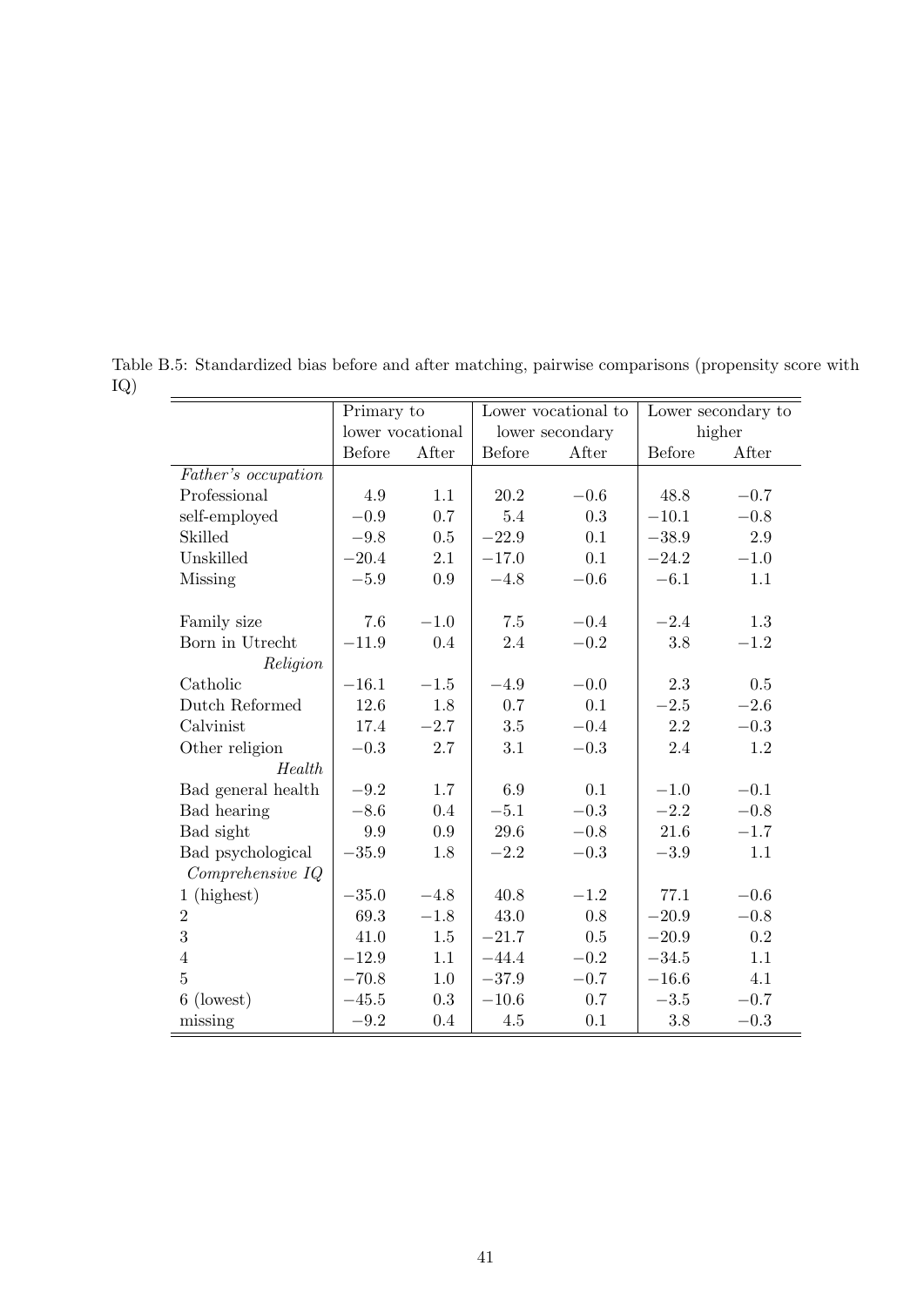Table B.5: Standardized bias before and after matching, pairwise comparisons (propensity score with IQ)

| | Primary to lower vocational | | Lower vocational to lower secondary | | Lower secondary to higher | |
|---|---|---|---|---|---|---|
| | Before | After | Before | After | Before | After |
| *Father's occupation* | | | | | | |
| Professional | 4.9 | 1.1 | 20.2 | −0.6 | 48.8 | −0.7 |
| self-employed | −0.9 | 0.7 | 5.4 | 0.3 | −10.1 | −0.8 |
| Skilled | −9.8 | 0.5 | −22.9 | 0.1 | −38.9 | 2.9 |
| Unskilled | −20.4 | 2.1 | −17.0 | 0.1 | −24.2 | −1.0 |
| Missing | −5.9 | 0.9 | −4.8 | −0.6 | −6.1 | 1.1 |
| Family size | 7.6 | −1.0 | 7.5 | −0.4 | −2.4 | 1.3 |
| Born in Utrecht | −11.9 | 0.4 | 2.4 | −0.2 | 3.8 | −1.2 |
| *Religion* | | | | | | |
| Catholic | −16.1 | −1.5 | −4.9 | −0.0 | 2.3 | 0.5 |
| Dutch Reformed | 12.6 | 1.8 | 0.7 | 0.1 | −2.5 | −2.6 |
| Calvinist | 17.4 | −2.7 | 3.5 | −0.4 | 2.2 | −0.3 |
| Other religion | −0.3 | 2.7 | 3.1 | −0.3 | 2.4 | 1.2 |
| *Health* | | | | | | |
| Bad general health | −9.2 | 1.7 | 6.9 | 0.1 | −1.0 | −0.1 |
| Bad hearing | −8.6 | 0.4 | −5.1 | −0.3 | −2.2 | −0.8 |
| Bad sight | 9.9 | 0.9 | 29.6 | −0.8 | 21.6 | −1.7 |
| Bad psychological | −35.9 | 1.8 | −2.2 | −0.3 | −3.9 | 1.1 |
| *Comprehensive IQ* | | | | | | |
| 1 (highest) | −35.0 | −4.8 | 40.8 | −1.2 | 77.1 | −0.6 |
| 2 | 69.3 | −1.8 | 43.0 | 0.8 | −20.9 | −0.8 |
| 3 | 41.0 | 1.5 | −21.7 | 0.5 | −20.9 | 0.2 |
| 4 | −12.9 | 1.1 | −44.4 | −0.2 | −34.5 | 1.1 |
| 5 | −70.8 | 1.0 | −37.9 | −0.7 | −16.6 | 4.1 |
| 6 (lowest) | −45.5 | 0.3 | −10.6 | 0.7 | −3.5 | −0.7 |
| missing | −9.2 | 0.4 | 4.5 | 0.1 | 3.8 | −0.3 |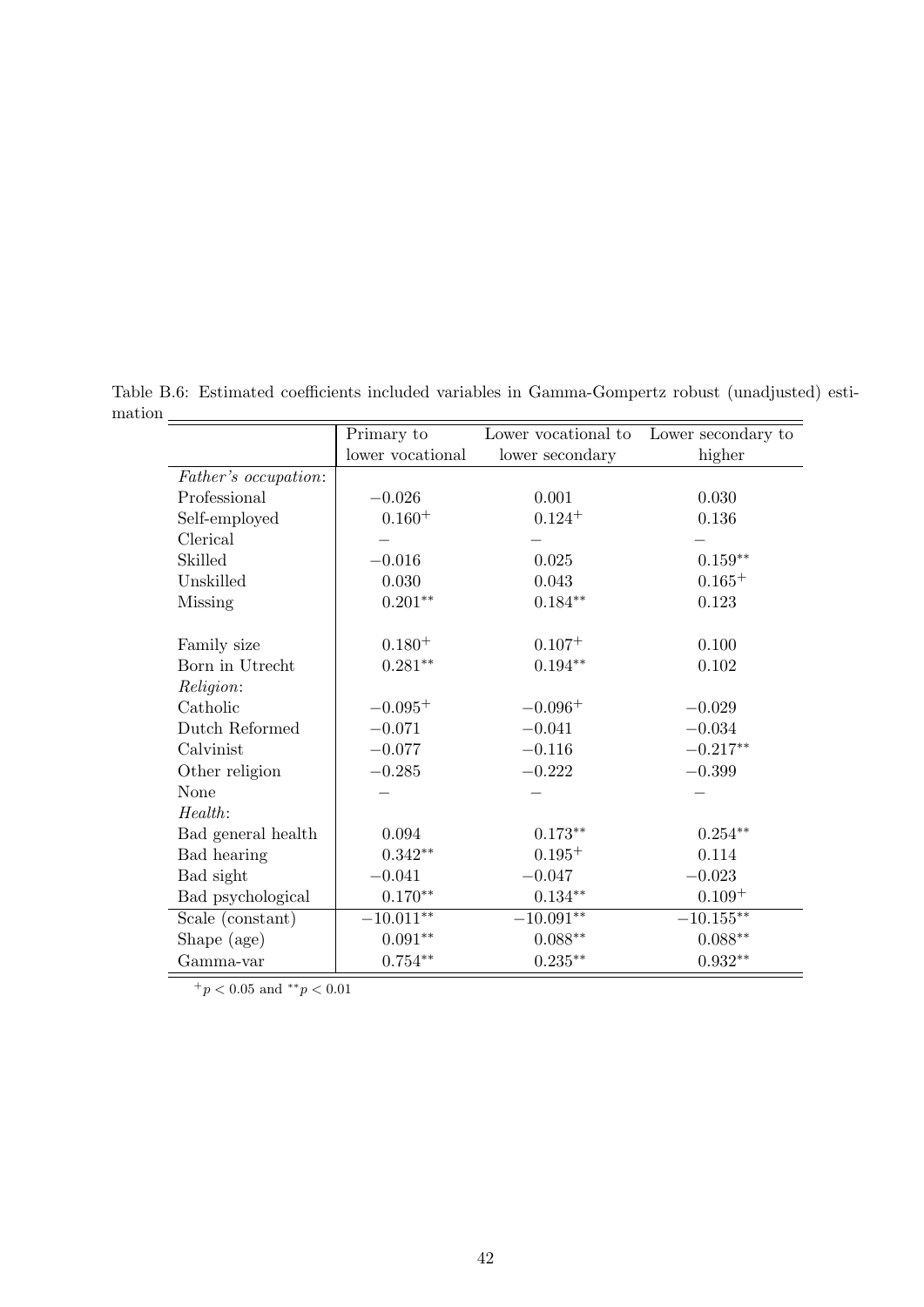Table B.6: Estimated coefficients included variables in Gamma-Gompertz robust (unadjusted) estimation

| | Primary to lower vocational | Lower vocational to lower secondary | Lower secondary to higher |
|---|---|---|---|
| *Father's occupation*: | | | |
| Professional | $-0.026$ | $0.001$ | $0.030$ |
| Self-employed | $0.160^{+}$ | $0.124^{+}$ | $0.136$ |
| Clerical | – | – | – |
| Skilled | $-0.016$ | $0.025$ | $0.159^{**}$ |
| Unskilled | $0.030$ | $0.043$ | $0.165^{+}$ |
| Missing | $0.201^{**}$ | $0.184^{**}$ | $0.123$ |
| Family size | $0.180^{+}$ | $0.107^{+}$ | $0.100$ |
| Born in Utrecht | $0.281^{**}$ | $0.194^{**}$ | $0.102$ |
| *Religion*: | | | |
| Catholic | $-0.095^{+}$ | $-0.096^{+}$ | $-0.029$ |
| Dutch Reformed | $-0.071$ | $-0.041$ | $-0.034$ |
| Calvinist | $-0.077$ | $-0.116$ | $-0.217^{**}$ |
| Other religion | $-0.285$ | $-0.222$ | $-0.399$ |
| None | – | – | – |
| *Health*: | | | |
| Bad general health | $0.094$ | $0.173^{**}$ | $0.254^{**}$ |
| Bad hearing | $0.342^{**}$ | $0.195^{+}$ | $0.114$ |
| Bad sight | $-0.041$ | $-0.047$ | $-0.023$ |
| Bad psychological | $0.170^{**}$ | $0.134^{**}$ | $0.109^{+}$ |
| Scale (constant) | $-10.011^{**}$ | $-10.091^{**}$ | $-10.155^{**}$ |
| Shape (age) | $0.091^{**}$ | $0.088^{**}$ | $0.088^{**}$ |
| Gamma-var | $0.754^{**}$ | $0.235^{**}$ | $0.932^{**}$ |

$^{+}p < 0.05$ and $^{**}p < 0.01$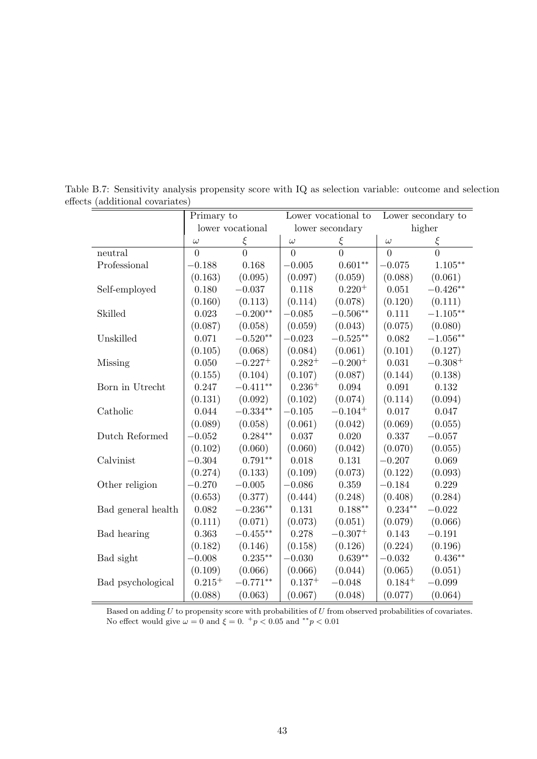Table B.7: Sensitivity analysis propensity score with IQ as selection variable: outcome and selection effects (additional covariates)

| | Primary to lower vocational | | Lower vocational to lower secondary | | Lower secondary to higher | |
|---|---|---|---|---|---|---|
| | $\omega$ | $\xi$ | $\omega$ | $\xi$ | $\omega$ | $\xi$ |
| neutral | 0 | 0 | 0 | 0 | 0 | 0 |
| Professional | $-0.188$ | $0.168$ | $-0.005$ | $0.601^{**}$ | $-0.075$ | $1.105^{**}$ |
| | (0.163) | (0.095) | (0.097) | (0.059) | (0.088) | (0.061) |
| Self-employed | $0.180$ | $-0.037$ | $0.118$ | $0.220^{+}$ | $0.051$ | $-0.426^{**}$ |
| | (0.160) | (0.113) | (0.114) | (0.078) | (0.120) | (0.111) |
| Skilled | $0.023$ | $-0.200^{**}$ | $-0.085$ | $-0.506^{**}$ | $0.111$ | $-1.105^{**}$ |
| | (0.087) | (0.058) | (0.059) | (0.043) | (0.075) | (0.080) |
| Unskilled | $0.071$ | $-0.520^{**}$ | $-0.023$ | $-0.525^{**}$ | $0.082$ | $-1.056^{**}$ |
| | (0.105) | (0.068) | (0.084) | (0.061) | (0.101) | (0.127) |
| Missing | $0.050$ | $-0.227^{+}$ | $0.282^{+}$ | $-0.200^{+}$ | $0.031$ | $-0.308^{+}$ |
| | (0.155) | (0.104) | (0.107) | (0.087) | (0.144) | (0.138) |
| Born in Utrecht | $0.247$ | $-0.411^{**}$ | $0.236^{+}$ | $0.094$ | $0.091$ | $0.132$ |
| | (0.131) | (0.092) | (0.102) | (0.074) | (0.114) | (0.094) |
| Catholic | $0.044$ | $-0.334^{**}$ | $-0.105$ | $-0.104^{+}$ | $0.017$ | $0.047$ |
| | (0.089) | (0.058) | (0.061) | (0.042) | (0.069) | (0.055) |
| Dutch Reformed | $-0.052$ | $0.284^{**}$ | $0.037$ | $0.020$ | $0.337$ | $-0.057$ |
| | (0.102) | (0.060) | (0.060) | (0.042) | (0.070) | (0.055) |
| Calvinist | $-0.304$ | $0.791^{**}$ | $0.018$ | $0.131$ | $-0.207$ | $0.069$ |
| | (0.274) | (0.133) | (0.109) | (0.073) | (0.122) | (0.093) |
| Other religion | $-0.270$ | $-0.005$ | $-0.086$ | $0.359$ | $-0.184$ | $0.229$ |
| | (0.653) | (0.377) | (0.444) | (0.248) | (0.408) | (0.284) |
| Bad general health | $0.082$ | $-0.236^{**}$ | $0.131$ | $0.188^{**}$ | $0.234^{**}$ | $-0.022$ |
| | (0.111) | (0.071) | (0.073) | (0.051) | (0.079) | (0.066) |
| Bad hearing | $0.363$ | $-0.455^{**}$ | $0.278$ | $-0.307^{+}$ | $0.143$ | $-0.191$ |
| | (0.182) | (0.146) | (0.158) | (0.126) | (0.224) | (0.196) |
| Bad sight | $-0.008$ | $0.235^{**}$ | $-0.030$ | $0.639^{**}$ | $-0.032$ | $0.436^{**}$ |
| | (0.109) | (0.066) | (0.066) | (0.044) | (0.065) | (0.051) |
| Bad psychological | $0.215^{+}$ | $-0.771^{**}$ | $0.137^{+}$ | $-0.048$ | $0.184^{+}$ | $-0.099$ |
| | (0.088) | (0.063) | (0.067) | (0.048) | (0.077) | (0.064) |

Based on adding $U$ to propensity score with probabilities of $U$ from observed probabilities of covariates. No effect would give $\omega = 0$ and $\xi = 0$. $^{+}p < 0.05$ and $^{**}p < 0.01$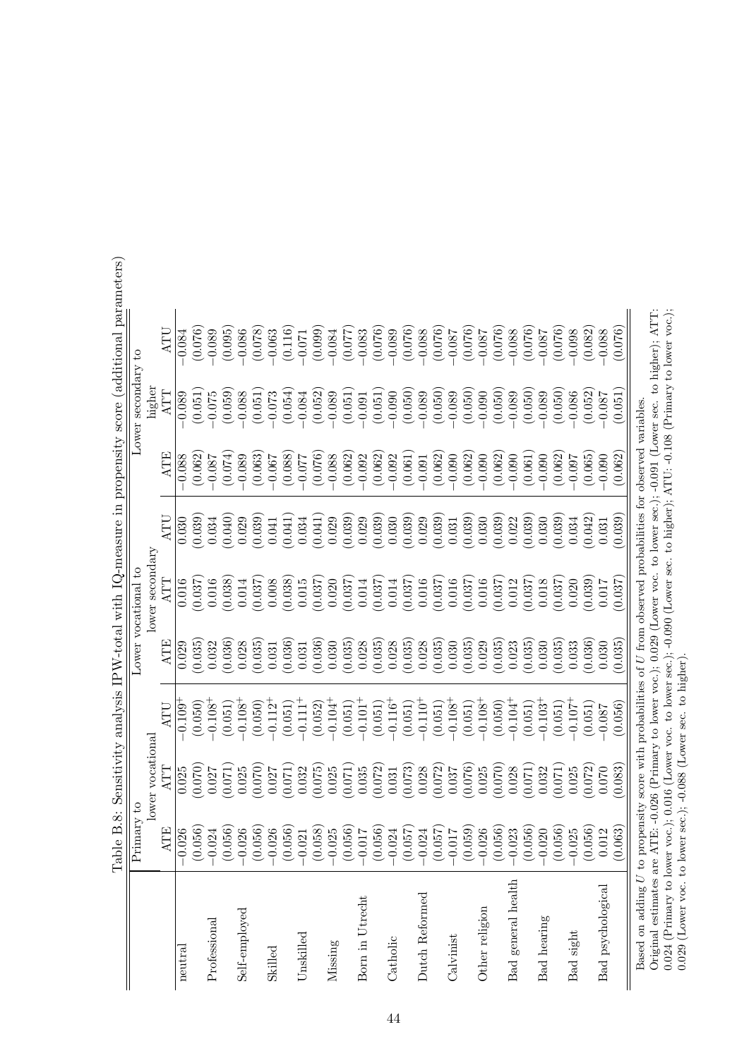Table B.8: Sensitivity analysis IPW-total with IQ-measure in propensity score (additional parameters)

| | Primary to lower vocational | | | Lower vocational to lower secondary | | | Lower secondary to higher | | |
|---|---|---|---|---|---|---|---|---|---|
| | ATE | ATT | ATU | ATE | ATT | ATU | ATE | ATT | ATU |
| neutral | −0.026 | 0.025 | −0.109$^{+}$ | 0.029 | 0.016 | 0.030 | −0.088 | −0.089 | −0.084 |
| | (0.056) | (0.070) | (0.050) | (0.035) | (0.037) | (0.039) | (0.062) | (0.051) | (0.076) |
| Professional | −0.024 | 0.027 | −0.108$^{+}$ | 0.032 | 0.016 | 0.034 | −0.087 | −0.075 | −0.089 |
| | (0.056) | (0.071) | (0.051) | (0.036) | (0.038) | (0.040) | (0.074) | (0.059) | (0.095) |
| Self-employed | −0.026 | 0.025 | −0.108$^{+}$ | 0.028 | 0.014 | 0.029 | −0.089 | −0.088 | −0.086 |
| | (0.056) | (0.070) | (0.050) | (0.035) | (0.037) | (0.039) | (0.063) | (0.051) | (0.078) |
| Skilled | −0.026 | 0.027 | −0.112$^{+}$ | 0.031 | 0.008 | 0.041 | −0.067 | −0.073 | −0.063 |
| | (0.056) | (0.071) | (0.051) | (0.036) | (0.038) | (0.041) | (0.088) | (0.054) | (0.116) |
| Unskilled | −0.021 | 0.032 | −0.111$^{+}$ | 0.031 | 0.015 | 0.034 | −0.077 | −0.084 | −0.071 |
| | (0.058) | (0.075) | (0.052) | (0.036) | (0.037) | (0.041) | (0.076) | (0.052) | (0.099) |
| Missing | −0.025 | 0.025 | −0.104$^{+}$ | 0.030 | 0.020 | 0.029 | −0.088 | −0.089 | −0.084 |
| | (0.056) | (0.071) | (0.051) | (0.035) | (0.037) | (0.039) | (0.062) | (0.051) | (0.077) |
| Born in Utrecht | −0.017 | 0.035 | −0.101$^{+}$ | 0.028 | 0.014 | 0.029 | −0.092 | −0.091 | −0.083 |
| | (0.056) | (0.072) | (0.051) | (0.035) | (0.037) | (0.039) | (0.062) | (0.051) | (0.076) |
| Catholic | −0.024 | 0.031 | −0.116$^{+}$ | 0.028 | 0.014 | 0.030 | −0.092 | −0.090 | −0.089 |
| | (0.057) | (0.073) | (0.051) | (0.035) | (0.037) | (0.039) | (0.061) | (0.050) | (0.076) |
| Dutch Reformed | −0.024 | 0.028 | −0.110$^{+}$ | 0.028 | 0.016 | 0.029 | −0.091 | −0.089 | −0.088 |
| | (0.057) | (0.072) | (0.051) | (0.035) | (0.037) | (0.039) | (0.062) | (0.050) | (0.076) |
| Calvinist | −0.017 | 0.037 | −0.108$^{+}$ | 0.030 | 0.016 | 0.031 | −0.090 | −0.089 | −0.087 |
| | (0.059) | (0.076) | (0.051) | (0.035) | (0.037) | (0.039) | (0.062) | (0.050) | (0.076) |
| Other religion | −0.026 | 0.025 | −0.108$^{+}$ | 0.029 | 0.016 | 0.030 | −0.090 | −0.090 | −0.087 |
| | (0.056) | (0.070) | (0.050) | (0.035) | (0.037) | (0.039) | (0.062) | (0.050) | (0.076) |
| Bad general health | −0.023 | 0.028 | −0.104$^{+}$ | 0.023 | 0.012 | 0.022 | −0.090 | −0.089 | −0.088 |
| | (0.056) | (0.071) | (0.051) | (0.035) | (0.037) | (0.039) | (0.061) | (0.050) | (0.076) |
| Bad hearing | −0.020 | 0.032 | −0.103$^{+}$ | 0.030 | 0.018 | 0.030 | −0.090 | −0.089 | −0.087 |
| | (0.056) | (0.071) | (0.051) | (0.035) | (0.037) | (0.039) | (0.062) | (0.050) | (0.076) |
| Bad sight | −0.025 | 0.025 | −0.107$^{+}$ | 0.033 | 0.020 | 0.034 | −0.097 | −0.086 | −0.098 |
| | (0.056) | (0.072) | (0.051) | (0.036) | (0.039) | (0.042) | (0.065) | (0.052) | (0.082) |
| Bad psychological | 0.012 | 0.070 | −0.087 | 0.030 | 0.017 | 0.031 | −0.090 | −0.087 | −0.088 |
| | (0.063) | (0.083) | (0.056) | (0.035) | (0.037) | (0.039) | (0.062) | (0.051) | (0.076) |

Based on adding $U$ to propensity score with probabilities of $U$ from observed probabilities for observed variables.
Original estimates are ATE: -0.026 (Primary to lower voc.); 0.029 (Lower voc. to lower sec.); -0.091 (Lower sec. to higher); ATT: 0.024 (Primary to lower voc.); 0.016 (Lower voc. to lower sec.); -0.090 (Lower sec. to higher); ATU: -0.108 (Primary to lower voc.); 0.029 (Lower voc. to lower sec.); -0.088 (Lower sec. to higher).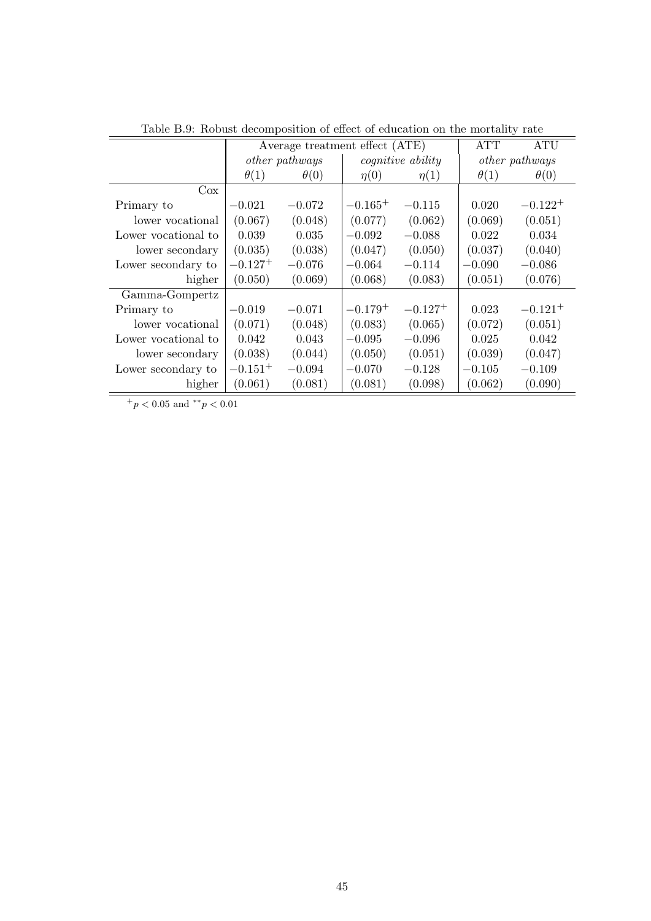Table B.9: Robust decomposition of effect of education on the mortality rate

| | Average treatment effect (ATE) | | | | ATT | ATU |
|---|---|---|---|---|---|---|
| | *other pathways* | | *cognitive ability* | | *other pathways* | |
| | $\theta(1)$ | $\theta(0)$ | $\eta(0)$ | $\eta(1)$ | $\theta(1)$ | $\theta(0)$ |
| Cox | | | | | | |
| Primary to | $-0.021$ | $-0.072$ | $-0.165^{+}$ | $-0.115$ | $0.020$ | $-0.122^{+}$ |
| lower vocational | (0.067) | (0.048) | (0.077) | (0.062) | (0.069) | (0.051) |
| Lower vocational to | $0.039$ | $0.035$ | $-0.092$ | $-0.088$ | $0.022$ | $0.034$ |
| lower secondary | (0.035) | (0.038) | (0.047) | (0.050) | (0.037) | (0.040) |
| Lower secondary to | $-0.127^{+}$ | $-0.076$ | $-0.064$ | $-0.114$ | $-0.090$ | $-0.086$ |
| higher | (0.050) | (0.069) | (0.068) | (0.083) | (0.051) | (0.076) |
| Gamma-Gompertz | | | | | | |
| Primary to | $-0.019$ | $-0.071$ | $-0.179^{+}$ | $-0.127^{+}$ | $0.023$ | $-0.121^{+}$ |
| lower vocational | (0.071) | (0.048) | (0.083) | (0.065) | (0.072) | (0.051) |
| Lower vocational to | $0.042$ | $0.043$ | $-0.095$ | $-0.096$ | $0.025$ | $0.042$ |
| lower secondary | (0.038) | (0.044) | (0.050) | (0.051) | (0.039) | (0.047) |
| Lower secondary to | $-0.151^{+}$ | $-0.094$ | $-0.070$ | $-0.128$ | $-0.105$ | $-0.109$ |
| higher | (0.061) | (0.081) | (0.081) | (0.098) | (0.062) | (0.090) |

$^{+}p < 0.05$ and $^{**}p < 0.01$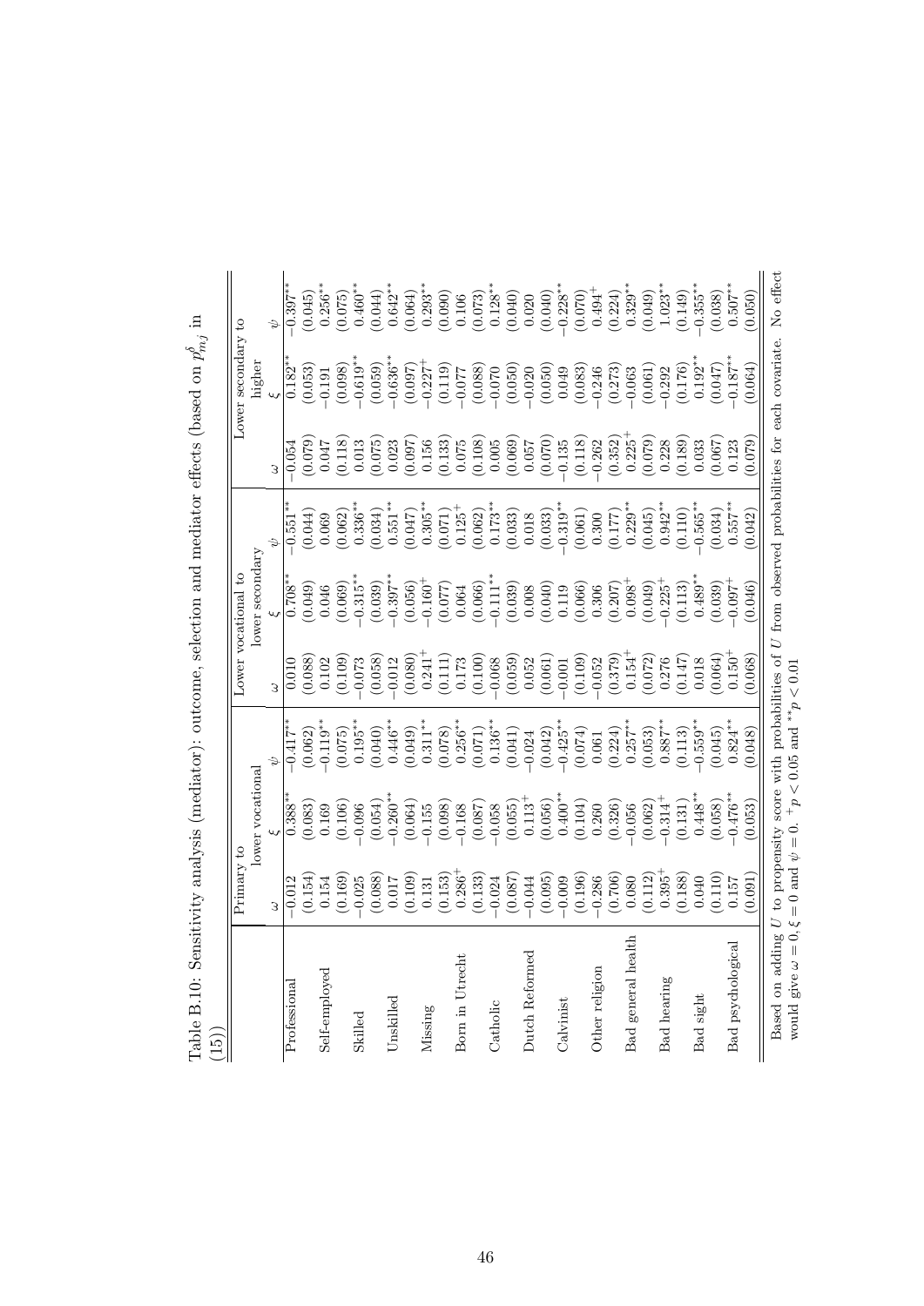Table B.10: Sensitivity analysis (mediator): outcome, selection and mediator effects (based on $\hat{p}^{\delta}_{mj}$ in (15))

| | Primary to lower vocational | | | Lower vocational to lower secondary | | | Lower secondary to higher | | |
|---|---|---|---|---|---|---|---|---|---|
| | $\omega$ | $\xi$ | $\psi$ | $\omega$ | $\xi$ | $\psi$ | $\omega$ | $\xi$ | $\psi$ |
| Professional | −0.012 | 0.388** | −0.417** | 0.010 | 0.708** | −0.551** | −0.054 | 0.182** | −0.397** |
| | (0.154) | (0.083) | (0.062) | (0.088) | (0.049) | (0.044) | (0.079) | (0.053) | (0.045) |
| Self-employed | 0.154 | 0.169 | −0.119** | 0.102 | 0.046 | 0.069 | 0.047 | −0.191 | 0.256** |
| | (0.169) | (0.106) | (0.075) | (0.109) | (0.069) | (0.062) | (0.118) | (0.098) | (0.075) |
| Skilled | −0.025 | −0.096 | 0.195** | −0.073 | −0.315** | 0.336** | 0.013 | −0.619** | 0.460** |
| | (0.088) | (0.054) | (0.040) | (0.058) | (0.039) | (0.034) | (0.075) | (0.059) | (0.044) |
| Unskilled | 0.017 | −0.260** | 0.446** | −0.012 | −0.397** | 0.551** | 0.023 | −0.636** | 0.642** |
| | (0.109) | (0.064) | (0.049) | (0.080) | (0.056) | (0.047) | (0.097) | (0.097) | (0.064) |
| Missing | 0.131 | −0.155 | 0.311** | 0.241+ | −0.160+ | 0.305** | 0.156 | −0.227+ | 0.293** |
| | (0.153) | (0.098) | (0.078) | (0.111) | (0.077) | (0.071) | (0.133) | (0.119) | (0.090) |
| Born in Utrecht | 0.286+ | −0.168 | 0.256** | 0.173 | 0.064 | 0.125+ | 0.075 | −0.077 | 0.106 |
| | (0.133) | (0.087) | (0.071) | (0.100) | (0.066) | (0.062) | (0.108) | (0.088) | (0.073) |
| Catholic | −0.024 | −0.058 | 0.136** | −0.068 | −0.111** | 0.173** | 0.005 | −0.070 | 0.128** |
| | (0.087) | (0.055) | (0.041) | (0.059) | (0.039) | (0.033) | (0.069) | (0.050) | (0.040) |
| Dutch Reformed | −0.044 | 0.113+ | −0.024 | 0.052 | 0.008 | 0.018 | 0.057 | −0.020 | 0.020 |
| | (0.095) | (0.056) | (0.042) | (0.061) | (0.040) | (0.033) | (0.070) | (0.050) | (0.040) |
| Calvinist | −0.009 | 0.400** | −0.425** | −0.001 | 0.119 | −0.319** | −0.135 | 0.049 | −0.228** |
| | (0.196) | (0.104) | (0.074) | (0.109) | (0.066) | (0.061) | (0.118) | (0.083) | (0.070) |
| Other religion | −0.286 | 0.260 | 0.061 | −0.052 | 0.306 | 0.300 | −0.262 | −0.246 | 0.494+ |
| | (0.706) | (0.326) | (0.224) | (0.379) | (0.207) | (0.177) | (0.352) | (0.273) | (0.224) |
| Bad general health | 0.080 | −0.056 | 0.257** | 0.154+ | 0.098+ | 0.229** | 0.225+ | −0.063 | 0.329** |
| | (0.112) | (0.062) | (0.053) | (0.072) | (0.049) | (0.045) | (0.079) | (0.061) | (0.049) |
| Bad hearing | 0.395+ | −0.314+ | 0.887** | 0.276 | −0.225+ | 0.942** | 0.228 | −0.292 | 1.023** |
| | (0.188) | (0.131) | (0.113) | (0.147) | (0.113) | (0.110) | (0.189) | (0.176) | (0.149) |
| Bad sight | 0.040 | 0.448** | −0.559** | 0.018 | 0.489** | −0.565** | 0.033 | 0.192** | −0.355** |
| | (0.110) | (0.058) | (0.045) | (0.064) | (0.039) | (0.034) | (0.067) | (0.047) | (0.038) |
| Bad psychological | 0.157 | −0.476** | 0.824** | 0.150+ | −0.097+ | 0.557** | 0.123 | −0.187** | 0.507** |
| | (0.091) | (0.053) | (0.048) | (0.068) | (0.046) | (0.042) | (0.079) | (0.064) | (0.050) |

Based on adding $U$ to propensity score with probabilities of $U$ from observed probabilities for each covariate. No effect would give $\omega = 0, \xi = 0$ and $\psi = 0$. $^{+}p < 0.05$ and $^{**}p < 0.01$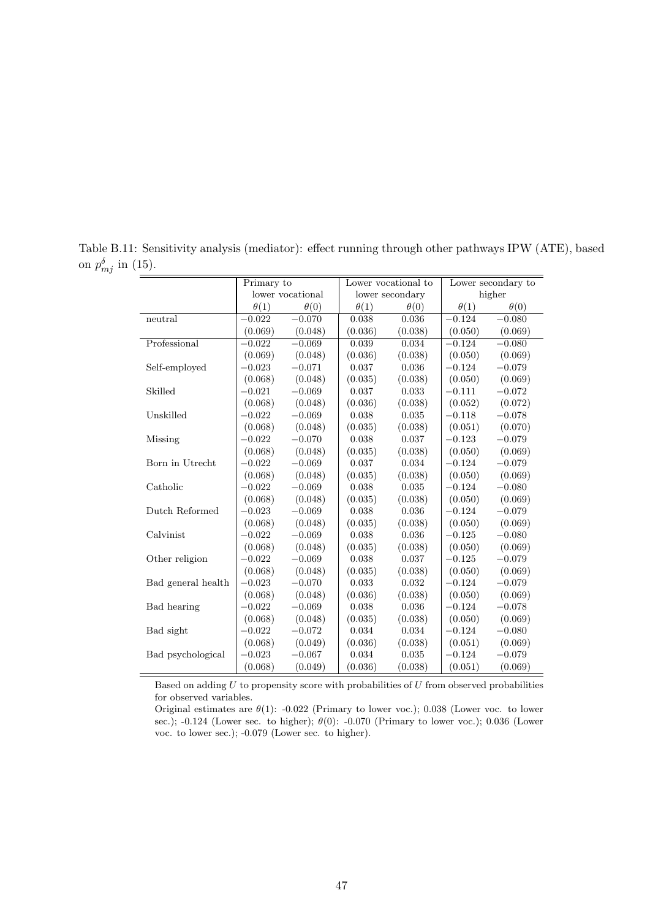Table B.11: Sensitivity analysis (mediator): effect running through other pathways IPW (ATE), based on $p^{\delta}_{mj}$ in (15).

| | Primary to lower vocational | | Lower vocational to lower secondary | | Lower secondary to higher | |
|---|---|---|---|---|---|---|
| | $\theta(1)$ | $\theta(0)$ | $\theta(1)$ | $\theta(0)$ | $\theta(1)$ | $\theta(0)$ |
| neutral | −0.022 | −0.070 | 0.038 | 0.036 | −0.124 | −0.080 |
| | (0.069) | (0.048) | (0.036) | (0.038) | (0.050) | (0.069) |
| Professional | −0.022 | −0.069 | 0.039 | 0.034 | −0.124 | −0.080 |
| | (0.069) | (0.048) | (0.036) | (0.038) | (0.050) | (0.069) |
| Self-employed | −0.023 | −0.071 | 0.037 | 0.036 | −0.124 | −0.079 |
| | (0.068) | (0.048) | (0.035) | (0.038) | (0.050) | (0.069) |
| Skilled | −0.021 | −0.069 | 0.037 | 0.033 | −0.111 | −0.072 |
| | (0.068) | (0.048) | (0.036) | (0.038) | (0.052) | (0.072) |
| Unskilled | −0.022 | −0.069 | 0.038 | 0.035 | −0.118 | −0.078 |
| | (0.068) | (0.048) | (0.035) | (0.038) | (0.051) | (0.070) |
| Missing | −0.022 | −0.070 | 0.038 | 0.037 | −0.123 | −0.079 |
| | (0.068) | (0.048) | (0.035) | (0.038) | (0.050) | (0.069) |
| Born in Utrecht | −0.022 | −0.069 | 0.037 | 0.034 | −0.124 | −0.079 |
| | (0.068) | (0.048) | (0.035) | (0.038) | (0.050) | (0.069) |
| Catholic | −0.022 | −0.069 | 0.038 | 0.035 | −0.124 | −0.080 |
| | (0.068) | (0.048) | (0.035) | (0.038) | (0.050) | (0.069) |
| Dutch Reformed | −0.023 | −0.069 | 0.038 | 0.036 | −0.124 | −0.079 |
| | (0.068) | (0.048) | (0.035) | (0.038) | (0.050) | (0.069) |
| Calvinist | −0.022 | −0.069 | 0.038 | 0.036 | −0.125 | −0.080 |
| | (0.068) | (0.048) | (0.035) | (0.038) | (0.050) | (0.069) |
| Other religion | −0.022 | −0.069 | 0.038 | 0.037 | −0.125 | −0.079 |
| | (0.068) | (0.048) | (0.035) | (0.038) | (0.050) | (0.069) |
| Bad general health | −0.023 | −0.070 | 0.033 | 0.032 | −0.124 | −0.079 |
| | (0.068) | (0.048) | (0.036) | (0.038) | (0.050) | (0.069) |
| Bad hearing | −0.022 | −0.069 | 0.038 | 0.036 | −0.124 | −0.078 |
| | (0.068) | (0.048) | (0.035) | (0.038) | (0.050) | (0.069) |
| Bad sight | −0.022 | −0.072 | 0.034 | 0.034 | −0.124 | −0.080 |
| | (0.068) | (0.049) | (0.036) | (0.038) | (0.051) | (0.069) |
| Bad psychological | −0.023 | −0.067 | 0.034 | 0.035 | −0.124 | −0.079 |
| | (0.068) | (0.049) | (0.036) | (0.038) | (0.051) | (0.069) |

Based on adding $U$ to propensity score with probabilities of $U$ from observed probabilities for observed variables.

Original estimates are $\theta(1)$: -0.022 (Primary to lower voc.); 0.038 (Lower voc. to lower sec.); -0.124 (Lower sec. to higher); $\theta(0)$: -0.070 (Primary to lower voc.); 0.036 (Lower voc. to lower sec.); -0.079 (Lower sec. to higher).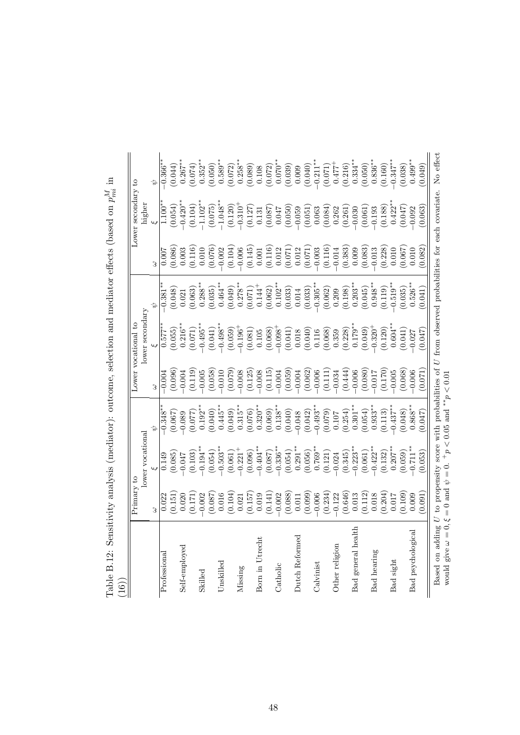Table B.12: Sensitivity analysis (mediator): outcome, selection and mediator effects (based on $p^M_{mi}$ in (16))

| | Primary to lower vocational | | | Lower vocational to lower secondary | | | Lower secondary to higher | | |
|---|---|---|---|---|---|---|---|---|---|
| | $\omega$ | $\xi$ | $\psi$ | $\omega$ | $\xi$ | $\psi$ | $\omega$ | $\xi$ | $\psi$ |
| Professional | 0.022 | 0.149 | $-0.348^{**}$ | $-0.004$ | $0.577^{**}$ | $-0.381^{**}$ | 0.007 | $1.100^{**}$ | $-0.366^{**}$ |
| | (0.151) | (0.085) | (0.067) | (0.096) | (0.055) | (0.048) | (0.086) | (0.054) | (0.044) |
| Self-employed | 0.020 | $-0.047$ | $-0.089$ | $-0.004$ | $0.216^{**}$ | 0.021 | 0.003 | $-0.420^{**}$ | $0.267^{**}$ |
| | (0.171) | (0.103) | (0.077) | (0.119) | (0.071) | (0.063) | (0.116) | (0.104) | (0.074) |
| Skilled | $-0.002$ | $-0.194^{**}$ | $0.192^{**}$ | $-0.005$ | $-0.495^{**}$ | $0.288^{**}$ | 0.010 | $-1.102^{**}$ | $0.352^{**}$ |
| | (0.087) | (0.054) | (0.040) | (0.058) | (0.041) | (0.035) | (0.076) | (0.075) | (0.050) |
| Unskilled | 0.016 | $-0.503^{**}$ | $0.445^{**}$ | $-0.010$ | $-0.498^{**}$ | $0.464^{**}$ | $-0.002$ | $-1.048^{**}$ | $0.589^{**}$ |
| | (0.104) | (0.061) | (0.049) | (0.079) | (0.059) | (0.049) | (0.104) | (0.120) | (0.072) |
| Missing | 0.021 | $-0.221^{+}$ | $0.315^{**}$ | $-0.008$ | $-0.196^{+}$ | $0.278^{**}$ | $-0.006$ | $-0.310^{+}$ | $0.258^{**}$ |
| | (0.157) | (0.096) | (0.076) | (0.125) | (0.081) | (0.071) | (0.145) | (0.127) | (0.089) |
| Born in Utrecht | 0.019 | $-0.404^{**}$ | $0.320^{**}$ | $-0.008$ | 0.105 | $0.144^{+}$ | 0.001 | 0.131 | 0.108 |
| | (0.141) | (0.087) | (0.069) | (0.115) | (0.068) | (0.062) | (0.116) | (0.087) | (0.072) |
| Catholic | $-0.002$ | $-0.336^{**}$ | $0.138^{**}$ | $-0.004$ | $-0.098^{+}$ | $0.102^{**}$ | 0.012 | 0.047 | $0.070^{**}$ |
| | (0.088) | (0.054) | (0.040) | (0.059) | (0.041) | (0.033) | (0.071) | (0.050) | (0.039) |
| Dutch Reformed | 0.011 | $0.291^{**}$ | $-0.048$ | $-0.004$ | 0.018 | 0.014 | 0.012 | $-0.059$ | 0.009 |
| | (0.099) | (0.056) | (0.042) | (0.062) | (0.040) | (0.033) | (0.071) | (0.051) | (0.040) |
| Calvinist | $-0.006$ | $0.769^{**}$ | $-0.493^{**}$ | $-0.006$ | 0.116 | $-0.305^{**}$ | $-0.003$ | 0.063 | $-0.211^{**}$ |
| | (0.234) | (0.121) | (0.079) | (0.111) | (0.068) | (0.062) | (0.116) | (0.084) | (0.071) |
| Other religion | $-0.122$ | $-0.024$ | 0.107 | $-0.034$ | 0.359 | 0.209 | $-0.014$ | 0.262 | $0.477^{+}$ |
| | (0.646) | (0.345) | (0.254) | (0.444) | (0.228) | (0.198) | (0.383) | (0.261) | (0.216) |
| Bad general health | 0.013 | $-0.223^{**}$ | $0.301^{**}$ | $-0.006$ | $0.179^{**}$ | $0.203^{**}$ | 0.009 | $-0.030$ | $0.334^{**}$ |
| | (0.112) | (0.061) | (0.054) | (0.080) | (0.049) | (0.045) | (0.083) | (0.061) | (0.050) |
| Bad hearing | 0.018 | $-0.422^{**}$ | $0.933^{**}$ | $-0.017$ | $-0.320^{+}$ | $0.948^{**}$ | $-0.013$ | $-0.193$ | $0.836^{**}$ |
| | (0.204) | (0.132) | (0.113) | (0.170) | (0.120) | (0.119) | (0.228) | (0.188) | (0.160) |
| Bad sight | 0.017 | $0.207^{**}$ | $-0.437^{**}$ | $-0.005$ | $0.604^{**}$ | $-0.519^{**}$ | 0.010 | $0.422^{**}$ | $-0.347^{**}$ |
| | (0.109) | (0.059) | (0.048) | (0.068) | (0.041) | (0.035) | (0.067) | (0.047) | (0.038) |
| Bad psychological | 0.009 | $-0.711^{**}$ | $0.868^{**}$ | $-0.006$ | $-0.027$ | $0.526^{**}$ | 0.010 | $-0.092$ | $0.499^{**}$ |
| | (0.091) | (0.053) | (0.047) | (0.071) | (0.047) | (0.041) | (0.082) | (0.063) | (0.049) |

Based on adding $U$ to propensity score with probabilities of $U$ from observed probabilities for each covariate. No effect would give $\omega = 0, \xi = 0$ and $\psi = 0$. $^{+}p < 0.05$ and $^{**}p < 0.01$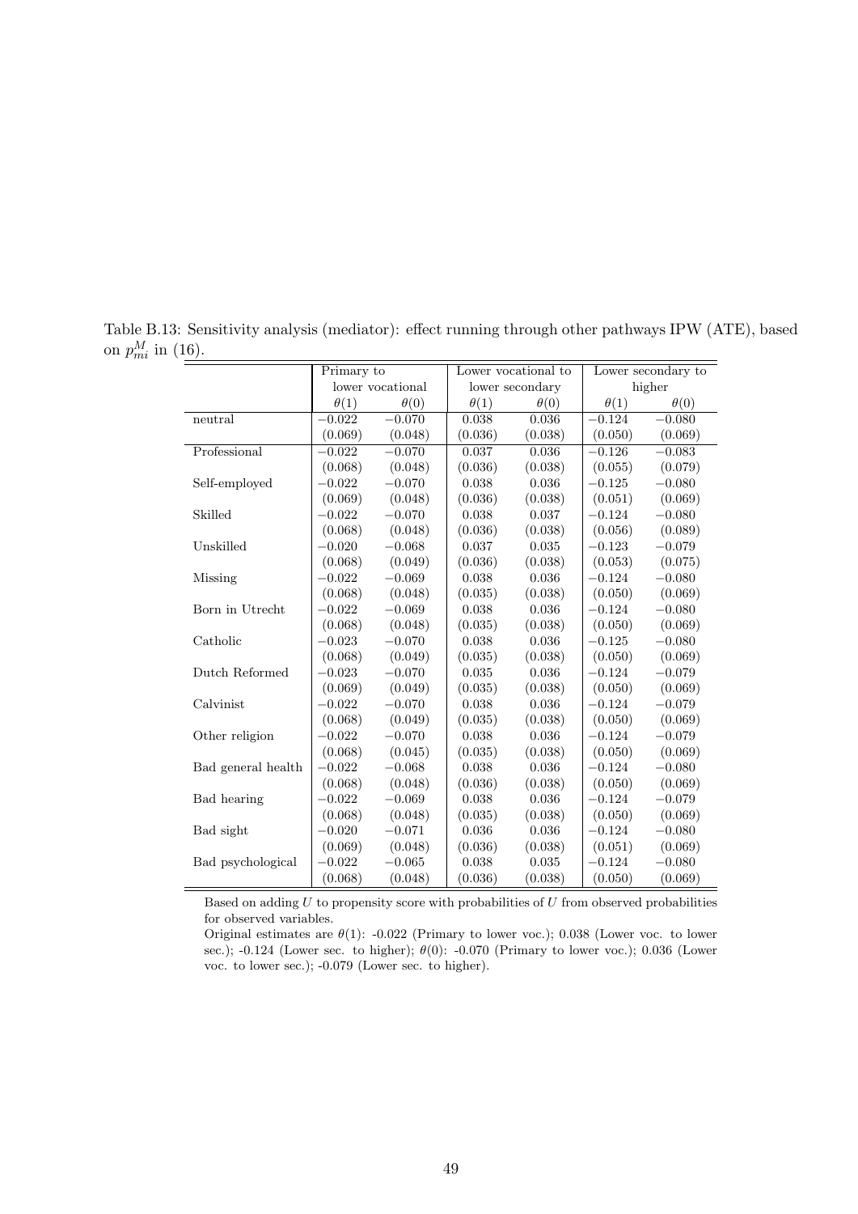Table B.13: Sensitivity analysis (mediator): effect running through other pathways IPW (ATE), based on $p^M_{mi}$ in (16).

| | Primary to lower vocational | | Lower vocational to lower secondary | | Lower secondary to higher | |
|---|---|---|---|---|---|---|
| | $\theta(1)$ | $\theta(0)$ | $\theta(1)$ | $\theta(0)$ | $\theta(1)$ | $\theta(0)$ |
| neutral | $-0.022$ | $-0.070$ | 0.038 | 0.036 | $-0.124$ | $-0.080$ |
| | (0.069) | (0.048) | (0.036) | (0.038) | (0.050) | (0.069) |
| Professional | $-0.022$ | $-0.070$ | 0.037 | 0.036 | $-0.126$ | $-0.083$ |
| | (0.068) | (0.048) | (0.036) | (0.038) | (0.055) | (0.079) |
| Self-employed | $-0.022$ | $-0.070$ | 0.038 | 0.036 | $-0.125$ | $-0.080$ |
| | (0.069) | (0.048) | (0.036) | (0.038) | (0.051) | (0.069) |
| Skilled | $-0.022$ | $-0.070$ | 0.038 | 0.037 | $-0.124$ | $-0.080$ |
| | (0.068) | (0.048) | (0.036) | (0.038) | (0.056) | (0.089) |
| Unskilled | $-0.020$ | $-0.068$ | 0.037 | 0.035 | $-0.123$ | $-0.079$ |
| | (0.068) | (0.049) | (0.036) | (0.038) | (0.053) | (0.075) |
| Missing | $-0.022$ | $-0.069$ | 0.038 | 0.036 | $-0.124$ | $-0.080$ |
| | (0.068) | (0.048) | (0.035) | (0.038) | (0.050) | (0.069) |
| Born in Utrecht | $-0.022$ | $-0.069$ | 0.038 | 0.036 | $-0.124$ | $-0.080$ |
| | (0.068) | (0.048) | (0.035) | (0.038) | (0.050) | (0.069) |
| Catholic | $-0.023$ | $-0.070$ | 0.038 | 0.036 | $-0.125$ | $-0.080$ |
| | (0.068) | (0.049) | (0.035) | (0.038) | (0.050) | (0.069) |
| Dutch Reformed | $-0.023$ | $-0.070$ | 0.035 | 0.036 | $-0.124$ | $-0.079$ |
| | (0.069) | (0.049) | (0.035) | (0.038) | (0.050) | (0.069) |
| Calvinist | $-0.022$ | $-0.070$ | 0.038 | 0.036 | $-0.124$ | $-0.079$ |
| | (0.068) | (0.049) | (0.035) | (0.038) | (0.050) | (0.069) |
| Other religion | $-0.022$ | $-0.070$ | 0.038 | 0.036 | $-0.124$ | $-0.079$ |
| | (0.068) | (0.045) | (0.035) | (0.038) | (0.050) | (0.069) |
| Bad general health | $-0.022$ | $-0.068$ | 0.038 | 0.036 | $-0.124$ | $-0.080$ |
| | (0.068) | (0.048) | (0.036) | (0.038) | (0.050) | (0.069) |
| Bad hearing | $-0.022$ | $-0.069$ | 0.038 | 0.036 | $-0.124$ | $-0.079$ |
| | (0.068) | (0.048) | (0.035) | (0.038) | (0.050) | (0.069) |
| Bad sight | $-0.020$ | $-0.071$ | 0.036 | 0.036 | $-0.124$ | $-0.080$ |
| | (0.069) | (0.048) | (0.036) | (0.038) | (0.051) | (0.069) |
| Bad psychological | $-0.022$ | $-0.065$ | 0.038 | 0.035 | $-0.124$ | $-0.080$ |
| | (0.068) | (0.048) | (0.036) | (0.038) | (0.050) | (0.069) |

Based on adding $U$ to propensity score with probabilities of $U$ from observed probabilities for observed variables.

Original estimates are $\theta(1)$: -0.022 (Primary to lower voc.); 0.038 (Lower voc. to lower sec.); -0.124 (Lower sec. to higher); $\theta(0)$: -0.070 (Primary to lower voc.); 0.036 (Lower voc. to lower sec.); -0.079 (Lower sec. to higher).